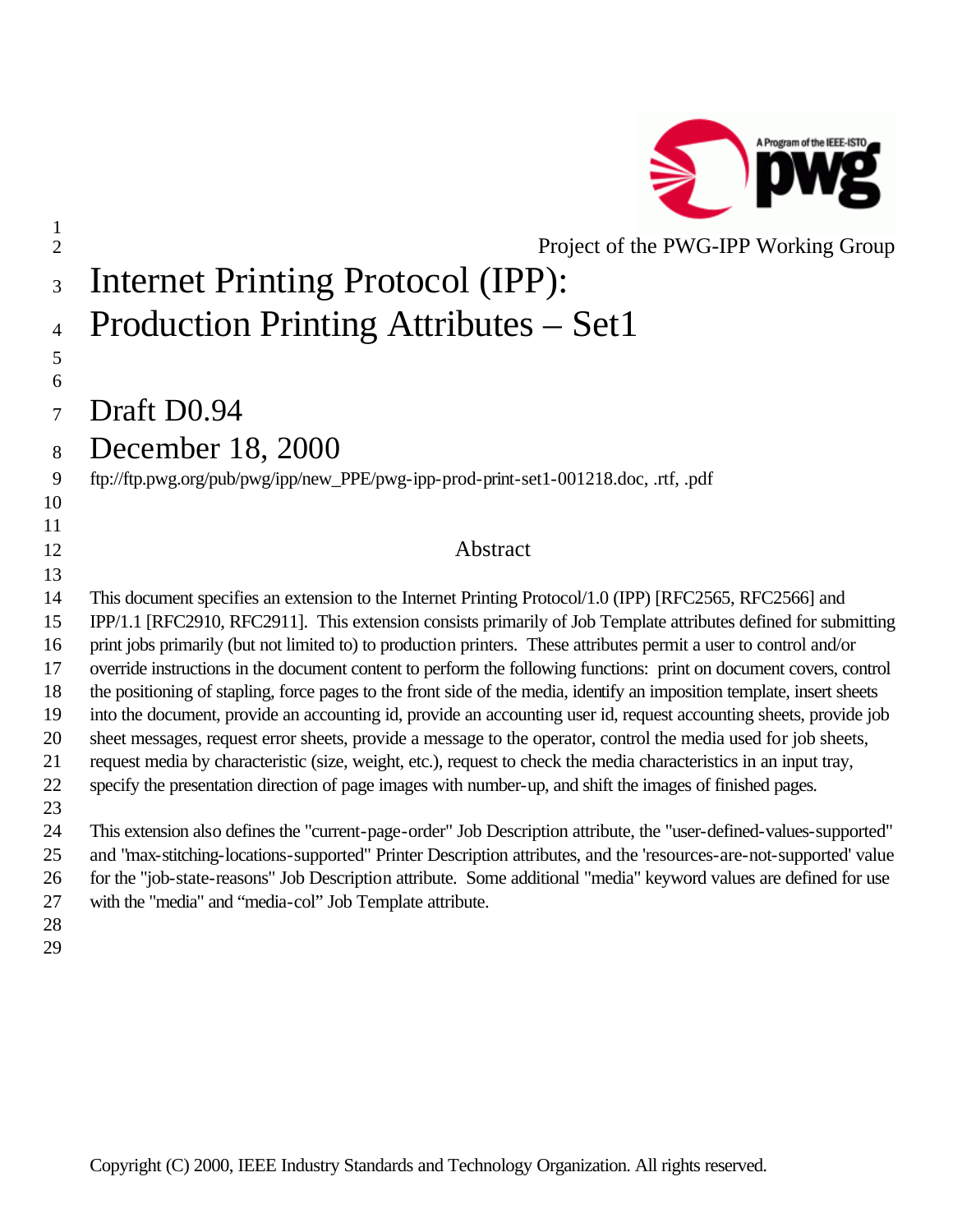Project of the PWG-IPP Working Group

# Internet Printing Protocol (IPP): Production Printing Attributes – Set1

## Draft D0.94

## December 18, 2000

ftp://ftp.pwg.org/pub/pwg/ipp/new_PPE/pwg-ipp-prod-print-set1-001218.doc, .rtf, .pdf

### Abstract

This document specifies an extension to the Internet Printing Protocol/1.0 (IPP) [RFC2565, RFC2566] and IPP/1.1 [RFC2910, RFC2911]. This extension consists primarily of Job Template attributes defined for submitting print jobs primarily (but not limited to) to production printers. These attributes permit a user to control and/or override instructions in the document content to perform the following functions: print on document covers, control the positioning of stapling, force pages to the front side of the media, identify an imposition template, insert sheets into the document, provide an accounting id, provide an accounting user id, request accounting sheets, provide job sheet messages, request error sheets, provide a message to the operator, control the media used for job sheets, request media by characteristic (size, weight, etc.), request to check the media characteristics in an input tray, specify the presentation direction of page images with number-up, and shift the images of finished pages.

This extension also defines the "current-page-order" Job Description attribute, the "user-defined-values-supported" and "max-stitching-locations-supported" Printer Description attributes, and the 'resources-are-not-supported' value for the "job-state-reasons" Job Description attribute. Some additional "media" keyword values are defined for use with the "media" and "media-col" Job Template attribute.

Copyright (C) 2000, IEEE Industry Standards and Technology Organization. All rights reserved.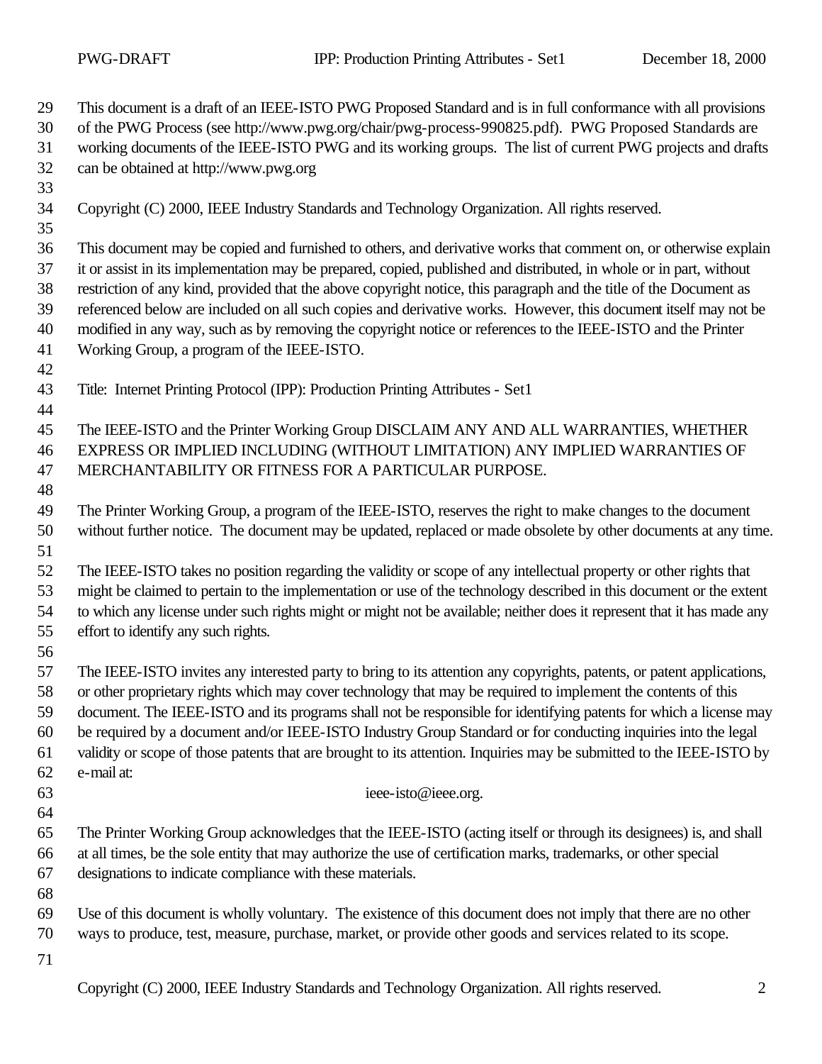This document is a draft of an IEEE-ISTO PWG Proposed Standard and is in full conformance with all provisions of the PWG Process (see http://www.pwg.org/chair/pwg-process-990825.pdf). PWG Proposed Standards are working documents of the IEEE-ISTO PWG and its working groups. The list of current PWG projects and drafts can be obtained at http://www.pwg.org

Copyright (C) 2000, IEEE Industry Standards and Technology Organization. All rights reserved.

This document may be copied and furnished to others, and derivative works that comment on, or otherwise explain it or assist in its implementation may be prepared, copied, published and distributed, in whole or in part, without restriction of any kind, provided that the above copyright notice, this paragraph and the title of the Document as referenced below are included on all such copies and derivative works. However, this document itself may not be modified in any way, such as by removing the copyright notice or references to the IEEE-ISTO and the Printer Working Group, a program of the IEEE-ISTO.

Title: Internet Printing Protocol (IPP): Production Printing Attributes - Set1

The IEEE-ISTO and the Printer Working Group DISCLAIM ANY AND ALL WARRANTIES, WHETHER EXPRESS OR IMPLIED INCLUDING (WITHOUT LIMITATION) ANY IMPLIED WARRANTIES OF MERCHANTABILITY OR FITNESS FOR A PARTICULAR PURPOSE.

The Printer Working Group, a program of the IEEE-ISTO, reserves the right to make changes to the document without further notice. The document may be updated, replaced or made obsolete by other documents at any time.

The IEEE-ISTO takes no position regarding the validity or scope of any intellectual property or other rights that might be claimed to pertain to the implementation or use of the technology described in this document or the extent to which any license under such rights might or might not be available; neither does it represent that it has made any effort to identify any such rights.

The IEEE-ISTO invites any interested party to bring to its attention any copyrights, patents, or patent applications, or other proprietary rights which may cover technology that may be required to implement the contents of this document. The IEEE-ISTO and its programs shall not be responsible for identifying patents for which a license may be required by a document and/or IEEE-ISTO Industry Group Standard or for conducting inquiries into the legal validity or scope of those patents that are brought to its attention. Inquiries may be submitted to the IEEE-ISTO by e-mail at:

ieee-isto@ieee.org.

The Printer Working Group acknowledges that the IEEE-ISTO (acting itself or through its designees) is, and shall at all times, be the sole entity that may authorize the use of certification marks, trademarks, or other special designations to indicate compliance with these materials.

Use of this document is wholly voluntary. The existence of this document does not imply that there are no other ways to produce, test, measure, purchase, market, or provide other goods and services related to its scope.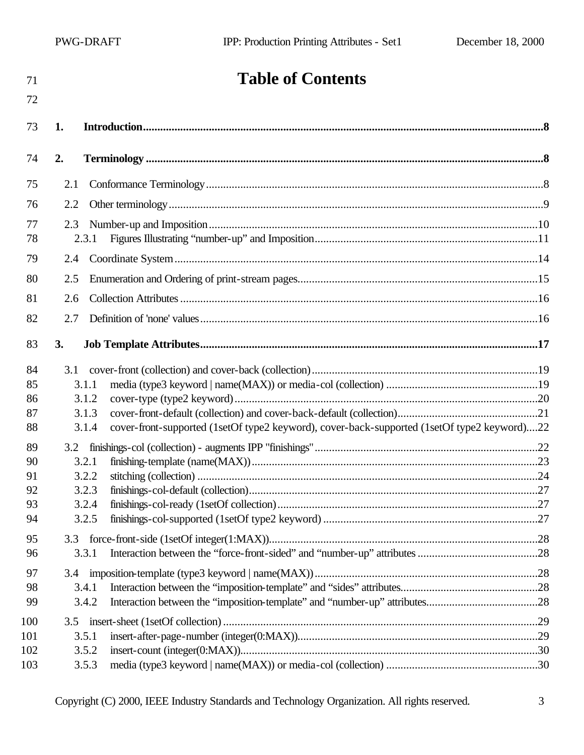# Table of Contents

**1. Introduction** ........ 8

**2. Terminology** ........ 8

- 2.1 Conformance Terminology ........ 8
- 2.2 Other terminology ........ 9
- 2.3 Number-up and Imposition ........ 10
  - 2.3.1 Figures Illustrating “number-up” and Imposition ........ 11
- 2.4 Coordinate System ........ 14
- 2.5 Enumeration and Ordering of print-stream pages ........ 15
- 2.6 Collection Attributes ........ 16
- 2.7 Definition of 'none' values ........ 16

**3. Job Template Attributes** ........ 17

- 3.1 cover-front (collection) and cover-back (collection) ........ 19
  - 3.1.1 media (type3 keyword | name(MAX)) or media-col (collection) ........ 19
  - 3.1.2 cover-type (type2 keyword) ........ 20
  - 3.1.3 cover-front-default (collection) and cover-back-default (collection) ........ 21
  - 3.1.4 cover-front-supported (1setOf type2 keyword), cover-back-supported (1setOf type2 keyword) ........ 22
- 3.2 finishings-col (collection) - augments IPP "finishings" ........ 22
  - 3.2.1 finishing-template (name(MAX)) ........ 23
  - 3.2.2 stitching (collection) ........ 24
  - 3.2.3 finishings-col-default (collection) ........ 27
  - 3.2.4 finishings-col-ready (1setOf collection) ........ 27
  - 3.2.5 finishings-col-supported (1setOf type2 keyword) ........ 27
- 3.3 force-front-side (1setOf integer(1:MAX)) ........ 28
  - 3.3.1 Interaction between the “force-front-sided” and “number-up” attributes ........ 28
- 3.4 imposition-template (type3 keyword | name(MAX)) ........ 28
  - 3.4.1 Interaction between the “imposition-template” and “sides” attributes ........ 28
  - 3.4.2 Interaction between the “imposition-template” and “number-up” attributes ........ 28
- 3.5 insert-sheet (1setOf collection) ........ 29
  - 3.5.1 insert-after-page-number (integer(0:MAX)) ........ 29
  - 3.5.2 insert-count (integer(0:MAX)) ........ 30
  - 3.5.3 media (type3 keyword | name(MAX)) or media-col (collection) ........ 30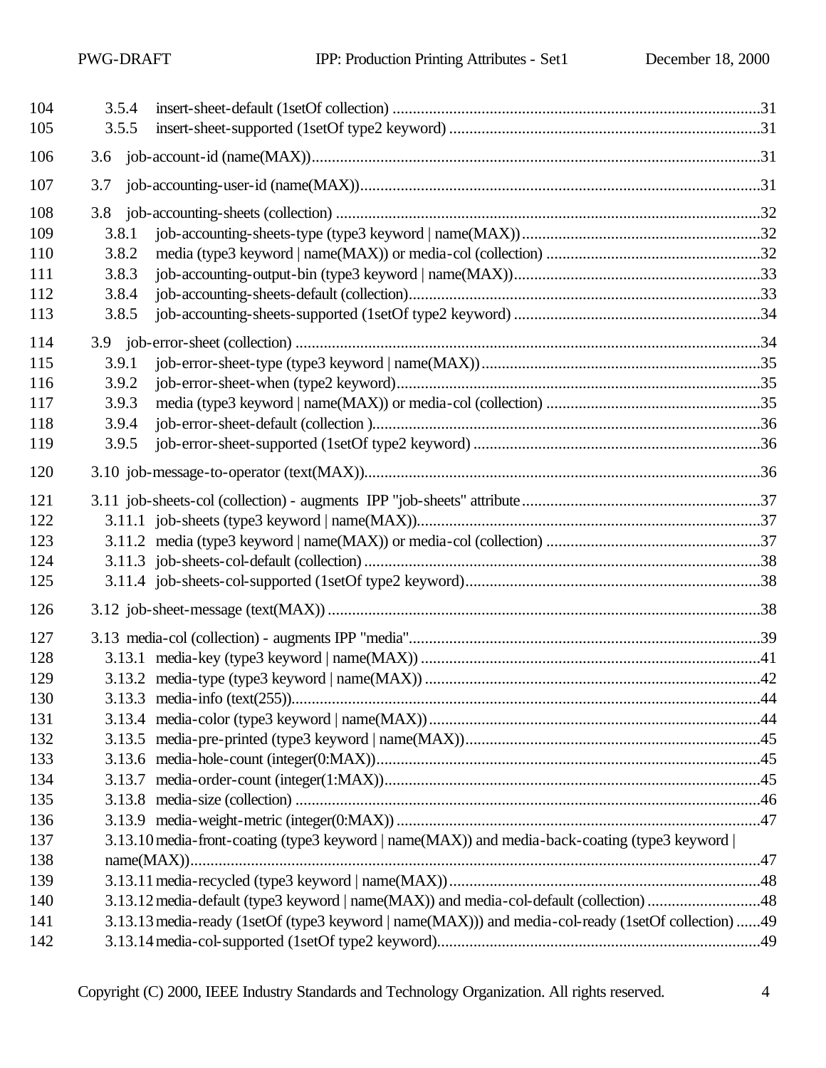104 3.5.4 insert-sheet-default (1setOf collection) ....................................................................................31
105 3.5.5 insert-sheet-supported (1setOf type2 keyword) ..............................................................................31

106 3.6 job-account-id (name(MAX))...............................................................................................................31

107 3.7 job-accounting-user-id (name(MAX))...................................................................................................31

108 3.8 job-accounting-sheets (collection) .........................................................................................................32
109 3.8.1 job-accounting-sheets-type (type3 keyword | name(MAX))............................................................32
110 3.8.2 media (type3 keyword | name(MAX)) or media-col (collection) .....................................................32
111 3.8.3 job-accounting-output-bin (type3 keyword | name(MAX))..............................................................33
112 3.8.4 job-accounting-sheets-default (collection).......................................................................................33
113 3.8.5 job-accounting-sheets-supported (1setOf type2 keyword) ..............................................................34

114 3.9 job-error-sheet (collection) ...................................................................................................................34
115 3.9.1 job-error-sheet-type (type3 keyword | name(MAX))......................................................................35
116 3.9.2 job-error-sheet-when (type2 keyword)...........................................................................................35
117 3.9.3 media (type3 keyword | name(MAX)) or media-col (collection) .....................................................35
118 3.9.4 job-error-sheet-default (collection )................................................................................................36
119 3.9.5 job-error-sheet-supported (1setOf type2 keyword) ........................................................................36

120 3.10 job-message-to-operator (text(MAX))..................................................................................................36

121 3.11 job-sheets-col (collection) - augments IPP "job-sheets" attribute............................................................37
122 3.11.1 job-sheets (type3 keyword | name(MAX)).....................................................................................37
123 3.11.2 media (type3 keyword | name(MAX)) or media-col (collection) .....................................................37
124 3.11.3 job-sheets-col-default (collection)..................................................................................................38
125 3.11.4 job-sheets-col-supported (1setOf type2 keyword)..........................................................................38

126 3.12 job-sheet-message (text(MAX)) ...........................................................................................................38

127 3.13 media-col (collection) - augments IPP "media".......................................................................................39
128 3.13.1 media-key (type3 keyword | name(MAX)) ....................................................................................41
129 3.13.2 media-type (type3 keyword | name(MAX)) ...................................................................................42
130 3.13.3 media-info (text(255)).....................................................................................................................44
131 3.13.4 media-color (type3 keyword | name(MAX))..................................................................................44
132 3.13.5 media-pre-printed (type3 keyword | name(MAX))..........................................................................45
133 3.13.6 media-hole-count (integer(0:MAX))...............................................................................................45
134 3.13.7 media-order-count (integer(1:MAX))..............................................................................................45
135 3.13.8 media-size (collection) ...................................................................................................................46
136 3.13.9 media-weight-metric (integer(0:MAX)) ..........................................................................................47
137 3.13.10 media-front-coating (type3 keyword | name(MAX)) and media-back-coating (type3 keyword |
138 name(MAX))............................................................................................................................................47
139 3.13.11 media-recycled (type3 keyword | name(MAX))..............................................................................48
140 3.13.12 media-default (type3 keyword | name(MAX)) and media-col-default (collection)............................48
141 3.13.13 media-ready (1setOf (type3 keyword | name(MAX))) and media-col-ready (1setOf collection) ......49
142 3.13.14 media-col-supported (1setOf type2 keyword)................................................................................49

Copyright (C) 2000, IEEE Industry Standards and Technology Organization. All rights reserved.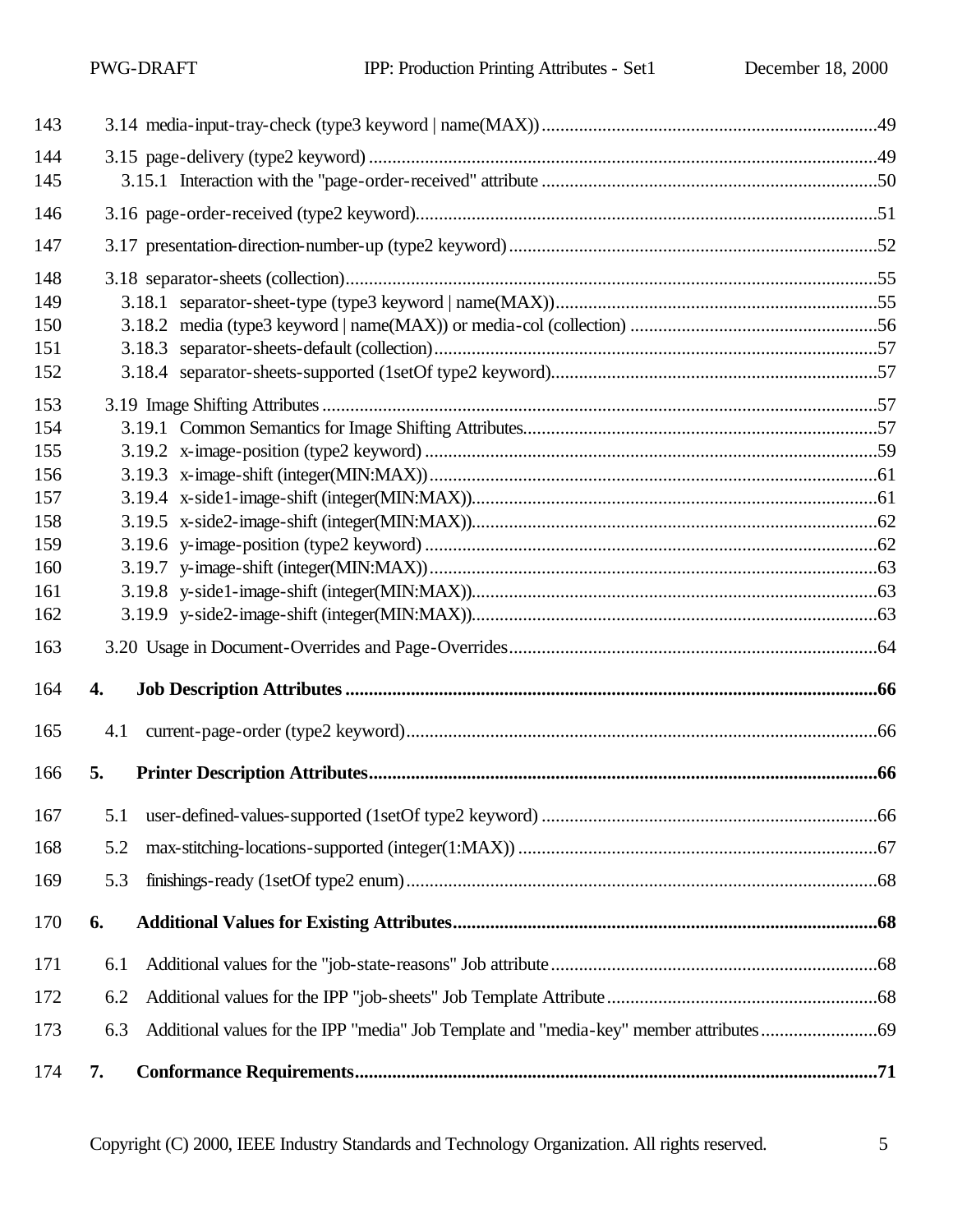143 3.14 media-input-tray-check (type3 keyword | name(MAX)) ........................................................................49

144 3.15 page-delivery (type2 keyword) ...........................................................................................................49
145 3.15.1 Interaction with the "page-order-received" attribute ......................................................................50

146 3.16 page-order-received (type2 keyword)..................................................................................................51

147 3.17 presentation-direction-number-up (type2 keyword) ..............................................................................52

148 3.18 separator-sheets (collection).................................................................................................................55
149 3.18.1 separator-sheet-type (type3 keyword | name(MAX))....................................................................55
150 3.18.2 media (type3 keyword | name(MAX)) or media-col (collection) ....................................................56
151 3.18.3 separator-sheets-default (collection)...............................................................................................57
152 3.18.4 separator-sheets-supported (1setOf type2 keyword).....................................................................57

153 3.19 Image Shifting Attributes ......................................................................................................................57
154 3.19.1 Common Semantics for Image Shifting Attributes..........................................................................57
155 3.19.2 x-image-position (type2 keyword) ...................................................................................................59
156 3.19.3 x-image-shift (integer(MIN:MAX)) ..................................................................................................61
157 3.19.4 x-side1-image-shift (integer(MIN:MAX))........................................................................................61
158 3.19.5 x-side2-image-shift (integer(MIN:MAX))........................................................................................62
159 3.19.6 y-image-position (type2 keyword) ...................................................................................................62
160 3.19.7 y-image-shift (integer(MIN:MAX)) ..................................................................................................63
161 3.19.8 y-side1-image-shift (integer(MIN:MAX))........................................................................................63
162 3.19.9 y-side2-image-shift (integer(MIN:MAX))........................................................................................63

163 3.20 Usage in Document-Overrides and Page-Overrides..............................................................................64

164 **4. Job Description Attributes ...................................................................................................................66**

165 4.1 current-page-order (type2 keyword).........................................................................................................66

166 **5. Printer Description Attributes...............................................................................................................66**

167 5.1 user-defined-values-supported (1setOf type2 keyword) ..........................................................................66

168 5.2 max-stitching-locations-supported (integer(1:MAX)) ..............................................................................67

169 5.3 finishings-ready (1setOf type2 enum) .......................................................................................................68

170 **6. Additional Values for Existing Attributes.............................................................................................68**

171 6.1 Additional values for the "job-state-reasons" Job attribute .......................................................................68

172 6.2 Additional values for the IPP "job-sheets" Job Template Attribute ..........................................................68

173 6.3 Additional values for the IPP "media" Job Template and "media-key" member attributes ........................69

174 **7. Conformance Requirements.................................................................................................................71**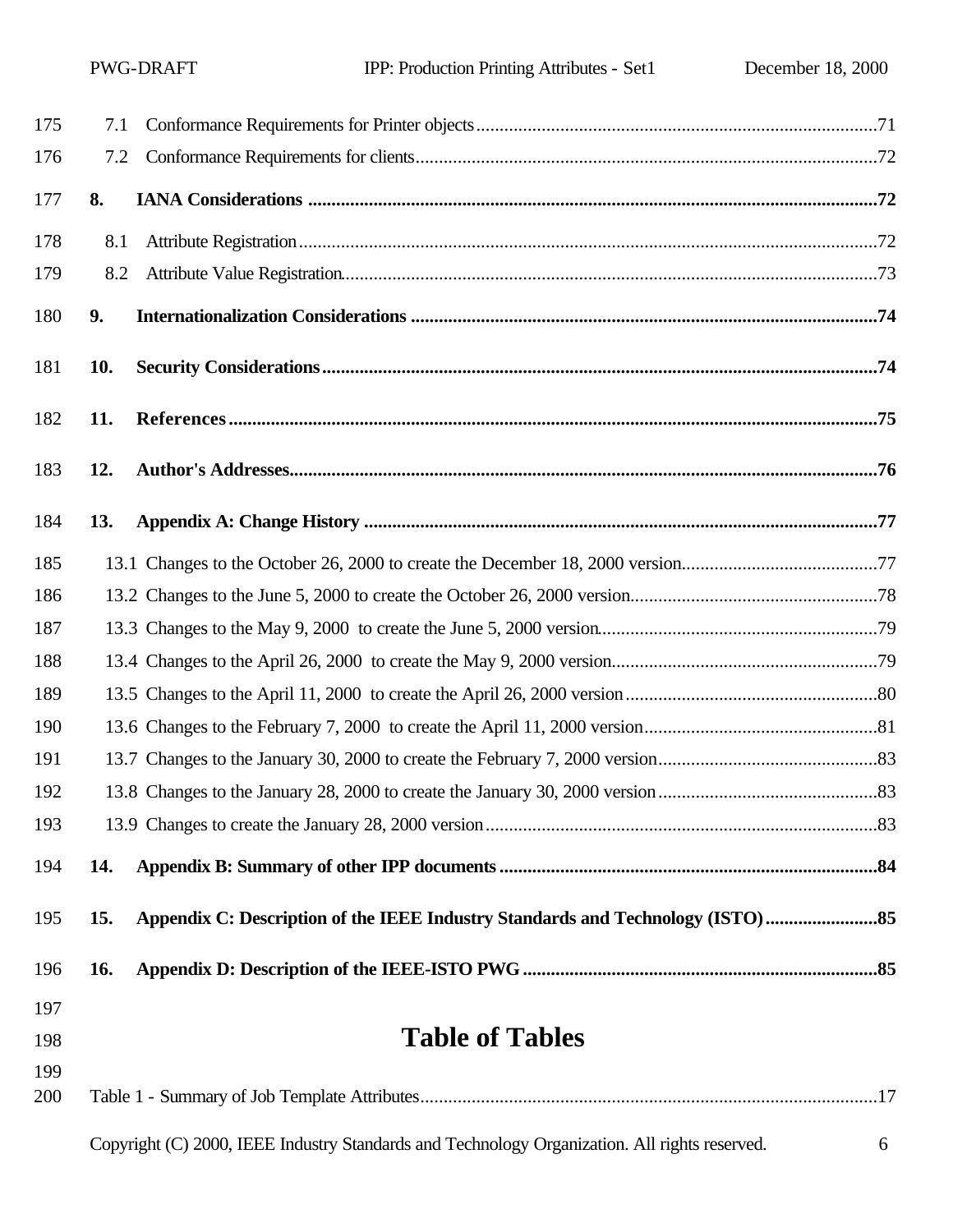7.1 Conformance Requirements for Printer objects ....................................................................................71

7.2 Conformance Requirements for clients..................................................................................................72

**8. IANA Considerations ..........................................................................................................................72**

8.1 Attribute Registration...........................................................................................................................72

8.2 Attribute Value Registration..................................................................................................................73

**9. Internationalization Considerations ....................................................................................................74**

**10. Security Considerations.......................................................................................................................74**

**11. References...........................................................................................................................................75**

**12. Author's Addresses.............................................................................................................................76**

**13. Appendix A: Change History ..............................................................................................................77**

13.1 Changes to the October 26, 2000 to create the December 18, 2000 version..........................................77

13.2 Changes to the June 5, 2000 to create the October 26, 2000 version.....................................................78

13.3 Changes to the May 9, 2000 to create the June 5, 2000 version............................................................79

13.4 Changes to the April 26, 2000 to create the May 9, 2000 version.........................................................79

13.5 Changes to the April 11, 2000 to create the April 26, 2000 version......................................................80

13.6 Changes to the February 7, 2000 to create the April 11, 2000 version..................................................81

13.7 Changes to the January 30, 2000 to create the February 7, 2000 version...............................................83

13.8 Changes to the January 28, 2000 to create the January 30, 2000 version...............................................83

13.9 Changes to create the January 28, 2000 version....................................................................................83

**14. Appendix B: Summary of other IPP documents.................................................................................84**

**15. Appendix C: Description of the IEEE Industry Standards and Technology (ISTO)........................85**

**16. Appendix D: Description of the IEEE-ISTO PWG...........................................................................85**

# Table of Tables

Table 1 - Summary of Job Template Attributes..................................................................................................17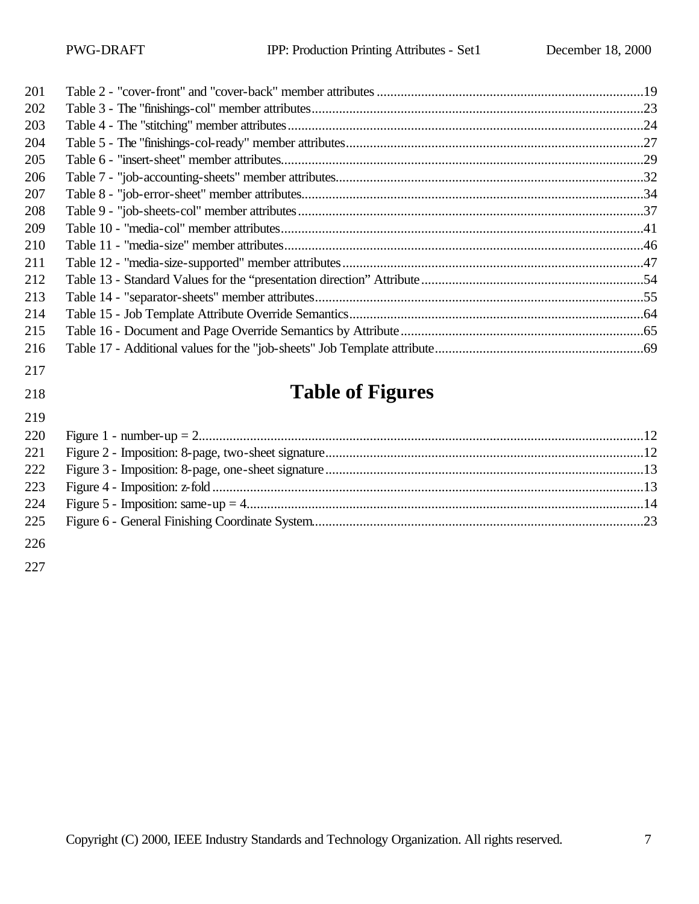Table 2 - "cover-front" and "cover-back" member attributes .....19
Table 3 - The "finishings-col" member attributes .....23
Table 4 - The "stitching" member attributes .....24
Table 5 - The "finishings-col-ready" member attributes .....27
Table 6 - "insert-sheet" member attributes .....29
Table 7 - "job-accounting-sheets" member attributes .....32
Table 8 - "job-error-sheet" member attributes .....34
Table 9 - "job-sheets-col" member attributes .....37
Table 10 - "media-col" member attributes .....41
Table 11 - "media-size" member attributes .....46
Table 12 - "media-size-supported" member attributes .....47
Table 13 - Standard Values for the “presentation direction” Attribute .....54
Table 14 - "separator-sheets" member attributes .....55
Table 15 - Job Template Attribute Override Semantics .....64
Table 16 - Document and Page Override Semantics by Attribute .....65
Table 17 - Additional values for the "job-sheets" Job Template attribute .....69

# Table of Figures

Figure 1 - number-up = 2 .....12
Figure 2 - Imposition: 8-page, two-sheet signature .....12
Figure 3 - Imposition: 8-page, one-sheet signature .....13
Figure 4 - Imposition: z-fold .....13
Figure 5 - Imposition: same-up = 4 .....14
Figure 6 - General Finishing Coordinate System .....23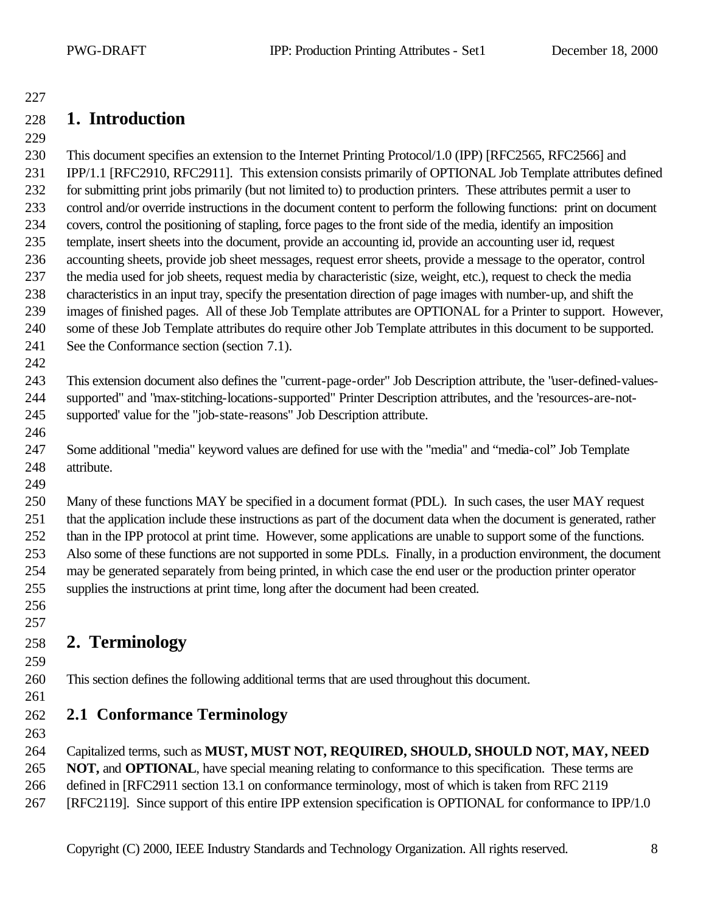# 1. Introduction

This document specifies an extension to the Internet Printing Protocol/1.0 (IPP) [RFC2565, RFC2566] and IPP/1.1 [RFC2910, RFC2911]. This extension consists primarily of OPTIONAL Job Template attributes defined for submitting print jobs primarily (but not limited to) to production printers. These attributes permit a user to control and/or override instructions in the document content to perform the following functions: print on document covers, control the positioning of stapling, force pages to the front side of the media, identify an imposition template, insert sheets into the document, provide an accounting id, provide an accounting user id, request accounting sheets, provide job sheet messages, request error sheets, provide a message to the operator, control the media used for job sheets, request media by characteristic (size, weight, etc.), request to check the media characteristics in an input tray, specify the presentation direction of page images with number-up, and shift the images of finished pages. All of these Job Template attributes are OPTIONAL for a Printer to support. However, some of these Job Template attributes do require other Job Template attributes in this document to be supported. See the Conformance section (section 7.1).

This extension document also defines the "current-page-order" Job Description attribute, the "user-defined-values-supported" and "max-stitching-locations-supported" Printer Description attributes, and the 'resources-are-not-supported' value for the "job-state-reasons" Job Description attribute.

Some additional "media" keyword values are defined for use with the "media" and “media-col” Job Template attribute.

Many of these functions MAY be specified in a document format (PDL). In such cases, the user MAY request that the application include these instructions as part of the document data when the document is generated, rather than in the IPP protocol at print time. However, some applications are unable to support some of the functions. Also some of these functions are not supported in some PDLs. Finally, in a production environment, the document may be generated separately from being printed, in which case the end user or the production printer operator supplies the instructions at print time, long after the document had been created.

# 2. Terminology

This section defines the following additional terms that are used throughout this document.

## 2.1 Conformance Terminology

Capitalized terms, such as **MUST, MUST NOT, REQUIRED, SHOULD, SHOULD NOT, MAY, NEED NOT,** and **OPTIONAL**, have special meaning relating to conformance to this specification. These terms are defined in [RFC2911 section 13.1 on conformance terminology, most of which is taken from RFC 2119 [RFC2119]. Since support of this entire IPP extension specification is OPTIONAL for conformance to IPP/1.0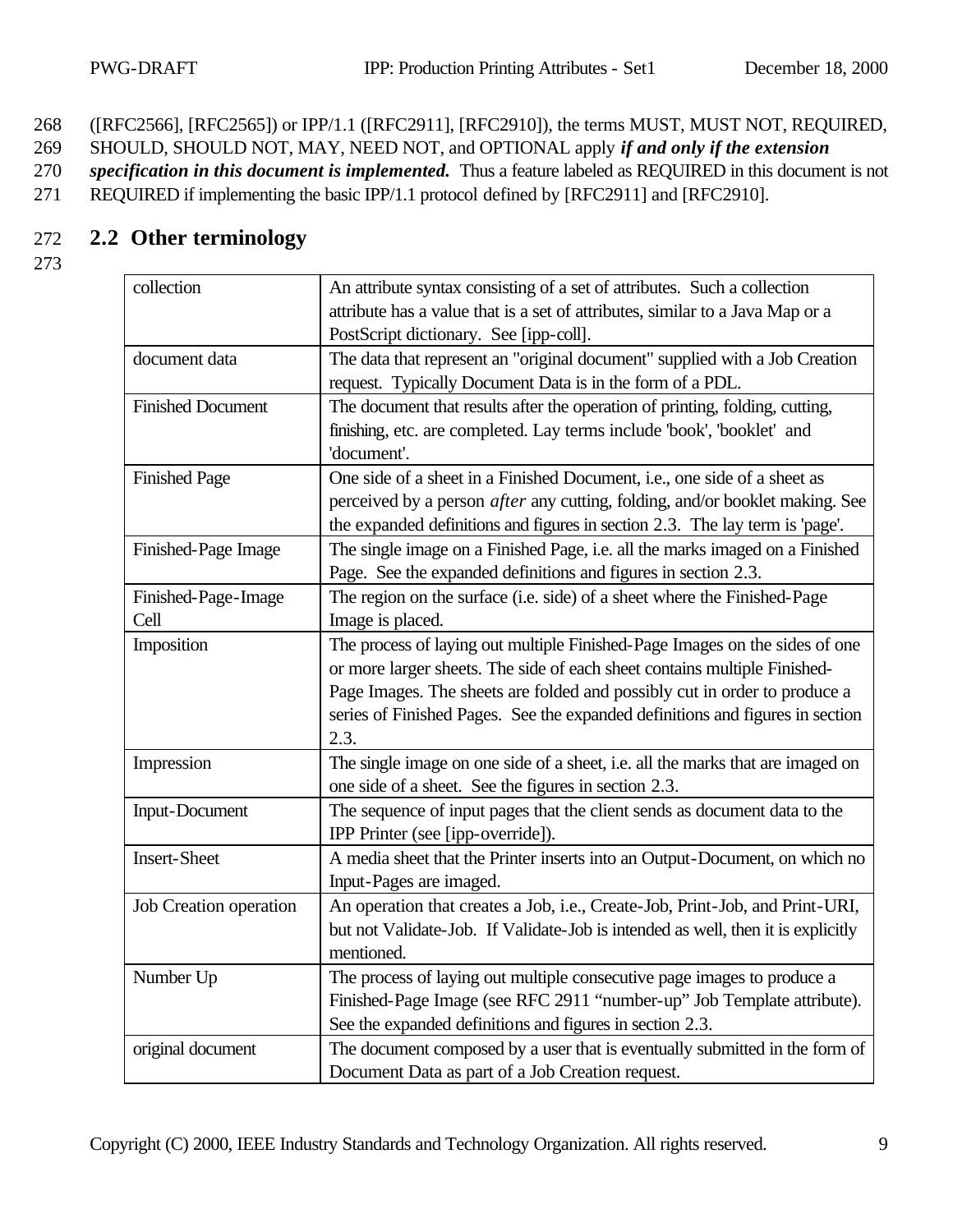([RFC2566], [RFC2565]) or IPP/1.1 ([RFC2911], [RFC2910]), the terms MUST, MUST NOT, REQUIRED, SHOULD, SHOULD NOT, MAY, NEED NOT, and OPTIONAL apply ***if and only if the extension specification in this document is implemented.*** Thus a feature labeled as REQUIRED in this document is not REQUIRED if implementing the basic IPP/1.1 protocol defined by [RFC2911] and [RFC2910].

## 2.2 Other terminology

| | |
|---|---|
| collection | An attribute syntax consisting of a set of attributes. Such a collection attribute has a value that is a set of attributes, similar to a Java Map or a PostScript dictionary. See [ipp-coll]. |
| document data | The data that represent an "original document" supplied with a Job Creation request. Typically Document Data is in the form of a PDL. |
| Finished Document | The document that results after the operation of printing, folding, cutting, finishing, etc. are completed. Lay terms include 'book', 'booklet' and 'document'. |
| Finished Page | One side of a sheet in a Finished Document, i.e., one side of a sheet as perceived by a person *after* any cutting, folding, and/or booklet making. See the expanded definitions and figures in section 2.3. The lay term is 'page'. |
| Finished-Page Image | The single image on a Finished Page, i.e. all the marks imaged on a Finished Page. See the expanded definitions and figures in section 2.3. |
| Finished-Page-Image Cell | The region on the surface (i.e. side) of a sheet where the Finished-Page Image is placed. |
| Imposition | The process of laying out multiple Finished-Page Images on the sides of one or more larger sheets. The side of each sheet contains multiple Finished-Page Images. The sheets are folded and possibly cut in order to produce a series of Finished Pages. See the expanded definitions and figures in section 2.3. |
| Impression | The single image on one side of a sheet, i.e. all the marks that are imaged on one side of a sheet. See the figures in section 2.3. |
| Input-Document | The sequence of input pages that the client sends as document data to the IPP Printer (see [ipp-override]). |
| Insert-Sheet | A media sheet that the Printer inserts into an Output-Document, on which no Input-Pages are imaged. |
| Job Creation operation | An operation that creates a Job, i.e., Create-Job, Print-Job, and Print-URI, but not Validate-Job. If Validate-Job is intended as well, then it is explicitly mentioned. |
| Number Up | The process of laying out multiple consecutive page images to produce a Finished-Page Image (see RFC 2911 "number-up" Job Template attribute). See the expanded definitions and figures in section 2.3. |
| original document | The document composed by a user that is eventually submitted in the form of Document Data as part of a Job Creation request. |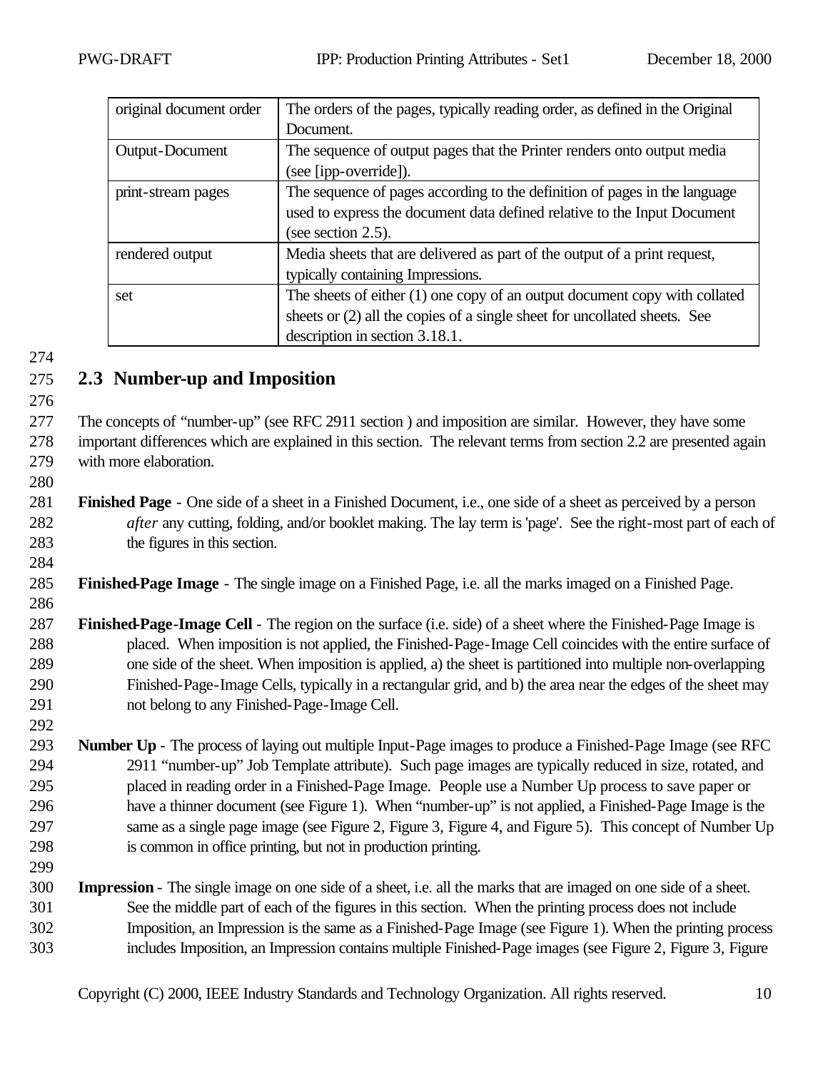| original document order | The orders of the pages, typically reading order, as defined in the Original Document. |
|---|---|
| Output-Document | The sequence of output pages that the Printer renders onto output media (see [ipp-override]). |
| print-stream pages | The sequence of pages according to the definition of pages in the language used to express the document data defined relative to the Input Document (see section 2.5). |
| rendered output | Media sheets that are delivered as part of the output of a print request, typically containing Impressions. |
| set | The sheets of either (1) one copy of an output document copy with collated sheets or (2) all the copies of a single sheet for uncollated sheets. See description in section 3.18.1. |

## 2.3 Number-up and Imposition

The concepts of "number-up" (see RFC 2911 section ) and imposition are similar. However, they have some important differences which are explained in this section. The relevant terms from section 2.2 are presented again with more elaboration.

**Finished Page** - One side of a sheet in a Finished Document, i.e., one side of a sheet as perceived by a person *after* any cutting, folding, and/or booklet making. The lay term is 'page'. See the right-most part of each of the figures in this section.

**Finished-Page Image** - The single image on a Finished Page, i.e. all the marks imaged on a Finished Page.

**Finished-Page-Image Cell** - The region on the surface (i.e. side) of a sheet where the Finished-Page Image is placed. When imposition is not applied, the Finished-Page-Image Cell coincides with the entire surface of one side of the sheet. When imposition is applied, a) the sheet is partitioned into multiple non-overlapping Finished-Page-Image Cells, typically in a rectangular grid, and b) the area near the edges of the sheet may not belong to any Finished-Page-Image Cell.

**Number Up** - The process of laying out multiple Input-Page images to produce a Finished-Page Image (see RFC 2911 "number-up" Job Template attribute). Such page images are typically reduced in size, rotated, and placed in reading order in a Finished-Page Image. People use a Number Up process to save paper or have a thinner document (see Figure 1). When "number-up" is not applied, a Finished-Page Image is the same as a single page image (see Figure 2, Figure 3, Figure 4, and Figure 5). This concept of Number Up is common in office printing, but not in production printing.

**Impression** - The single image on one side of a sheet, i.e. all the marks that are imaged on one side of a sheet. See the middle part of each of the figures in this section. When the printing process does not include Imposition, an Impression is the same as a Finished-Page Image (see Figure 1). When the printing process includes Imposition, an Impression contains multiple Finished-Page images (see Figure 2, Figure 3, Figure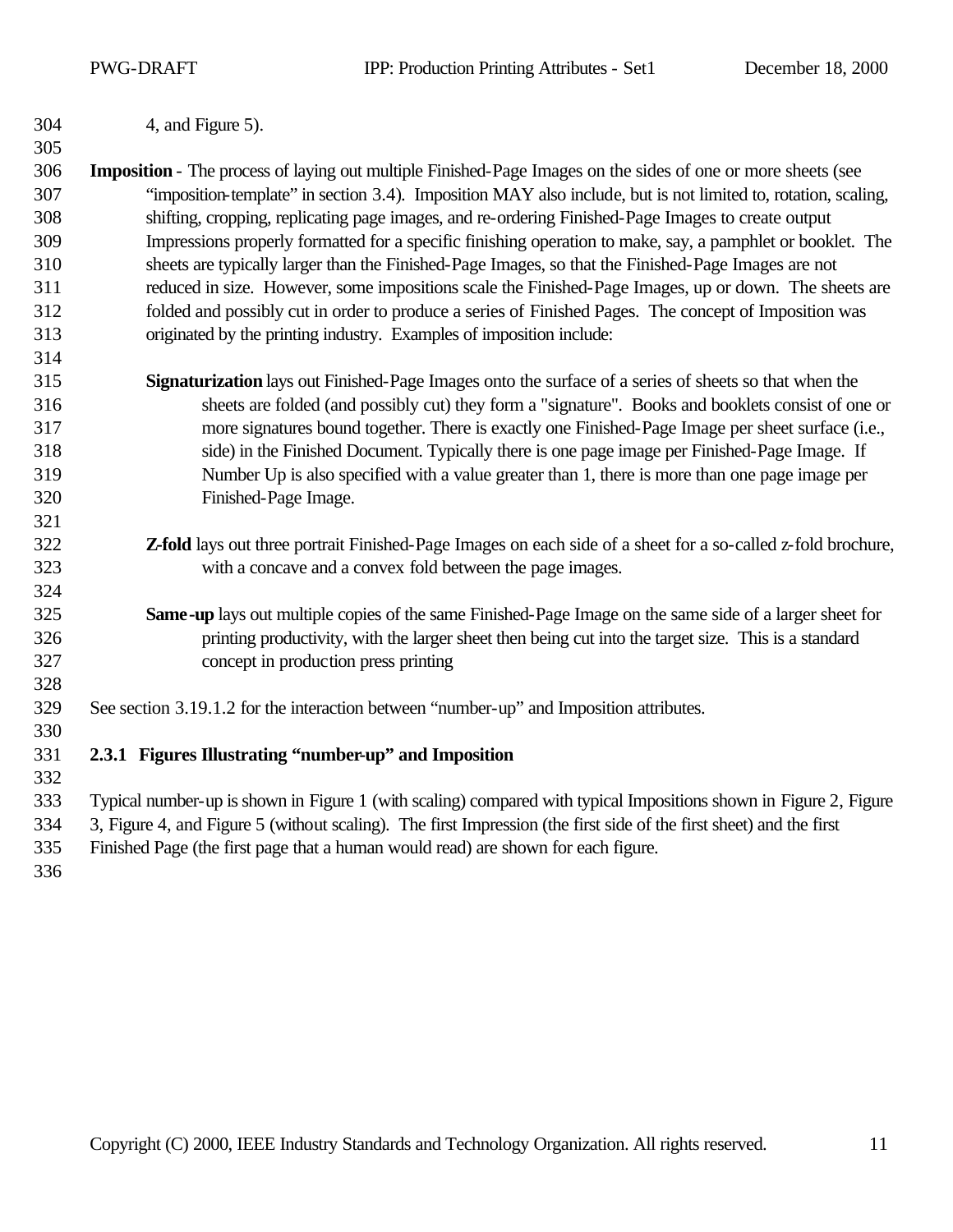4, and Figure 5).

**Imposition** - The process of laying out multiple Finished-Page Images on the sides of one or more sheets (see "imposition-template" in section 3.4). Imposition MAY also include, but is not limited to, rotation, scaling, shifting, cropping, replicating page images, and re-ordering Finished-Page Images to create output Impressions properly formatted for a specific finishing operation to make, say, a pamphlet or booklet. The sheets are typically larger than the Finished-Page Images, so that the Finished-Page Images are not reduced in size. However, some impositions scale the Finished-Page Images, up or down. The sheets are folded and possibly cut in order to produce a series of Finished Pages. The concept of Imposition was originated by the printing industry. Examples of imposition include:

**Signaturization** lays out Finished-Page Images onto the surface of a series of sheets so that when the sheets are folded (and possibly cut) they form a "signature". Books and booklets consist of one or more signatures bound together. There is exactly one Finished-Page Image per sheet surface (i.e., side) in the Finished Document. Typically there is one page image per Finished-Page Image. If Number Up is also specified with a value greater than 1, there is more than one page image per Finished-Page Image.

**Z-fold** lays out three portrait Finished-Page Images on each side of a sheet for a so-called z-fold brochure, with a concave and a convex fold between the page images.

**Same-up** lays out multiple copies of the same Finished-Page Image on the same side of a larger sheet for printing productivity, with the larger sheet then being cut into the target size. This is a standard concept in production press printing

See section 3.19.1.2 for the interaction between "number-up" and Imposition attributes.

### 2.3.1 Figures Illustrating "number-up" and Imposition

Typical number-up is shown in Figure 1 (with scaling) compared with typical Impositions shown in Figure 2, Figure 3, Figure 4, and Figure 5 (without scaling). The first Impression (the first side of the first sheet) and the first Finished Page (the first page that a human would read) are shown for each figure.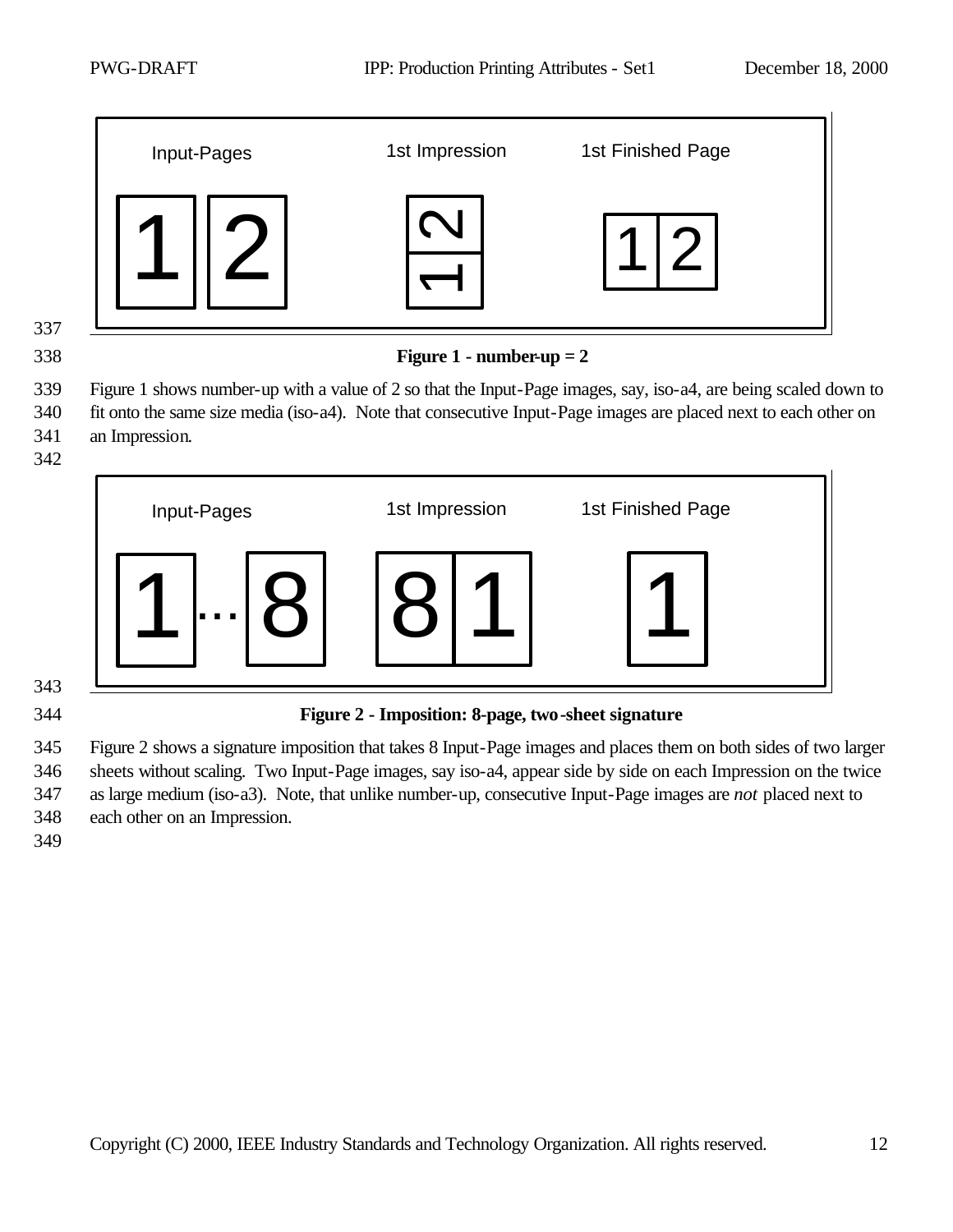Figure 1 - number-up = 2

Figure 1 shows number-up with a value of 2 so that the Input-Page images, say, iso-a4, are being scaled down to fit onto the same size media (iso-a4). Note that consecutive Input-Page images are placed next to each other on an Impression.

Figure 2 - Imposition: 8-page, two-sheet signature

Figure 2 shows a signature imposition that takes 8 Input-Page images and places them on both sides of two larger sheets without scaling. Two Input-Page images, say iso-a4, appear side by side on each Impression on the twice as large medium (iso-a3). Note, that unlike number-up, consecutive Input-Page images are *not* placed next to each other on an Impression.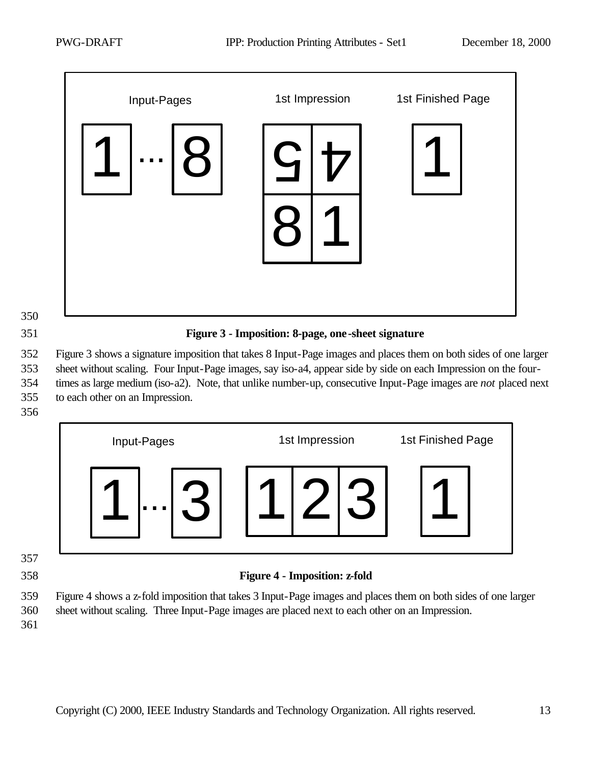**Figure 3 - Imposition: 8-page, one-sheet signature**

Figure 3 shows a signature imposition that takes 8 Input-Page images and places them on both sides of one larger sheet without scaling. Four Input-Page images, say iso-a4, appear side by side on each Impression on the four-times as large medium (iso-a2). Note, that unlike number-up, consecutive Input-Page images are *not* placed next to each other on an Impression.

**Figure 4 - Imposition: z-fold**

Figure 4 shows a z-fold imposition that takes 3 Input-Page images and places them on both sides of one larger sheet without scaling. Three Input-Page images are placed next to each other on an Impression.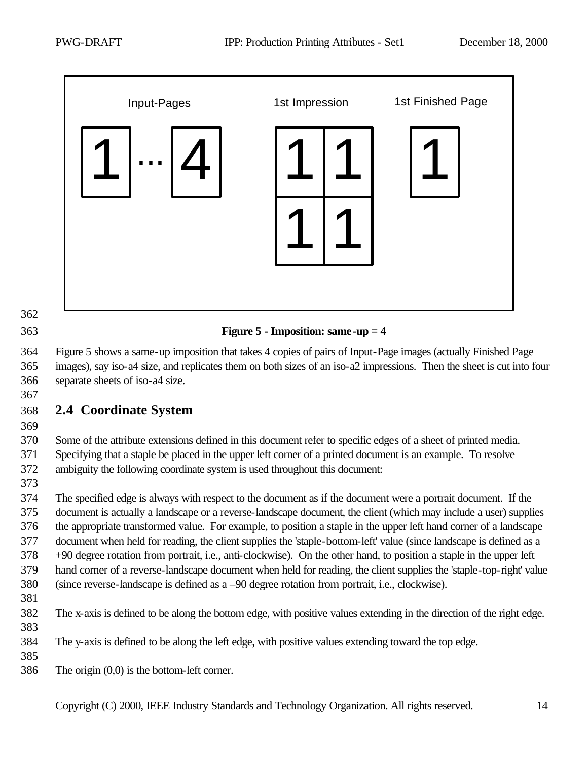Input-Pages 1 ... 4 | 1st Impression 1 1 1 1 | 1st Finished Page 1

**Figure 5 - Imposition: same-up = 4**

Figure 5 shows a same-up imposition that takes 4 copies of pairs of Input-Page images (actually Finished Page images), say iso-a4 size, and replicates them on both sizes of an iso-a2 impressions. Then the sheet is cut into four separate sheets of iso-a4 size.

## 2.4 Coordinate System

Some of the attribute extensions defined in this document refer to specific edges of a sheet of printed media. Specifying that a staple be placed in the upper left corner of a printed document is an example. To resolve ambiguity the following coordinate system is used throughout this document:

The specified edge is always with respect to the document as if the document were a portrait document. If the document is actually a landscape or a reverse-landscape document, the client (which may include a user) supplies the appropriate transformed value. For example, to position a staple in the upper left hand corner of a landscape document when held for reading, the client supplies the 'staple-bottom-left' value (since landscape is defined as a +90 degree rotation from portrait, i.e., anti-clockwise). On the other hand, to position a staple in the upper left hand corner of a reverse-landscape document when held for reading, the client supplies the 'staple-top-right' value (since reverse-landscape is defined as a –90 degree rotation from portrait, i.e., clockwise).

The x-axis is defined to be along the bottom edge, with positive values extending in the direction of the right edge.

The y-axis is defined to be along the left edge, with positive values extending toward the top edge.

The origin (0,0) is the bottom-left corner.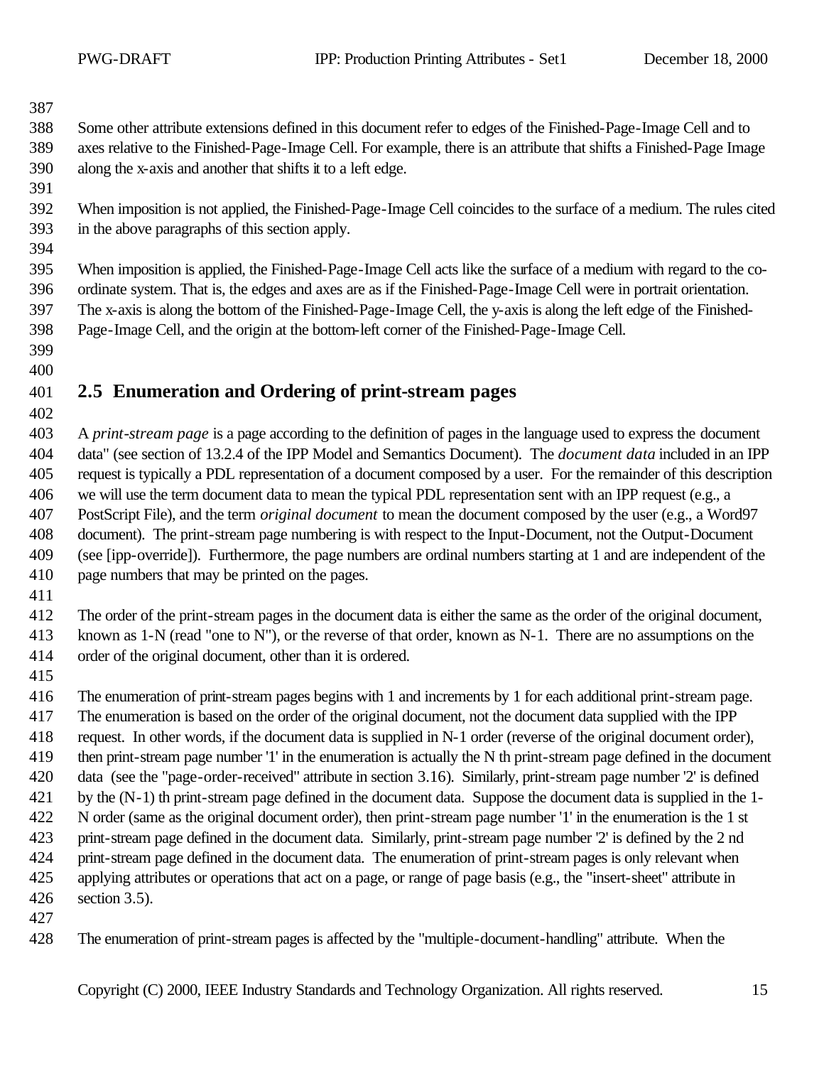Some other attribute extensions defined in this document refer to edges of the Finished-Page-Image Cell and to axes relative to the Finished-Page-Image Cell. For example, there is an attribute that shifts a Finished-Page Image along the x-axis and another that shifts it to a left edge.

When imposition is not applied, the Finished-Page-Image Cell coincides to the surface of a medium. The rules cited in the above paragraphs of this section apply.

When imposition is applied, the Finished-Page-Image Cell acts like the surface of a medium with regard to the co-ordinate system. That is, the edges and axes are as if the Finished-Page-Image Cell were in portrait orientation. The x-axis is along the bottom of the Finished-Page-Image Cell, the y-axis is along the left edge of the Finished-Page-Image Cell, and the origin at the bottom-left corner of the Finished-Page-Image Cell.

## 2.5 Enumeration and Ordering of print-stream pages

A *print-stream page* is a page according to the definition of pages in the language used to express the document data" (see section of 13.2.4 of the IPP Model and Semantics Document). The *document data* included in an IPP request is typically a PDL representation of a document composed by a user. For the remainder of this description we will use the term document data to mean the typical PDL representation sent with an IPP request (e.g., a PostScript File), and the term *original document* to mean the document composed by the user (e.g., a Word97 document). The print-stream page numbering is with respect to the Input-Document, not the Output-Document (see [ipp-override]). Furthermore, the page numbers are ordinal numbers starting at 1 and are independent of the page numbers that may be printed on the pages.

The order of the print-stream pages in the document data is either the same as the order of the original document, known as 1-N (read "one to N"), or the reverse of that order, known as N-1. There are no assumptions on the order of the original document, other than it is ordered.

The enumeration of print-stream pages begins with 1 and increments by 1 for each additional print-stream page. The enumeration is based on the order of the original document, not the document data supplied with the IPP request. In other words, if the document data is supplied in N-1 order (reverse of the original document order), then print-stream page number '1' in the enumeration is actually the N th print-stream page defined in the document data (see the "page-order-received" attribute in section 3.16). Similarly, print-stream page number '2' is defined by the (N-1) th print-stream page defined in the document data. Suppose the document data is supplied in the 1-N order (same as the original document order), then print-stream page number '1' in the enumeration is the 1 st print-stream page defined in the document data. Similarly, print-stream page number '2' is defined by the 2 nd print-stream page defined in the document data. The enumeration of print-stream pages is only relevant when applying attributes or operations that act on a page, or range of page basis (e.g., the "insert-sheet" attribute in section 3.5).

The enumeration of print-stream pages is affected by the "multiple-document-handling" attribute. When the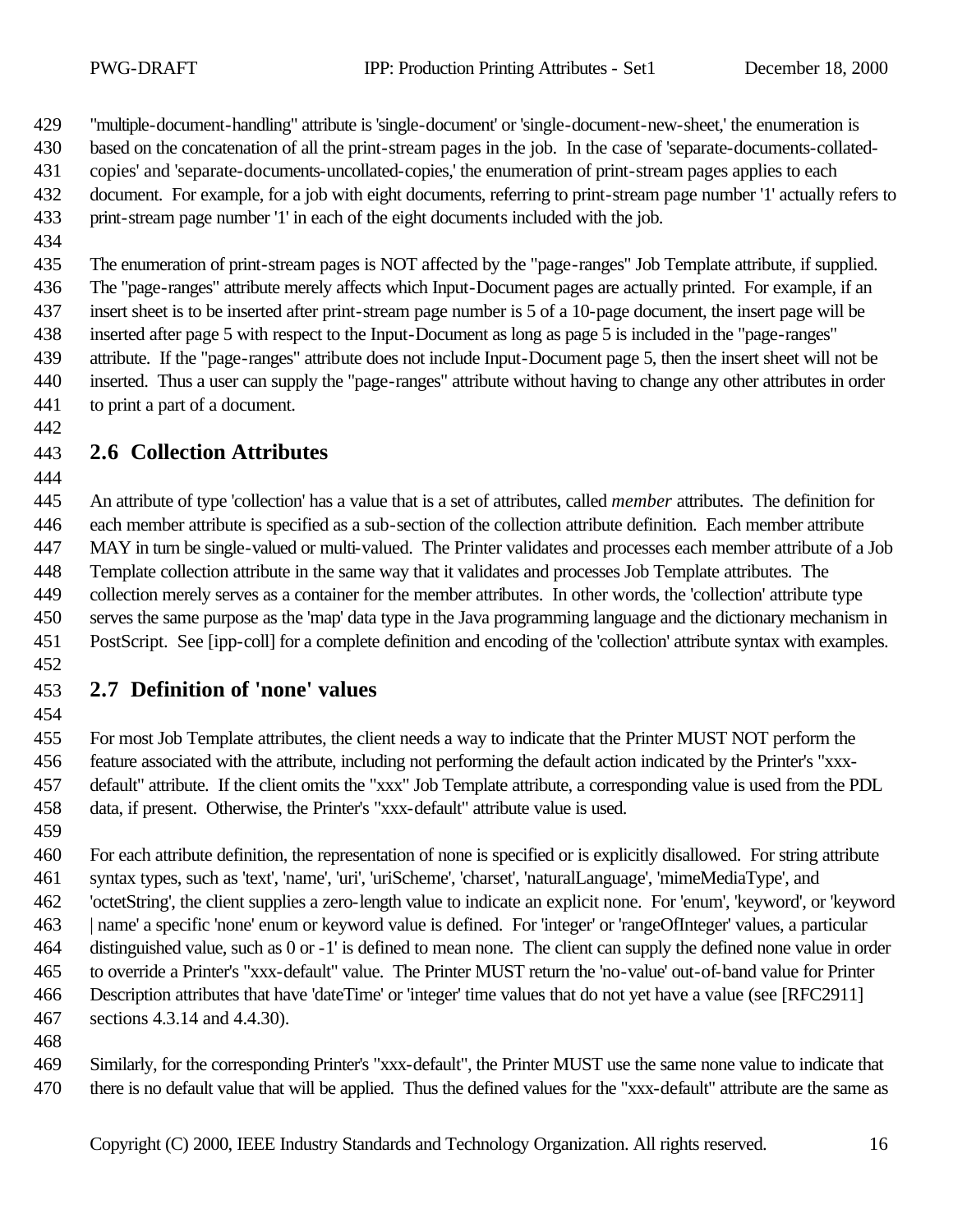"multiple-document-handling" attribute is 'single-document' or 'single-document-new-sheet,' the enumeration is based on the concatenation of all the print-stream pages in the job. In the case of 'separate-documents-collated-copies' and 'separate-documents-uncollated-copies,' the enumeration of print-stream pages applies to each document. For example, for a job with eight documents, referring to print-stream page number '1' actually refers to print-stream page number '1' in each of the eight documents included with the job.

The enumeration of print-stream pages is NOT affected by the "page-ranges" Job Template attribute, if supplied. The "page-ranges" attribute merely affects which Input-Document pages are actually printed. For example, if an insert sheet is to be inserted after print-stream page number is 5 of a 10-page document, the insert page will be inserted after page 5 with respect to the Input-Document as long as page 5 is included in the "page-ranges" attribute. If the "page-ranges" attribute does not include Input-Document page 5, then the insert sheet will not be inserted. Thus a user can supply the "page-ranges" attribute without having to change any other attributes in order to print a part of a document.

## 2.6 Collection Attributes

An attribute of type 'collection' has a value that is a set of attributes, called *member* attributes. The definition for each member attribute is specified as a sub-section of the collection attribute definition. Each member attribute MAY in turn be single-valued or multi-valued. The Printer validates and processes each member attribute of a Job Template collection attribute in the same way that it validates and processes Job Template attributes. The collection merely serves as a container for the member attributes. In other words, the 'collection' attribute type serves the same purpose as the 'map' data type in the Java programming language and the dictionary mechanism in PostScript. See [ipp-coll] for a complete definition and encoding of the 'collection' attribute syntax with examples.

## 2.7 Definition of 'none' values

For most Job Template attributes, the client needs a way to indicate that the Printer MUST NOT perform the feature associated with the attribute, including not performing the default action indicated by the Printer's "xxx-default" attribute. If the client omits the "xxx" Job Template attribute, a corresponding value is used from the PDL data, if present. Otherwise, the Printer's "xxx-default" attribute value is used.

For each attribute definition, the representation of none is specified or is explicitly disallowed. For string attribute syntax types, such as 'text', 'name', 'uri', 'uriScheme', 'charset', 'naturalLanguage', 'mimeMediaType', and 'octetString', the client supplies a zero-length value to indicate an explicit none. For 'enum', 'keyword', or 'keyword | name' a specific 'none' enum or keyword value is defined. For 'integer' or 'rangeOfInteger' values, a particular distinguished value, such as 0 or -1' is defined to mean none. The client can supply the defined none value in order to override a Printer's "xxx-default" value. The Printer MUST return the 'no-value' out-of-band value for Printer Description attributes that have 'dateTime' or 'integer' time values that do not yet have a value (see [RFC2911] sections 4.3.14 and 4.4.30).

Similarly, for the corresponding Printer's "xxx-default", the Printer MUST use the same none value to indicate that there is no default value that will be applied. Thus the defined values for the "xxx-default" attribute are the same as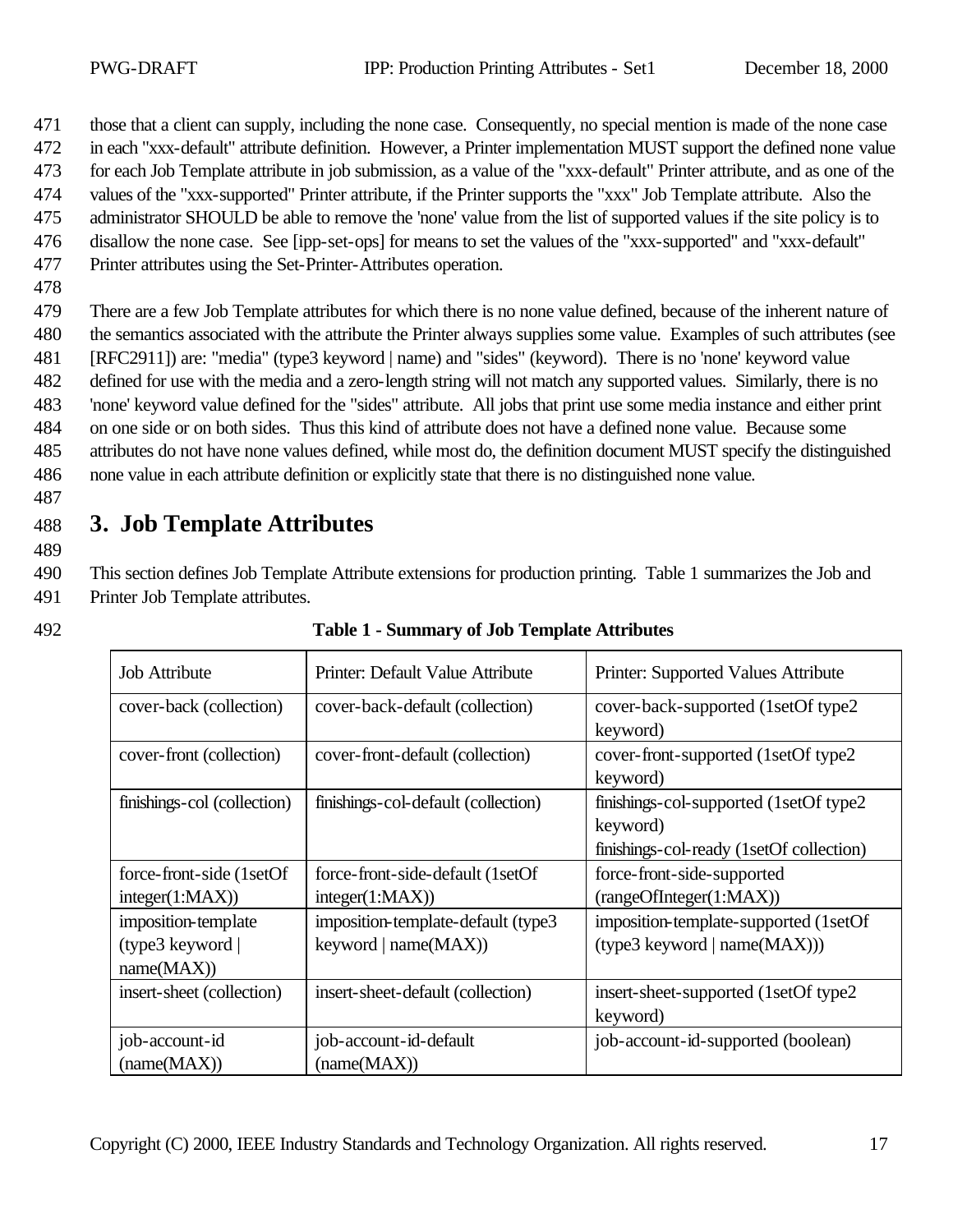those that a client can supply, including the none case. Consequently, no special mention is made of the none case in each "xxx-default" attribute definition. However, a Printer implementation MUST support the defined none value for each Job Template attribute in job submission, as a value of the "xxx-default" Printer attribute, and as one of the values of the "xxx-supported" Printer attribute, if the Printer supports the "xxx" Job Template attribute. Also the administrator SHOULD be able to remove the 'none' value from the list of supported values if the site policy is to disallow the none case. See [ipp-set-ops] for means to set the values of the "xxx-supported" and "xxx-default" Printer attributes using the Set-Printer-Attributes operation.

There are a few Job Template attributes for which there is no none value defined, because of the inherent nature of the semantics associated with the attribute the Printer always supplies some value. Examples of such attributes (see [RFC2911]) are: "media" (type3 keyword | name) and "sides" (keyword). There is no 'none' keyword value defined for use with the media and a zero-length string will not match any supported values. Similarly, there is no 'none' keyword value defined for the "sides" attribute. All jobs that print use some media instance and either print on one side or on both sides. Thus this kind of attribute does not have a defined none value. Because some attributes do not have none values defined, while most do, the definition document MUST specify the distinguished none value in each attribute definition or explicitly state that there is no distinguished none value.

# 3. Job Template Attributes

This section defines Job Template Attribute extensions for production printing. Table 1 summarizes the Job and Printer Job Template attributes.

**Table 1 - Summary of Job Template Attributes**

| Job Attribute | Printer: Default Value Attribute | Printer: Supported Values Attribute |
|---|---|---|
| cover-back (collection) | cover-back-default (collection) | cover-back-supported (1setOf type2 keyword) |
| cover-front (collection) | cover-front-default (collection) | cover-front-supported (1setOf type2 keyword) |
| finishings-col (collection) | finishings-col-default (collection) | finishings-col-supported (1setOf type2 keyword)<br>finishings-col-ready (1setOf collection) |
| force-front-side (1setOf integer(1:MAX)) | force-front-side-default (1setOf integer(1:MAX)) | force-front-side-supported (rangeOfInteger(1:MAX)) |
| imposition-template (type3 keyword \| name(MAX)) | imposition-template-default (type3 keyword \| name(MAX)) | imposition-template-supported (1setOf (type3 keyword \| name(MAX))) |
| insert-sheet (collection) | insert-sheet-default (collection) | insert-sheet-supported (1setOf type2 keyword) |
| job-account-id (name(MAX)) | job-account-id-default (name(MAX)) | job-account-id-supported (boolean) |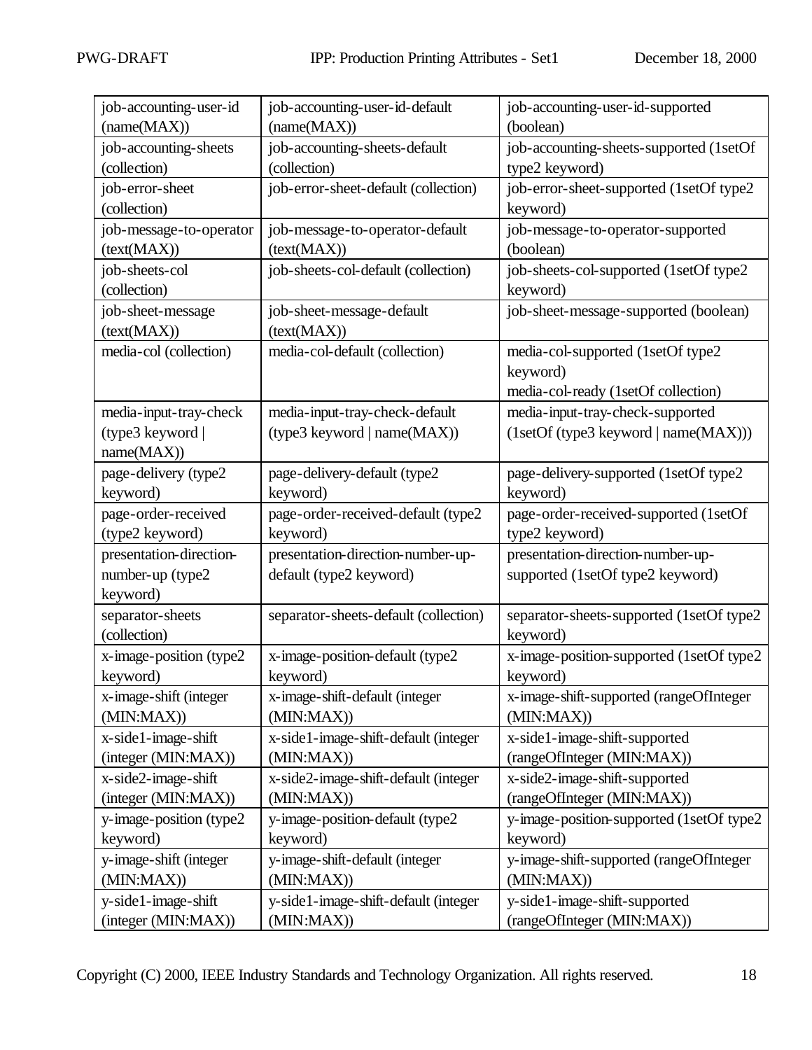| job-accounting-user-id (name(MAX)) | job-accounting-user-id-default (name(MAX)) | job-accounting-user-id-supported (boolean) |
|---|---|---|
| job-accounting-sheets (collection) | job-accounting-sheets-default (collection) | job-accounting-sheets-supported (1setOf type2 keyword) |
| job-error-sheet (collection) | job-error-sheet-default (collection) | job-error-sheet-supported (1setOf type2 keyword) |
| job-message-to-operator (text(MAX)) | job-message-to-operator-default (text(MAX)) | job-message-to-operator-supported (boolean) |
| job-sheets-col (collection) | job-sheets-col-default (collection) | job-sheets-col-supported (1setOf type2 keyword) |
| job-sheet-message (text(MAX)) | job-sheet-message-default (text(MAX)) | job-sheet-message-supported (boolean) |
| media-col (collection) | media-col-default (collection) | media-col-supported (1setOf type2 keyword)<br>media-col-ready (1setOf collection) |
| media-input-tray-check (type3 keyword \| name(MAX)) | media-input-tray-check-default (type3 keyword \| name(MAX)) | media-input-tray-check-supported (1setOf (type3 keyword \| name(MAX))) |
| page-delivery (type2 keyword) | page-delivery-default (type2 keyword) | page-delivery-supported (1setOf type2 keyword) |
| page-order-received (type2 keyword) | page-order-received-default (type2 keyword) | page-order-received-supported (1setOf type2 keyword) |
| presentation-direction-number-up (type2 keyword) | presentation-direction-number-up-default (type2 keyword) | presentation-direction-number-up-supported (1setOf type2 keyword) |
| separator-sheets (collection) | separator-sheets-default (collection) | separator-sheets-supported (1setOf type2 keyword) |
| x-image-position (type2 keyword) | x-image-position-default (type2 keyword) | x-image-position-supported (1setOf type2 keyword) |
| x-image-shift (integer (MIN:MAX)) | x-image-shift-default (integer (MIN:MAX)) | x-image-shift-supported (rangeOfInteger (MIN:MAX)) |
| x-side1-image-shift (integer (MIN:MAX)) | x-side1-image-shift-default (integer (MIN:MAX)) | x-side1-image-shift-supported (rangeOfInteger (MIN:MAX)) |
| x-side2-image-shift (integer (MIN:MAX)) | x-side2-image-shift-default (integer (MIN:MAX)) | x-side2-image-shift-supported (rangeOfInteger (MIN:MAX)) |
| y-image-position (type2 keyword) | y-image-position-default (type2 keyword) | y-image-position-supported (1setOf type2 keyword) |
| y-image-shift (integer (MIN:MAX)) | y-image-shift-default (integer (MIN:MAX)) | y-image-shift-supported (rangeOfInteger (MIN:MAX)) |
| y-side1-image-shift (integer (MIN:MAX)) | y-side1-image-shift-default (integer (MIN:MAX)) | y-side1-image-shift-supported (rangeOfInteger (MIN:MAX)) |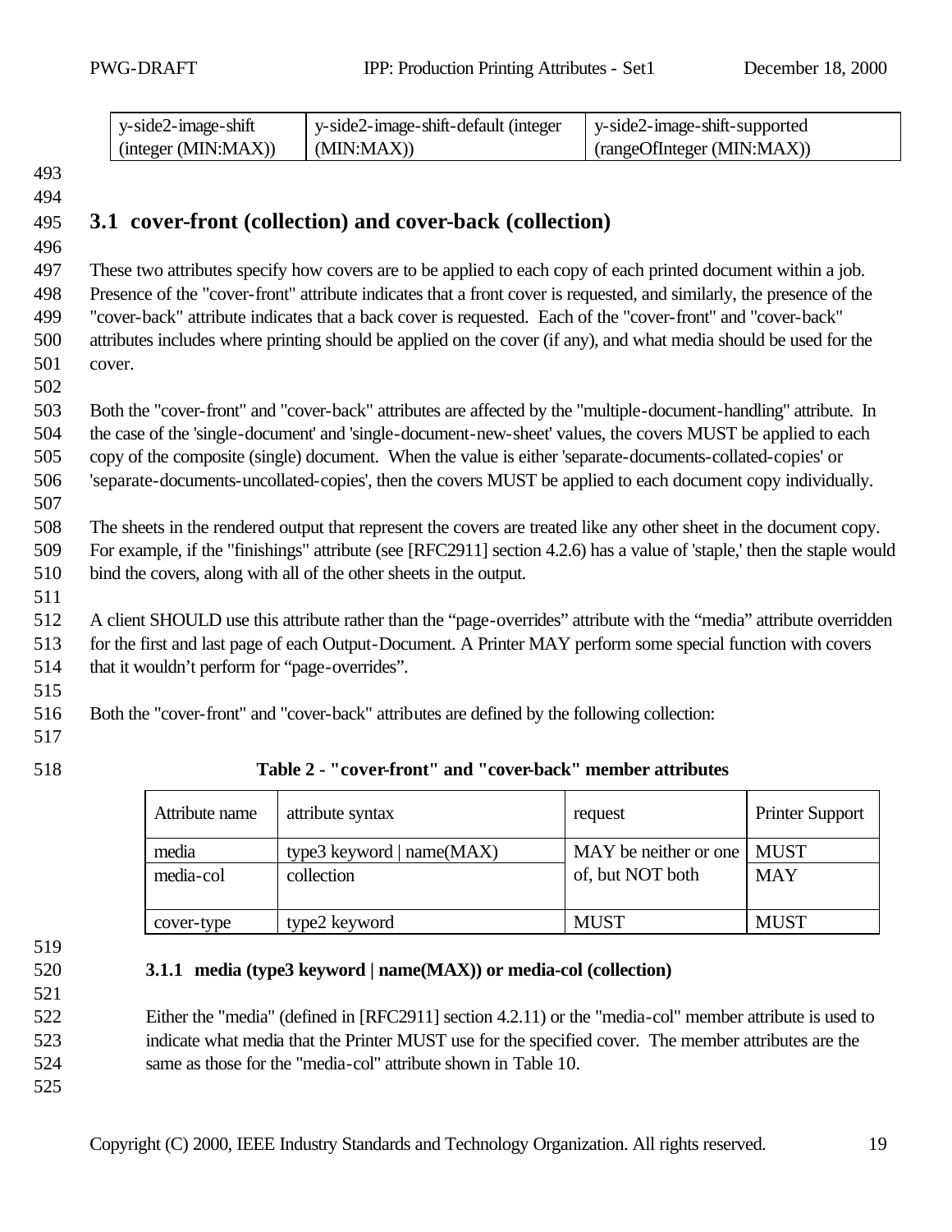| y-side2-image-shift (integer (MIN:MAX)) | y-side2-image-shift-default (integer (MIN:MAX)) | y-side2-image-shift-supported (rangeOfInteger (MIN:MAX)) |
|---|---|---|

## 3.1 cover-front (collection) and cover-back (collection)

These two attributes specify how covers are to be applied to each copy of each printed document within a job. Presence of the "cover-front" attribute indicates that a front cover is requested, and similarly, the presence of the "cover-back" attribute indicates that a back cover is requested. Each of the "cover-front" and "cover-back" attributes includes where printing should be applied on the cover (if any), and what media should be used for the cover.

Both the "cover-front" and "cover-back" attributes are affected by the "multiple-document-handling" attribute. In the case of the 'single-document' and 'single-document-new-sheet' values, the covers MUST be applied to each copy of the composite (single) document. When the value is either 'separate-documents-collated-copies' or 'separate-documents-uncollated-copies', then the covers MUST be applied to each document copy individually.

The sheets in the rendered output that represent the covers are treated like any other sheet in the document copy. For example, if the "finishings" attribute (see [RFC2911] section 4.2.6) has a value of 'staple,' then the staple would bind the covers, along with all of the other sheets in the output.

A client SHOULD use this attribute rather than the “page-overrides” attribute with the “media” attribute overridden for the first and last page of each Output-Document. A Printer MAY perform some special function with covers that it wouldn’t perform for “page-overrides”.

Both the "cover-front" and "cover-back" attributes are defined by the following collection:

**Table 2 - "cover-front" and "cover-back" member attributes**

| Attribute name | attribute syntax | request | Printer Support |
|---|---|---|---|
| media | type3 keyword \| name(MAX) | MAY be neither or one of, but NOT both | MUST |
| media-col | collection | | MAY |
| cover-type | type2 keyword | MUST | MUST |

### 3.1.1 media (type3 keyword | name(MAX)) or media-col (collection)

Either the "media" (defined in [RFC2911] section 4.2.11) or the "media-col" member attribute is used to indicate what media that the Printer MUST use for the specified cover. The member attributes are the same as those for the "media-col" attribute shown in Table 10.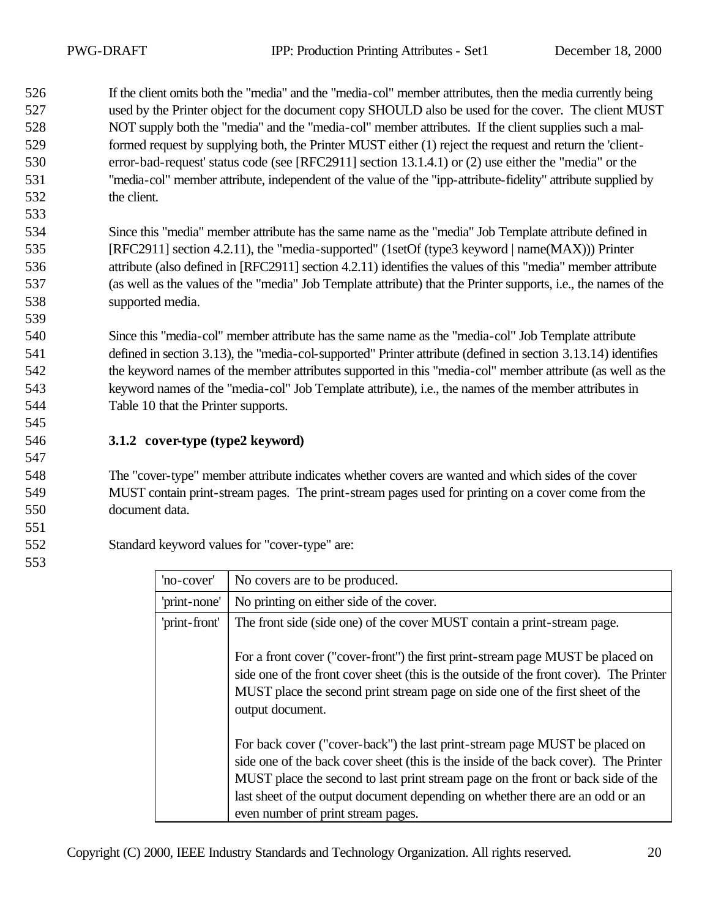If the client omits both the "media" and the "media-col" member attributes, then the media currently being used by the Printer object for the document copy SHOULD also be used for the cover. The client MUST NOT supply both the "media" and the "media-col" member attributes. If the client supplies such a malformed request by supplying both, the Printer MUST either (1) reject the request and return the 'client-error-bad-request' status code (see [RFC2911] section 13.1.4.1) or (2) use either the "media" or the "media-col" member attribute, independent of the value of the "ipp-attribute-fidelity" attribute supplied by the client.

Since this "media" member attribute has the same name as the "media" Job Template attribute defined in [RFC2911] section 4.2.11), the "media-supported" (1setOf (type3 keyword | name(MAX))) Printer attribute (also defined in [RFC2911] section 4.2.11) identifies the values of this "media" member attribute (as well as the values of the "media" Job Template attribute) that the Printer supports, i.e., the names of the supported media.

Since this "media-col" member attribute has the same name as the "media-col" Job Template attribute defined in section 3.13), the "media-col-supported" Printer attribute (defined in section 3.13.14) identifies the keyword names of the member attributes supported in this "media-col" member attribute (as well as the keyword names of the "media-col" Job Template attribute), i.e., the names of the member attributes in Table 10 that the Printer supports.

### 3.1.2 cover-type (type2 keyword)

The "cover-type" member attribute indicates whether covers are wanted and which sides of the cover MUST contain print-stream pages. The print-stream pages used for printing on a cover come from the document data.

Standard keyword values for "cover-type" are:

| | |
|---|---|
| 'no-cover' | No covers are to be produced. |
| 'print-none' | No printing on either side of the cover. |
| 'print-front' | The front side (side one) of the cover MUST contain a print-stream page.<br><br>For a front cover ("cover-front") the first print-stream page MUST be placed on side one of the front cover sheet (this is the outside of the front cover). The Printer MUST place the second print stream page on side one of the first sheet of the output document.<br><br>For back cover ("cover-back") the last print-stream page MUST be placed on side one of the back cover sheet (this is the inside of the back cover). The Printer MUST place the second to last print stream page on the front or back side of the last sheet of the output document depending on whether there are an odd or an even number of print stream pages. |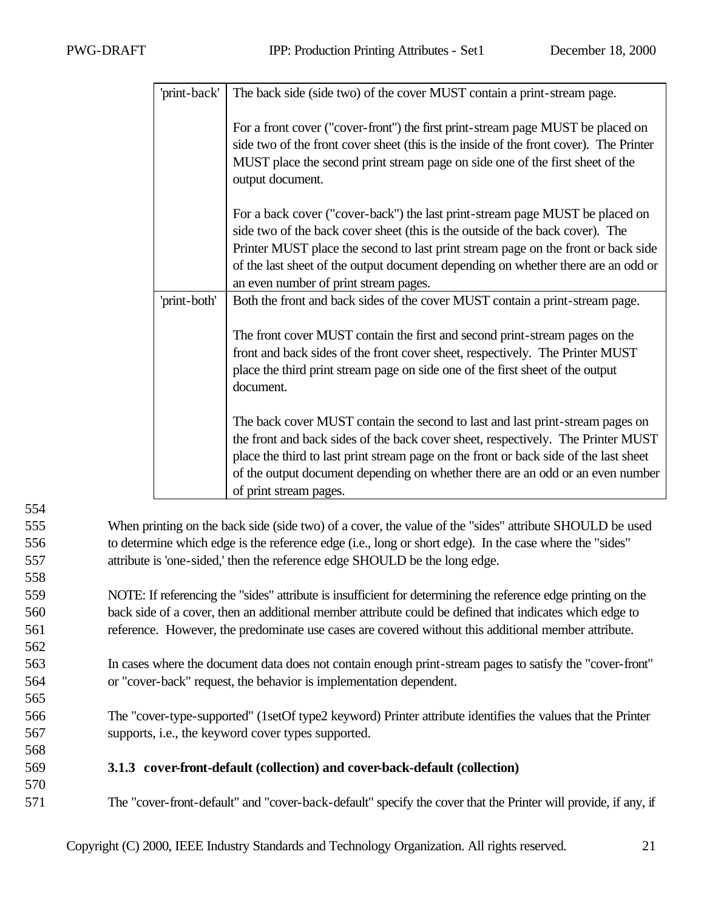| 'print-back' | The back side (side two) of the cover MUST contain a print-stream page.<br><br>For a front cover ("cover-front") the first print-stream page MUST be placed on side two of the front cover sheet (this is the inside of the front cover). The Printer MUST place the second print stream page on side one of the first sheet of the output document.<br><br>For a back cover ("cover-back") the last print-stream page MUST be placed on side two of the back cover sheet (this is the outside of the back cover). The Printer MUST place the second to last print stream page on the front or back side of the last sheet of the output document depending on whether there are an odd or an even number of print stream pages. |
|---|---|
| 'print-both' | Both the front and back sides of the cover MUST contain a print-stream page.<br><br>The front cover MUST contain the first and second print-stream pages on the front and back sides of the front cover sheet, respectively. The Printer MUST place the third print stream page on side one of the first sheet of the output document.<br><br>The back cover MUST contain the second to last and last print-stream pages on the front and back sides of the back cover sheet, respectively. The Printer MUST place the third to last print stream page on the front or back side of the last sheet of the output document depending on whether there are an odd or an even number of print stream pages. |

When printing on the back side (side two) of a cover, the value of the "sides" attribute SHOULD be used to determine which edge is the reference edge (i.e., long or short edge). In the case where the "sides" attribute is 'one-sided,' then the reference edge SHOULD be the long edge.

NOTE: If referencing the "sides" attribute is insufficient for determining the reference edge printing on the back side of a cover, then an additional member attribute could be defined that indicates which edge to reference. However, the predominate use cases are covered without this additional member attribute.

In cases where the document data does not contain enough print-stream pages to satisfy the "cover-front" or "cover-back" request, the behavior is implementation dependent.

The "cover-type-supported" (1setOf type2 keyword) Printer attribute identifies the values that the Printer supports, i.e., the keyword cover types supported.

### 3.1.3 cover-front-default (collection) and cover-back-default (collection)

The "cover-front-default" and "cover-back-default" specify the cover that the Printer will provide, if any, if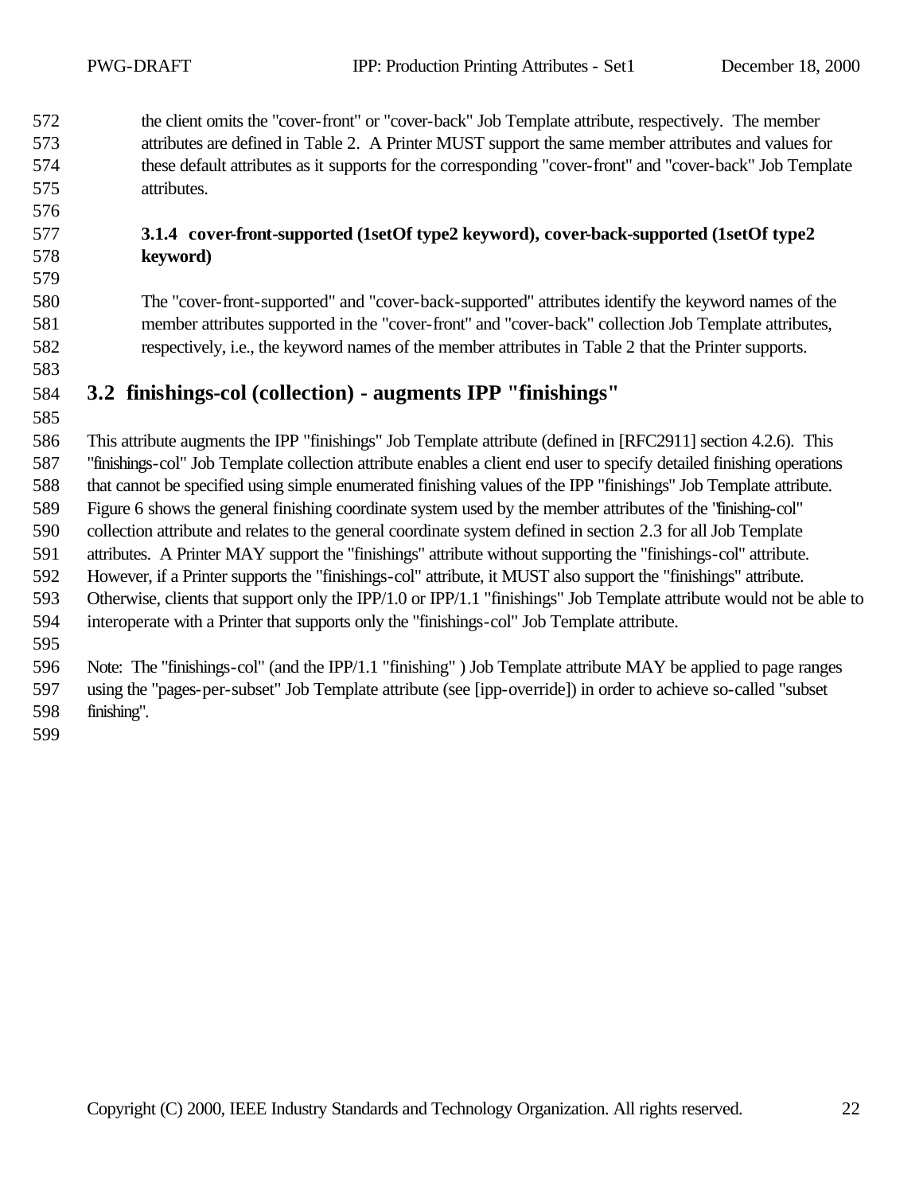the client omits the "cover-front" or "cover-back" Job Template attribute, respectively. The member attributes are defined in Table 2. A Printer MUST support the same member attributes and values for these default attributes as it supports for the corresponding "cover-front" and "cover-back" Job Template attributes.

### 3.1.4 cover-front-supported (1setOf type2 keyword), cover-back-supported (1setOf type2 keyword)

The "cover-front-supported" and "cover-back-supported" attributes identify the keyword names of the member attributes supported in the "cover-front" and "cover-back" collection Job Template attributes, respectively, i.e., the keyword names of the member attributes in Table 2 that the Printer supports.

## 3.2 finishings-col (collection) - augments IPP "finishings"

This attribute augments the IPP "finishings" Job Template attribute (defined in [RFC2911] section 4.2.6). This "finishings-col" Job Template collection attribute enables a client end user to specify detailed finishing operations that cannot be specified using simple enumerated finishing values of the IPP "finishings" Job Template attribute. Figure 6 shows the general finishing coordinate system used by the member attributes of the "finishing-col" collection attribute and relates to the general coordinate system defined in section 2.3 for all Job Template attributes. A Printer MAY support the "finishings" attribute without supporting the "finishings-col" attribute. However, if a Printer supports the "finishings-col" attribute, it MUST also support the "finishings" attribute. Otherwise, clients that support only the IPP/1.0 or IPP/1.1 "finishings" Job Template attribute would not be able to interoperate with a Printer that supports only the "finishings-col" Job Template attribute.

Note: The "finishings-col" (and the IPP/1.1 "finishing" ) Job Template attribute MAY be applied to page ranges using the "pages-per-subset" Job Template attribute (see [ipp-override]) in order to achieve so-called "subset finishing".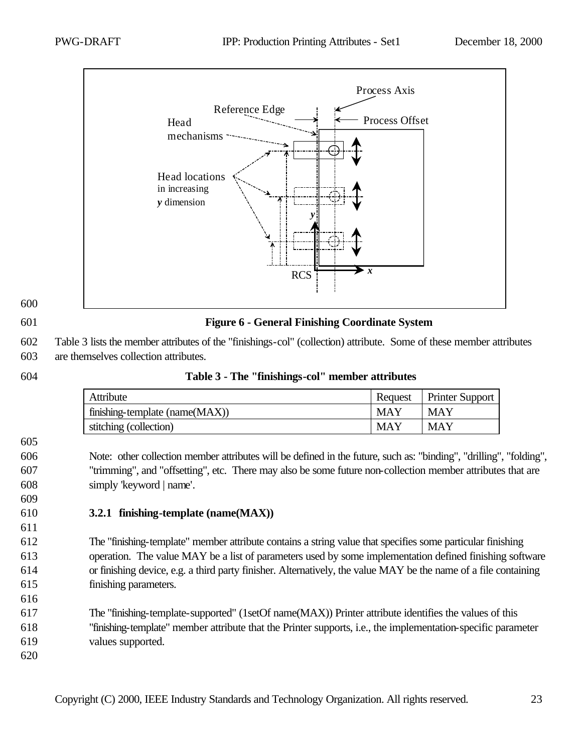Figure 6 - General Finishing Coordinate System

Table 3 lists the member attributes of the "finishings-col" (collection) attribute. Some of these member attributes are themselves collection attributes.

**Table 3 - The "finishings-col" member attributes**

| Attribute | Request | Printer Support |
|---|---|---|
| finishing-template (name(MAX)) | MAY | MAY |
| stitching (collection) | MAY | MAY |

Note: other collection member attributes will be defined in the future, such as: "binding", "drilling", "folding", "trimming", and "offsetting", etc. There may also be some future non-collection member attributes that are simply 'keyword | name'.

### 3.2.1 finishing-template (name(MAX))

The "finishing-template" member attribute contains a string value that specifies some particular finishing operation. The value MAY be a list of parameters used by some implementation defined finishing software or finishing device, e.g. a third party finisher. Alternatively, the value MAY be the name of a file containing finishing parameters.

The "finishing-template-supported" (1setOf name(MAX)) Printer attribute identifies the values of this "finishing-template" member attribute that the Printer supports, i.e., the implementation-specific parameter values supported.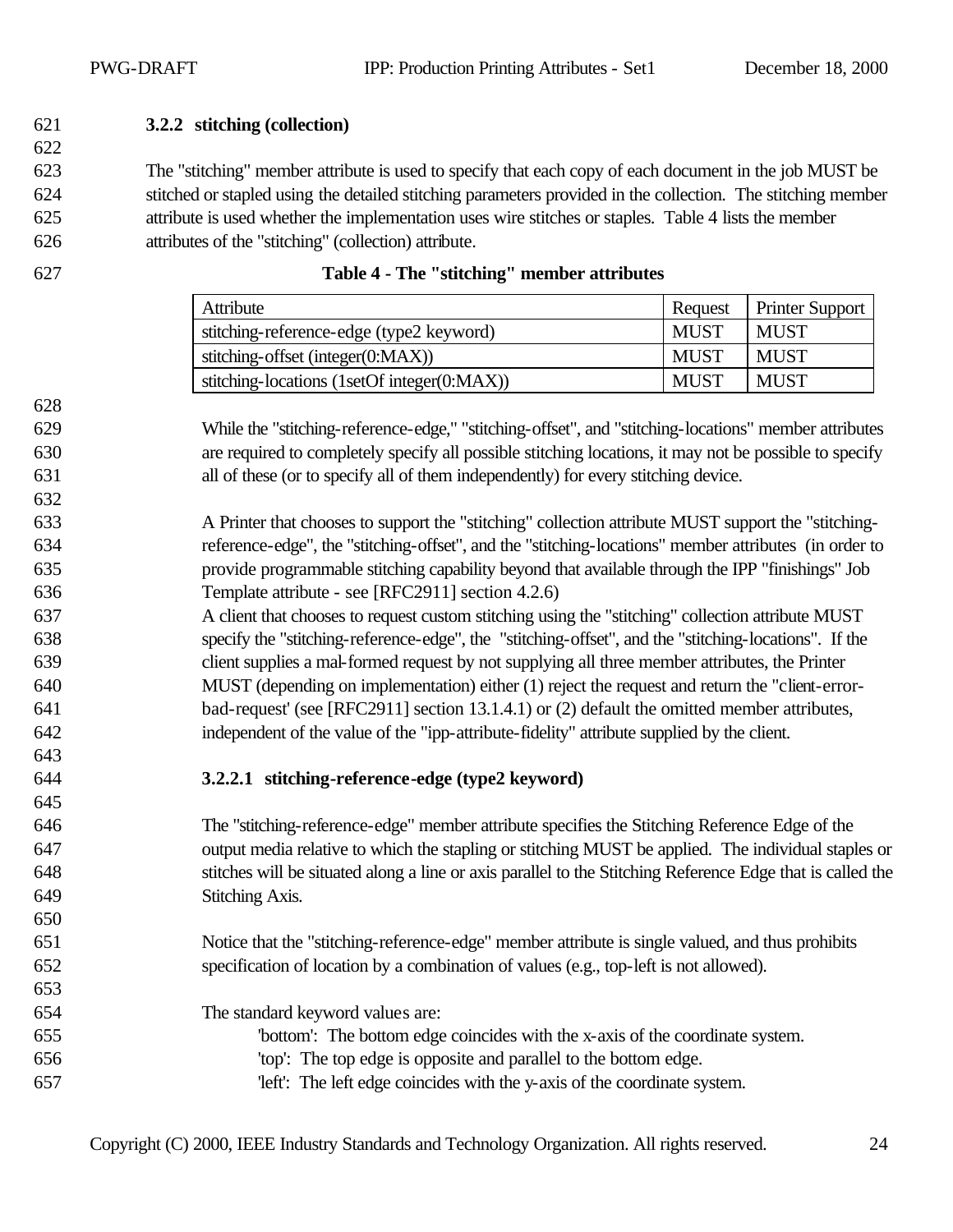### 3.2.2 stitching (collection)

The "stitching" member attribute is used to specify that each copy of each document in the job MUST be stitched or stapled using the detailed stitching parameters provided in the collection. The stitching member attribute is used whether the implementation uses wire stitches or staples. Table 4 lists the member attributes of the "stitching" (collection) attribute.

**Table 4 - The "stitching" member attributes**

| Attribute | Request | Printer Support |
|---|---|---|
| stitching-reference-edge (type2 keyword) | MUST | MUST |
| stitching-offset (integer(0:MAX)) | MUST | MUST |
| stitching-locations (1setOf integer(0:MAX)) | MUST | MUST |

While the "stitching-reference-edge," "stitching-offset", and "stitching-locations" member attributes are required to completely specify all possible stitching locations, it may not be possible to specify all of these (or to specify all of them independently) for every stitching device.

A Printer that chooses to support the "stitching" collection attribute MUST support the "stitching-reference-edge", the "stitching-offset", and the "stitching-locations" member attributes (in order to provide programmable stitching capability beyond that available through the IPP "finishings" Job Template attribute - see [RFC2911] section 4.2.6)
A client that chooses to request custom stitching using the "stitching" collection attribute MUST specify the "stitching-reference-edge", the "stitching-offset", and the "stitching-locations". If the client supplies a mal-formed request by not supplying all three member attributes, the Printer MUST (depending on implementation) either (1) reject the request and return the "client-error-bad-request' (see [RFC2911] section 13.1.4.1) or (2) default the omitted member attributes, independent of the value of the "ipp-attribute-fidelity" attribute supplied by the client.

#### 3.2.2.1 stitching-reference-edge (type2 keyword)

The "stitching-reference-edge" member attribute specifies the Stitching Reference Edge of the output media relative to which the stapling or stitching MUST be applied. The individual staples or stitches will be situated along a line or axis parallel to the Stitching Reference Edge that is called the Stitching Axis.

Notice that the "stitching-reference-edge" member attribute is single valued, and thus prohibits specification of location by a combination of values (e.g., top-left is not allowed).

The standard keyword values are:

- 'bottom': The bottom edge coincides with the x-axis of the coordinate system.
- 'top': The top edge is opposite and parallel to the bottom edge.
- 'left': The left edge coincides with the y-axis of the coordinate system.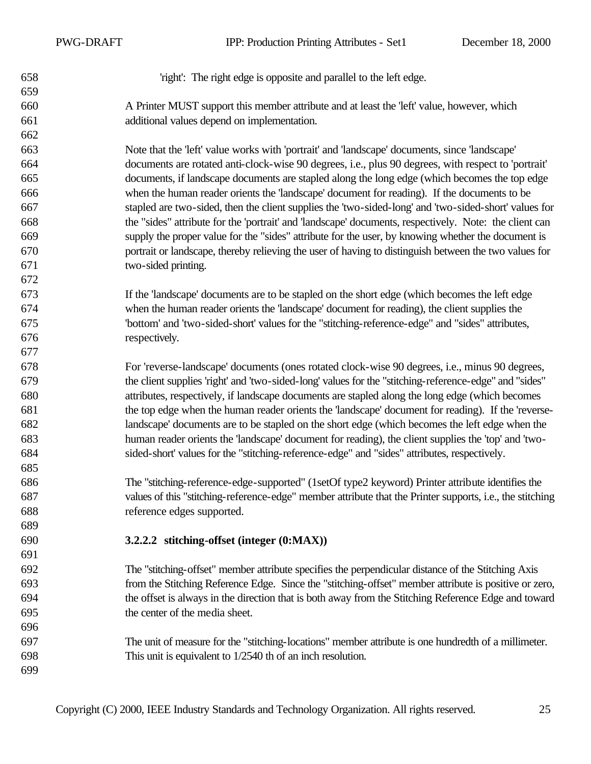'right': The right edge is opposite and parallel to the left edge.

A Printer MUST support this member attribute and at least the 'left' value, however, which additional values depend on implementation.

Note that the 'left' value works with 'portrait' and 'landscape' documents, since 'landscape' documents are rotated anti-clock-wise 90 degrees, i.e., plus 90 degrees, with respect to 'portrait' documents, if landscape documents are stapled along the long edge (which becomes the top edge when the human reader orients the 'landscape' document for reading). If the documents to be stapled are two-sided, then the client supplies the 'two-sided-long' and 'two-sided-short' values for the "sides" attribute for the 'portrait' and 'landscape' documents, respectively. Note: the client can supply the proper value for the "sides" attribute for the user, by knowing whether the document is portrait or landscape, thereby relieving the user of having to distinguish between the two values for two-sided printing.

If the 'landscape' documents are to be stapled on the short edge (which becomes the left edge when the human reader orients the 'landscape' document for reading), the client supplies the 'bottom' and 'two-sided-short' values for the "stitching-reference-edge" and "sides" attributes, respectively.

For 'reverse-landscape' documents (ones rotated clock-wise 90 degrees, i.e., minus 90 degrees, the client supplies 'right' and 'two-sided-long' values for the "stitching-reference-edge" and "sides" attributes, respectively, if landscape documents are stapled along the long edge (which becomes the top edge when the human reader orients the 'landscape' document for reading). If the 'reverse-landscape' documents are to be stapled on the short edge (which becomes the left edge when the human reader orients the 'landscape' document for reading), the client supplies the 'top' and 'two-sided-short' values for the "stitching-reference-edge" and "sides" attributes, respectively.

The "stitching-reference-edge-supported" (1setOf type2 keyword) Printer attribute identifies the values of this "stitching-reference-edge" member attribute that the Printer supports, i.e., the stitching reference edges supported.

#### 3.2.2.2 stitching-offset (integer (0:MAX))

The "stitching-offset" member attribute specifies the perpendicular distance of the Stitching Axis from the Stitching Reference Edge. Since the "stitching-offset" member attribute is positive or zero, the offset is always in the direction that is both away from the Stitching Reference Edge and toward the center of the media sheet.

The unit of measure for the "stitching-locations" member attribute is one hundredth of a millimeter. This unit is equivalent to 1/2540 th of an inch resolution.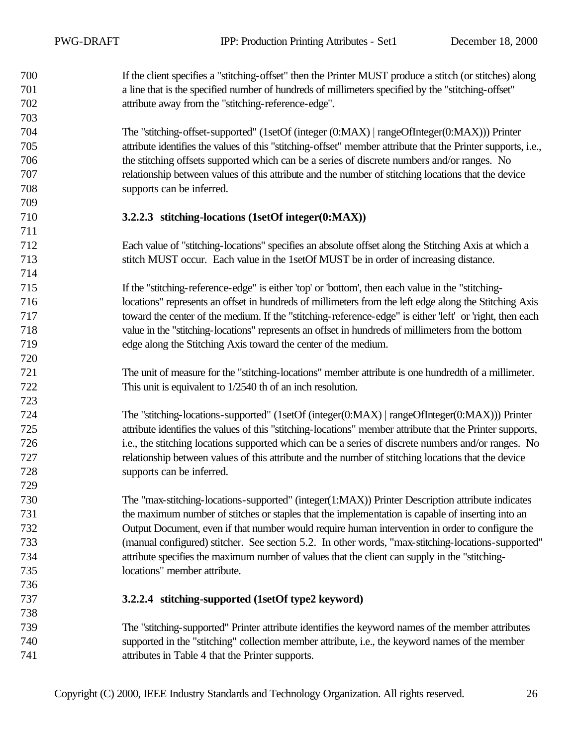If the client specifies a "stitching-offset" then the Printer MUST produce a stitch (or stitches) along a line that is the specified number of hundreds of millimeters specified by the "stitching-offset" attribute away from the "stitching-reference-edge".

The "stitching-offset-supported" (1setOf (integer (0:MAX) | rangeOfInteger(0:MAX))) Printer attribute identifies the values of this "stitching-offset" member attribute that the Printer supports, i.e., the stitching offsets supported which can be a series of discrete numbers and/or ranges. No relationship between values of this attribute and the number of stitching locations that the device supports can be inferred.

#### 3.2.2.3 stitching-locations (1setOf integer(0:MAX))

Each value of "stitching-locations" specifies an absolute offset along the Stitching Axis at which a stitch MUST occur. Each value in the 1setOf MUST be in order of increasing distance.

If the "stitching-reference-edge" is either 'top' or 'bottom', then each value in the "stitching-locations" represents an offset in hundreds of millimeters from the left edge along the Stitching Axis toward the center of the medium. If the "stitching-reference-edge" is either 'left' or 'right, then each value in the "stitching-locations" represents an offset in hundreds of millimeters from the bottom edge along the Stitching Axis toward the center of the medium.

The unit of measure for the "stitching-locations" member attribute is one hundredth of a millimeter. This unit is equivalent to 1/2540 th of an inch resolution.

The "stitching-locations-supported" (1setOf (integer(0:MAX) | rangeOfInteger(0:MAX))) Printer attribute identifies the values of this "stitching-locations" member attribute that the Printer supports, i.e., the stitching locations supported which can be a series of discrete numbers and/or ranges. No relationship between values of this attribute and the number of stitching locations that the device supports can be inferred.

The "max-stitching-locations-supported" (integer(1:MAX)) Printer Description attribute indicates the maximum number of stitches or staples that the implementation is capable of inserting into an Output Document, even if that number would require human intervention in order to configure the (manual configured) stitcher. See section 5.2. In other words, "max-stitching-locations-supported" attribute specifies the maximum number of values that the client can supply in the "stitching-locations" member attribute.

#### 3.2.2.4 stitching-supported (1setOf type2 keyword)

The "stitching-supported" Printer attribute identifies the keyword names of the member attributes supported in the "stitching" collection member attribute, i.e., the keyword names of the member attributes in Table 4 that the Printer supports.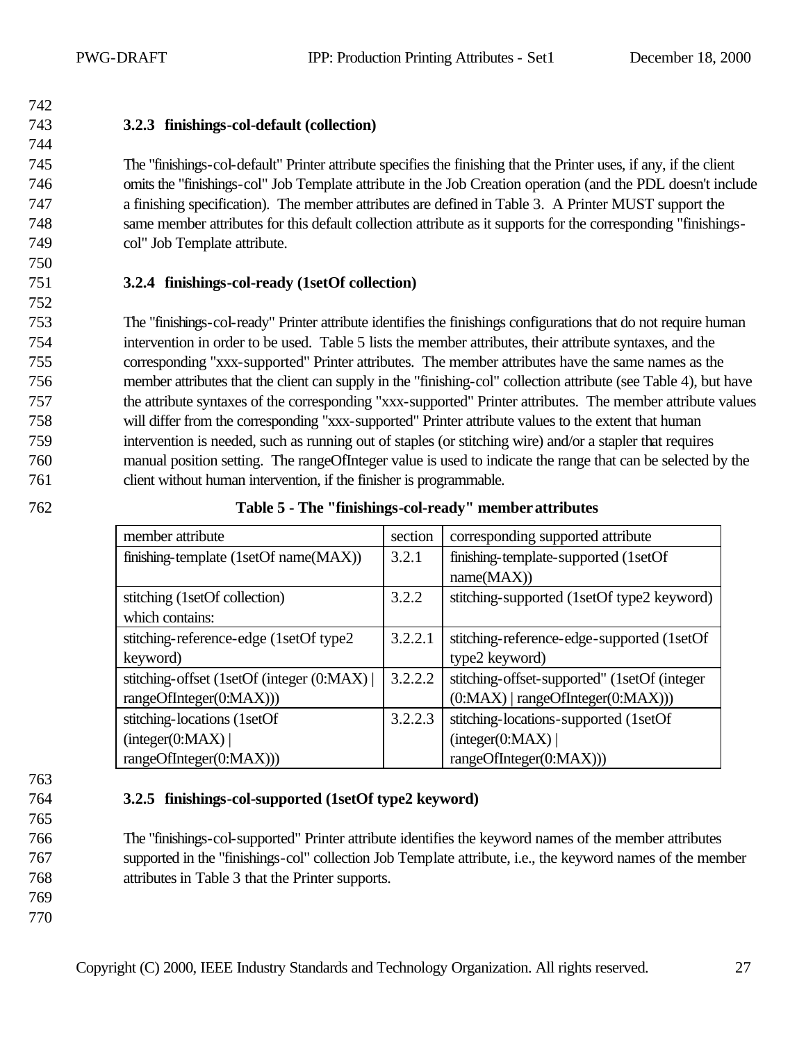### 3.2.3 finishings-col-default (collection)

The "finishings-col-default" Printer attribute specifies the finishing that the Printer uses, if any, if the client omits the "finishings-col" Job Template attribute in the Job Creation operation (and the PDL doesn't include a finishing specification). The member attributes are defined in Table 3. A Printer MUST support the same member attributes for this default collection attribute as it supports for the corresponding "finishings-col" Job Template attribute.

### 3.2.4 finishings-col-ready (1setOf collection)

The "finishings-col-ready" Printer attribute identifies the finishings configurations that do not require human intervention in order to be used. Table 5 lists the member attributes, their attribute syntaxes, and the corresponding "xxx-supported" Printer attributes. The member attributes have the same names as the member attributes that the client can supply in the "finishing-col" collection attribute (see Table 4), but have the attribute syntaxes of the corresponding "xxx-supported" Printer attributes. The member attribute values will differ from the corresponding "xxx-supported" Printer attribute values to the extent that human intervention is needed, such as running out of staples (or stitching wire) and/or a stapler that requires manual position setting. The rangeOfInteger value is used to indicate the range that can be selected by the client without human intervention, if the finisher is programmable.

**Table 5 - The "finishings-col-ready" member attributes**

| member attribute | section | corresponding supported attribute |
|---|---|---|
| finishing-template (1setOf name(MAX)) | 3.2.1 | finishing-template-supported (1setOf name(MAX)) |
| stitching (1setOf collection) which contains: | 3.2.2 | stitching-supported (1setOf type2 keyword) |
| stitching-reference-edge (1setOf type2 keyword) | 3.2.2.1 | stitching-reference-edge-supported (1setOf type2 keyword) |
| stitching-offset (1setOf (integer (0:MAX) \| rangeOfInteger(0:MAX))) | 3.2.2.2 | stitching-offset-supported" (1setOf (integer (0:MAX) \| rangeOfInteger(0:MAX))) |
| stitching-locations (1setOf (integer(0:MAX) \| rangeOfInteger(0:MAX))) | 3.2.2.3 | stitching-locations-supported (1setOf (integer(0:MAX) \| rangeOfInteger(0:MAX))) |

### 3.2.5 finishings-col-supported (1setOf type2 keyword)

The "finishings-col-supported" Printer attribute identifies the keyword names of the member attributes supported in the "finishings-col" collection Job Template attribute, i.e., the keyword names of the member attributes in Table 3 that the Printer supports.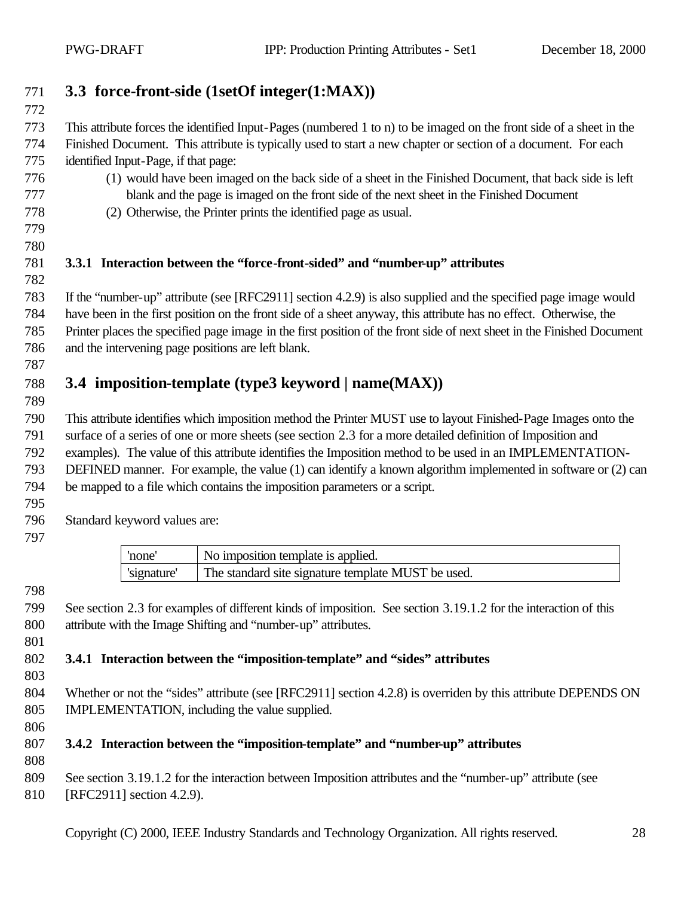## 3.3 force-front-side (1setOf integer(1:MAX))

This attribute forces the identified Input-Pages (numbered 1 to n) to be imaged on the front side of a sheet in the Finished Document. This attribute is typically used to start a new chapter or section of a document. For each identified Input-Page, if that page:

(1) would have been imaged on the back side of a sheet in the Finished Document, that back side is left blank and the page is imaged on the front side of the next sheet in the Finished Document

(2) Otherwise, the Printer prints the identified page as usual.

### 3.3.1 Interaction between the "force-front-sided" and "number-up" attributes

If the "number-up" attribute (see [RFC2911] section 4.2.9) is also supplied and the specified page image would have been in the first position on the front side of a sheet anyway, this attribute has no effect. Otherwise, the Printer places the specified page image in the first position of the front side of next sheet in the Finished Document and the intervening page positions are left blank.

## 3.4 imposition-template (type3 keyword | name(MAX))

This attribute identifies which imposition method the Printer MUST use to layout Finished-Page Images onto the surface of a series of one or more sheets (see section 2.3 for a more detailed definition of Imposition and examples). The value of this attribute identifies the Imposition method to be used in an IMPLEMENTATION-DEFINED manner. For example, the value (1) can identify a known algorithm implemented in software or (2) can be mapped to a file which contains the imposition parameters or a script.

Standard keyword values are:

| | |
|---|---|
| 'none' | No imposition template is applied. |
| 'signature' | The standard site signature template MUST be used. |

See section 2.3 for examples of different kinds of imposition. See section 3.19.1.2 for the interaction of this attribute with the Image Shifting and "number-up" attributes.

### 3.4.1 Interaction between the "imposition-template" and "sides" attributes

Whether or not the "sides" attribute (see [RFC2911] section 4.2.8) is overriden by this attribute DEPENDS ON IMPLEMENTATION, including the value supplied.

### 3.4.2 Interaction between the "imposition-template" and "number-up" attributes

See section 3.19.1.2 for the interaction between Imposition attributes and the "number-up" attribute (see [RFC2911] section 4.2.9).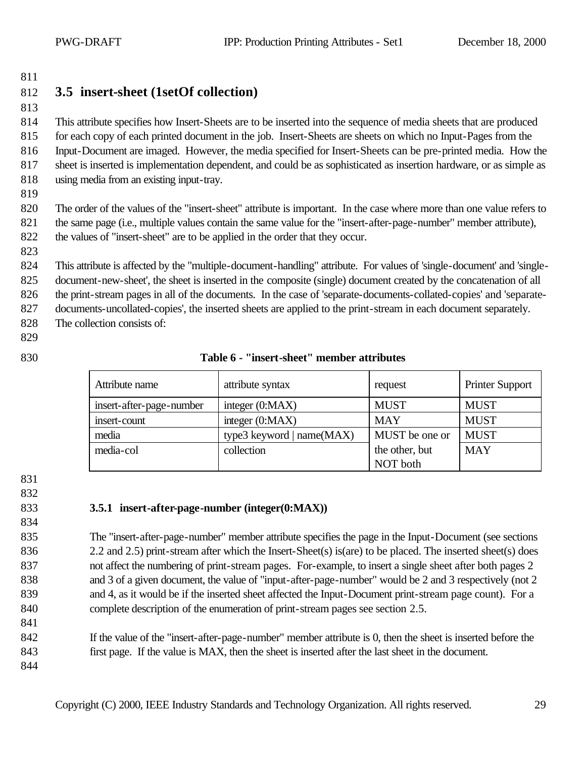## 3.5 insert-sheet (1setOf collection)

This attribute specifies how Insert-Sheets are to be inserted into the sequence of media sheets that are produced for each copy of each printed document in the job. Insert-Sheets are sheets on which no Input-Pages from the Input-Document are imaged. However, the media specified for Insert-Sheets can be pre-printed media. How the sheet is inserted is implementation dependent, and could be as sophisticated as insertion hardware, or as simple as using media from an existing input-tray.

The order of the values of the "insert-sheet" attribute is important. In the case where more than one value refers to the same page (i.e., multiple values contain the same value for the "insert-after-page-number" member attribute), the values of "insert-sheet" are to be applied in the order that they occur.

This attribute is affected by the "multiple-document-handling" attribute. For values of 'single-document' and 'single-document-new-sheet', the sheet is inserted in the composite (single) document created by the concatenation of all the print-stream pages in all of the documents. In the case of 'separate-documents-collated-copies' and 'separate-documents-uncollated-copies', the inserted sheets are applied to the print-stream in each document separately. The collection consists of:

**Table 6 - "insert-sheet" member attributes**

| Attribute name | attribute syntax | request | Printer Support |
|---|---|---|---|
| insert-after-page-number | integer (0:MAX) | MUST | MUST |
| insert-count | integer (0:MAX) | MAY | MUST |
| media | type3 keyword \| name(MAX) | MUST be one or the other, but NOT both | MUST |
| media-col | collection | | MAY |

### 3.5.1 insert-after-page-number (integer(0:MAX))

The "insert-after-page-number" member attribute specifies the page in the Input-Document (see sections 2.2 and 2.5) print-stream after which the Insert-Sheet(s) is(are) to be placed. The inserted sheet(s) does not affect the numbering of print-stream pages. For-example, to insert a single sheet after both pages 2 and 3 of a given document, the value of "input-after-page-number" would be 2 and 3 respectively (not 2 and 4, as it would be if the inserted sheet affected the Input-Document print-stream page count). For a complete description of the enumeration of print-stream pages see section 2.5.

If the value of the "insert-after-page-number" member attribute is 0, then the sheet is inserted before the first page. If the value is MAX, then the sheet is inserted after the last sheet in the document.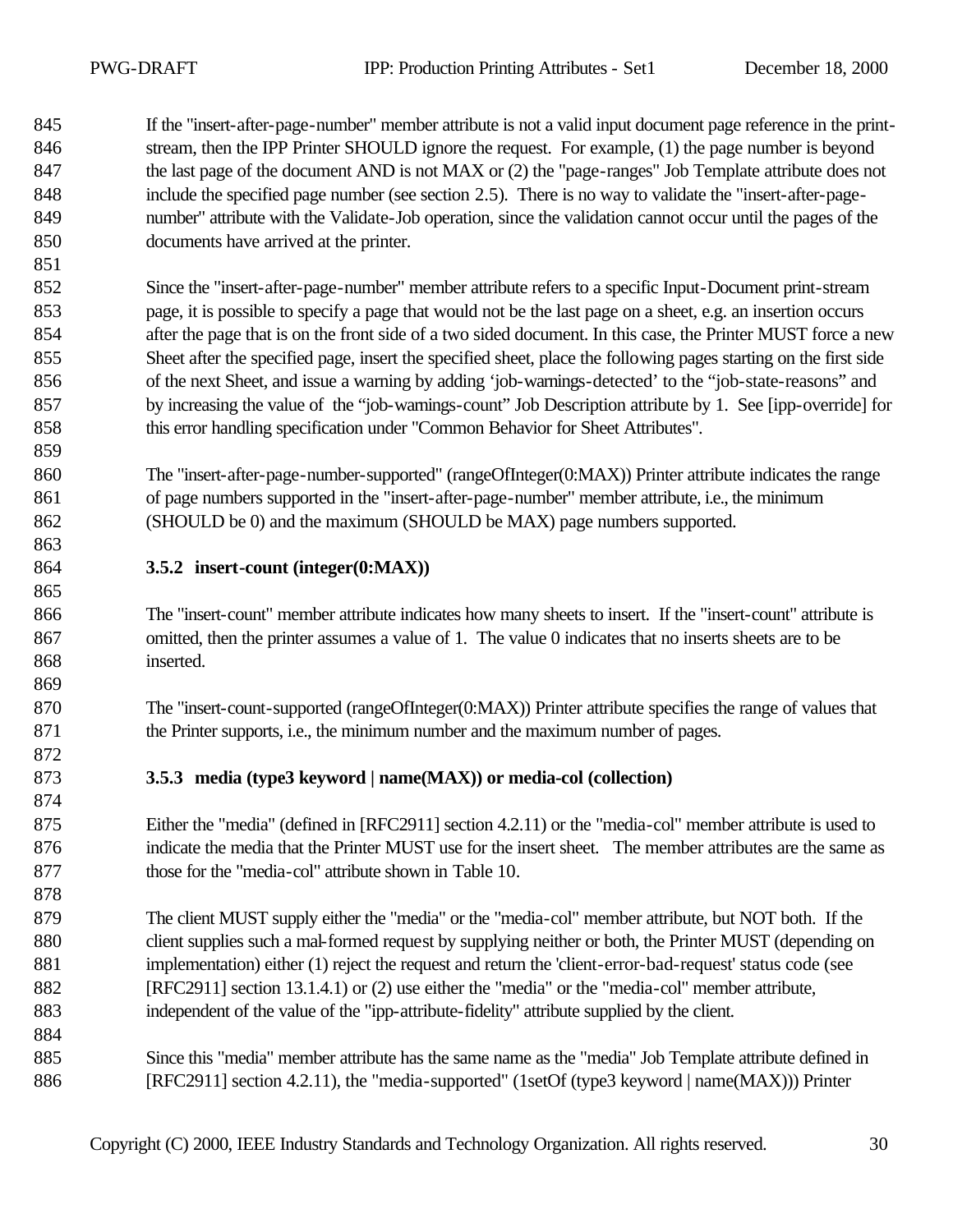If the "insert-after-page-number" member attribute is not a valid input document page reference in the print-stream, then the IPP Printer SHOULD ignore the request. For example, (1) the page number is beyond the last page of the document AND is not MAX or (2) the "page-ranges" Job Template attribute does not include the specified page number (see section 2.5). There is no way to validate the "insert-after-page-number" attribute with the Validate-Job operation, since the validation cannot occur until the pages of the documents have arrived at the printer.

Since the "insert-after-page-number" member attribute refers to a specific Input-Document print-stream page, it is possible to specify a page that would not be the last page on a sheet, e.g. an insertion occurs after the page that is on the front side of a two sided document. In this case, the Printer MUST force a new Sheet after the specified page, insert the specified sheet, place the following pages starting on the first side of the next Sheet, and issue a warning by adding 'job-warnings-detected' to the "job-state-reasons" and by increasing the value of the "job-warnings-count" Job Description attribute by 1. See [ipp-override] for this error handling specification under "Common Behavior for Sheet Attributes".

The "insert-after-page-number-supported" (rangeOfInteger(0:MAX)) Printer attribute indicates the range of page numbers supported in the "insert-after-page-number" member attribute, i.e., the minimum (SHOULD be 0) and the maximum (SHOULD be MAX) page numbers supported.

### 3.5.2 insert-count (integer(0:MAX))

The "insert-count" member attribute indicates how many sheets to insert. If the "insert-count" attribute is omitted, then the printer assumes a value of 1. The value 0 indicates that no inserts sheets are to be inserted.

The "insert-count-supported (rangeOfInteger(0:MAX)) Printer attribute specifies the range of values that the Printer supports, i.e., the minimum number and the maximum number of pages.

### 3.5.3 media (type3 keyword | name(MAX)) or media-col (collection)

Either the "media" (defined in [RFC2911] section 4.2.11) or the "media-col" member attribute is used to indicate the media that the Printer MUST use for the insert sheet. The member attributes are the same as those for the "media-col" attribute shown in Table 10.

The client MUST supply either the "media" or the "media-col" member attribute, but NOT both. If the client supplies such a mal-formed request by supplying neither or both, the Printer MUST (depending on implementation) either (1) reject the request and return the 'client-error-bad-request' status code (see [RFC2911] section 13.1.4.1) or (2) use either the "media" or the "media-col" member attribute, independent of the value of the "ipp-attribute-fidelity" attribute supplied by the client.

Since this "media" member attribute has the same name as the "media" Job Template attribute defined in [RFC2911] section 4.2.11), the "media-supported" (1setOf (type3 keyword | name(MAX))) Printer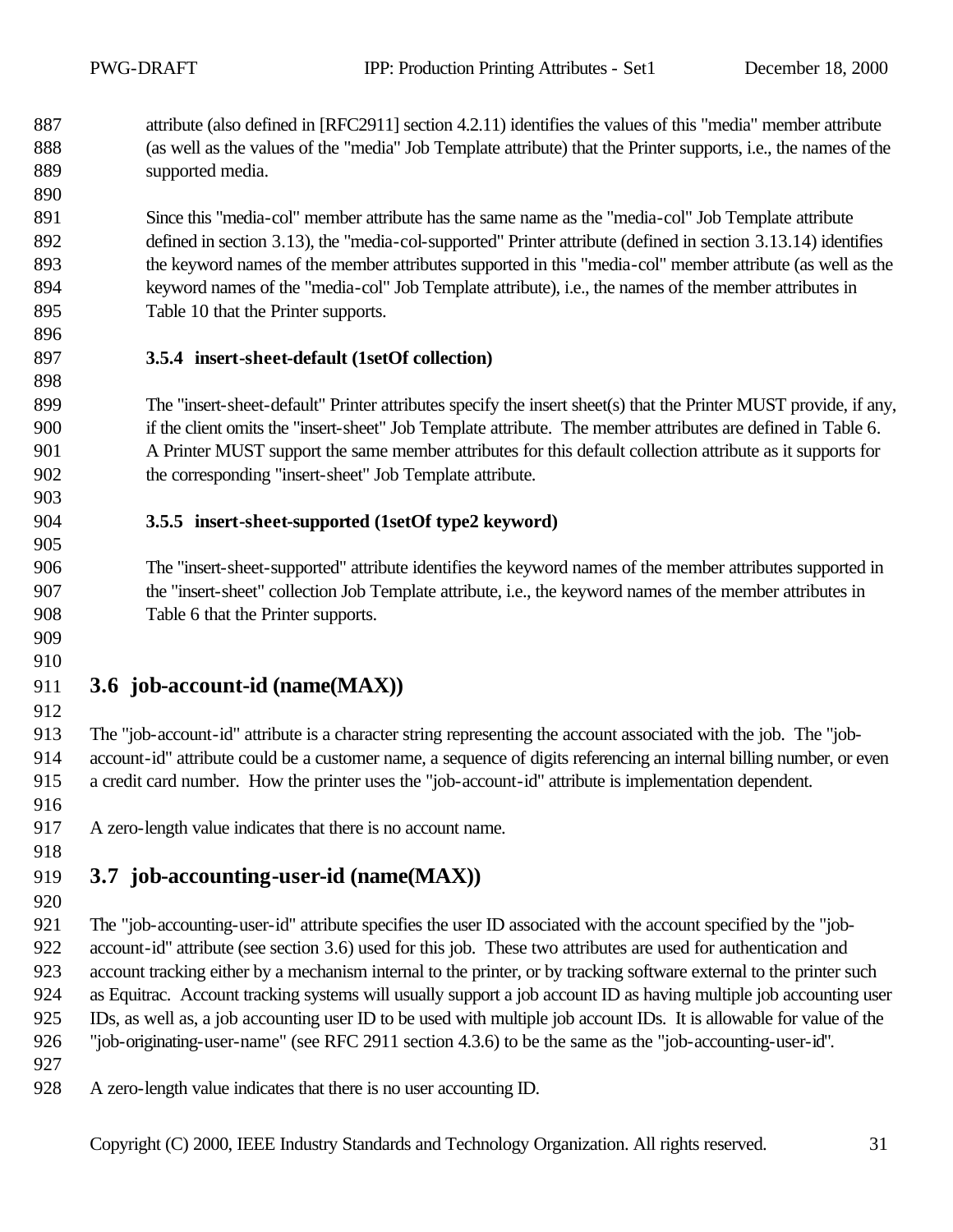attribute (also defined in [RFC2911] section 4.2.11) identifies the values of this "media" member attribute (as well as the values of the "media" Job Template attribute) that the Printer supports, i.e., the names of the supported media.

Since this "media-col" member attribute has the same name as the "media-col" Job Template attribute defined in section 3.13), the "media-col-supported" Printer attribute (defined in section 3.13.14) identifies the keyword names of the member attributes supported in this "media-col" member attribute (as well as the keyword names of the "media-col" Job Template attribute), i.e., the names of the member attributes in Table 10 that the Printer supports.

### 3.5.4 insert-sheet-default (1setOf collection)

The "insert-sheet-default" Printer attributes specify the insert sheet(s) that the Printer MUST provide, if any, if the client omits the "insert-sheet" Job Template attribute. The member attributes are defined in Table 6. A Printer MUST support the same member attributes for this default collection attribute as it supports for the corresponding "insert-sheet" Job Template attribute.

### 3.5.5 insert-sheet-supported (1setOf type2 keyword)

The "insert-sheet-supported" attribute identifies the keyword names of the member attributes supported in the "insert-sheet" collection Job Template attribute, i.e., the keyword names of the member attributes in Table 6 that the Printer supports.

## 3.6 job-account-id (name(MAX))

The "job-account-id" attribute is a character string representing the account associated with the job. The "job-account-id" attribute could be a customer name, a sequence of digits referencing an internal billing number, or even a credit card number. How the printer uses the "job-account-id" attribute is implementation dependent.

A zero-length value indicates that there is no account name.

## 3.7 job-accounting-user-id (name(MAX))

The "job-accounting-user-id" attribute specifies the user ID associated with the account specified by the "job-account-id" attribute (see section 3.6) used for this job. These two attributes are used for authentication and account tracking either by a mechanism internal to the printer, or by tracking software external to the printer such as Equitrac. Account tracking systems will usually support a job account ID as having multiple job accounting user IDs, as well as, a job accounting user ID to be used with multiple job account IDs. It is allowable for value of the "job-originating-user-name" (see RFC 2911 section 4.3.6) to be the same as the "job-accounting-user-id".

A zero-length value indicates that there is no user accounting ID.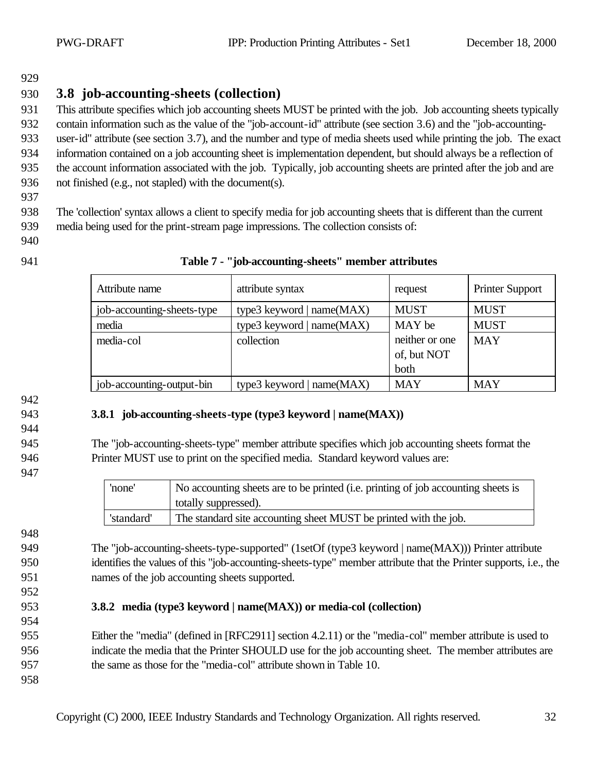## 3.8 job-accounting-sheets (collection)

This attribute specifies which job accounting sheets MUST be printed with the job. Job accounting sheets typically contain information such as the value of the "job-account-id" attribute (see section 3.6) and the "job-accounting-user-id" attribute (see section 3.7), and the number and type of media sheets used while printing the job. The exact information contained on a job accounting sheet is implementation dependent, but should always be a reflection of the account information associated with the job. Typically, job accounting sheets are printed after the job and are not finished (e.g., not stapled) with the document(s).

The 'collection' syntax allows a client to specify media for job accounting sheets that is different than the current media being used for the print-stream page impressions. The collection consists of:

**Table 7 - "job-accounting-sheets" member attributes**

| Attribute name | attribute syntax | request | Printer Support |
|---|---|---|---|
| job-accounting-sheets-type | type3 keyword \| name(MAX) | MUST | MUST |
| media | type3 keyword \| name(MAX) | MAY be neither or one of, but NOT both | MUST |
| media-col | collection | | MAY |
| job-accounting-output-bin | type3 keyword \| name(MAX) | MAY | MAY |

### 3.8.1 job-accounting-sheets-type (type3 keyword | name(MAX))

The "job-accounting-sheets-type" member attribute specifies which job accounting sheets format the Printer MUST use to print on the specified media. Standard keyword values are:

| | |
|---|---|
| 'none' | No accounting sheets are to be printed (i.e. printing of job accounting sheets is totally suppressed). |
| 'standard' | The standard site accounting sheet MUST be printed with the job. |

The "job-accounting-sheets-type-supported" (1setOf (type3 keyword | name(MAX))) Printer attribute identifies the values of this "job-accounting-sheets-type" member attribute that the Printer supports, i.e., the names of the job accounting sheets supported.

### 3.8.2 media (type3 keyword | name(MAX)) or media-col (collection)

Either the "media" (defined in [RFC2911] section 4.2.11) or the "media-col" member attribute is used to indicate the media that the Printer SHOULD use for the job accounting sheet. The member attributes are the same as those for the "media-col" attribute shown in Table 10.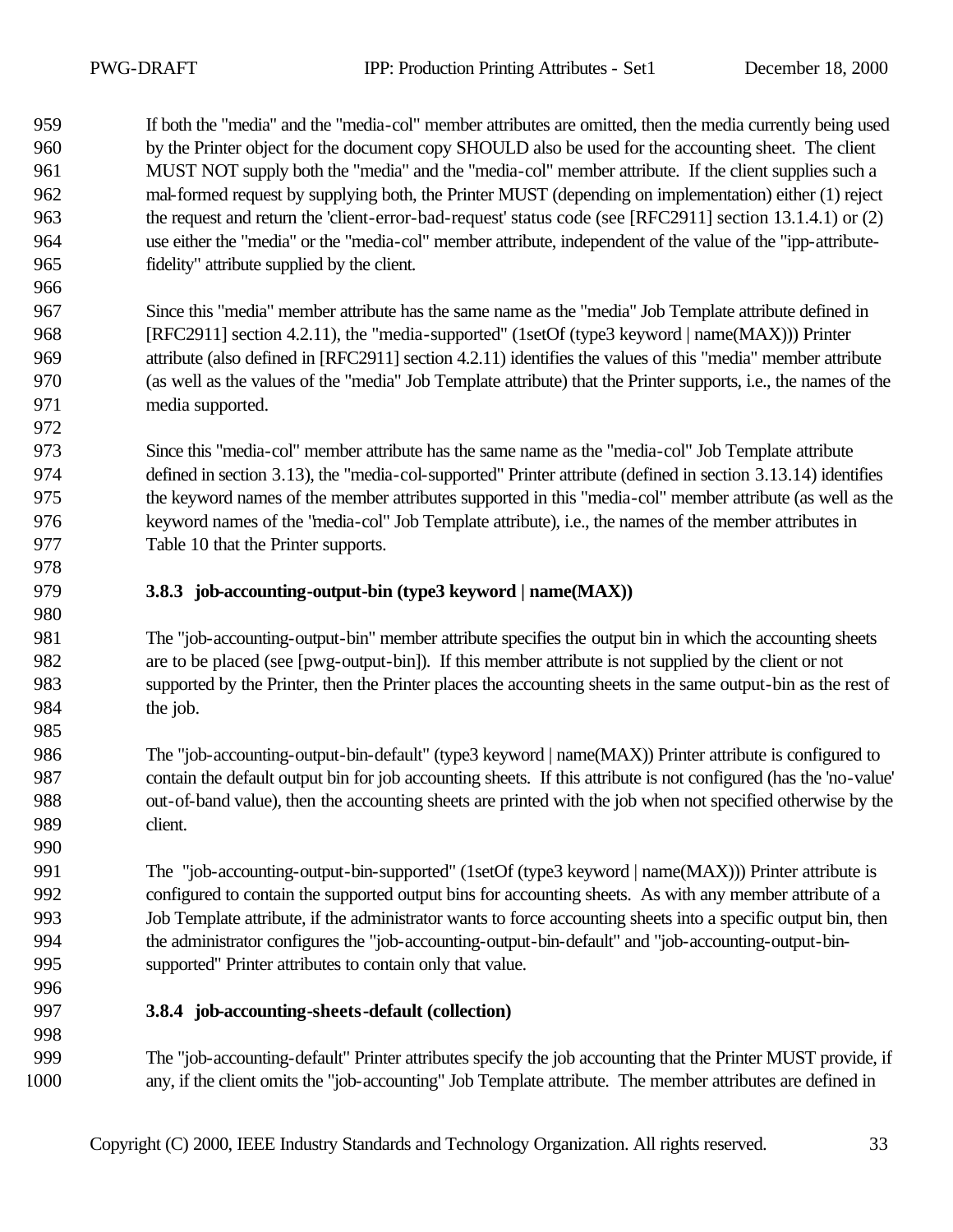If both the "media" and the "media-col" member attributes are omitted, then the media currently being used by the Printer object for the document copy SHOULD also be used for the accounting sheet. The client MUST NOT supply both the "media" and the "media-col" member attribute. If the client supplies such a mal-formed request by supplying both, the Printer MUST (depending on implementation) either (1) reject the request and return the 'client-error-bad-request' status code (see [RFC2911] section 13.1.4.1) or (2) use either the "media" or the "media-col" member attribute, independent of the value of the "ipp-attribute-fidelity" attribute supplied by the client.

Since this "media" member attribute has the same name as the "media" Job Template attribute defined in [RFC2911] section 4.2.11), the "media-supported" (1setOf (type3 keyword | name(MAX))) Printer attribute (also defined in [RFC2911] section 4.2.11) identifies the values of this "media" member attribute (as well as the values of the "media" Job Template attribute) that the Printer supports, i.e., the names of the media supported.

Since this "media-col" member attribute has the same name as the "media-col" Job Template attribute defined in section 3.13), the "media-col-supported" Printer attribute (defined in section 3.13.14) identifies the keyword names of the member attributes supported in this "media-col" member attribute (as well as the keyword names of the "media-col" Job Template attribute), i.e., the names of the member attributes in Table 10 that the Printer supports.

### 3.8.3 job-accounting-output-bin (type3 keyword | name(MAX))

The "job-accounting-output-bin" member attribute specifies the output bin in which the accounting sheets are to be placed (see [pwg-output-bin]). If this member attribute is not supplied by the client or not supported by the Printer, then the Printer places the accounting sheets in the same output-bin as the rest of the job.

The "job-accounting-output-bin-default" (type3 keyword | name(MAX)) Printer attribute is configured to contain the default output bin for job accounting sheets. If this attribute is not configured (has the 'no-value' out-of-band value), then the accounting sheets are printed with the job when not specified otherwise by the client.

The "job-accounting-output-bin-supported" (1setOf (type3 keyword | name(MAX))) Printer attribute is configured to contain the supported output bins for accounting sheets. As with any member attribute of a Job Template attribute, if the administrator wants to force accounting sheets into a specific output bin, then the administrator configures the "job-accounting-output-bin-default" and "job-accounting-output-bin-supported" Printer attributes to contain only that value.

### 3.8.4 job-accounting-sheets-default (collection)

The "job-accounting-default" Printer attributes specify the job accounting that the Printer MUST provide, if any, if the client omits the "job-accounting" Job Template attribute. The member attributes are defined in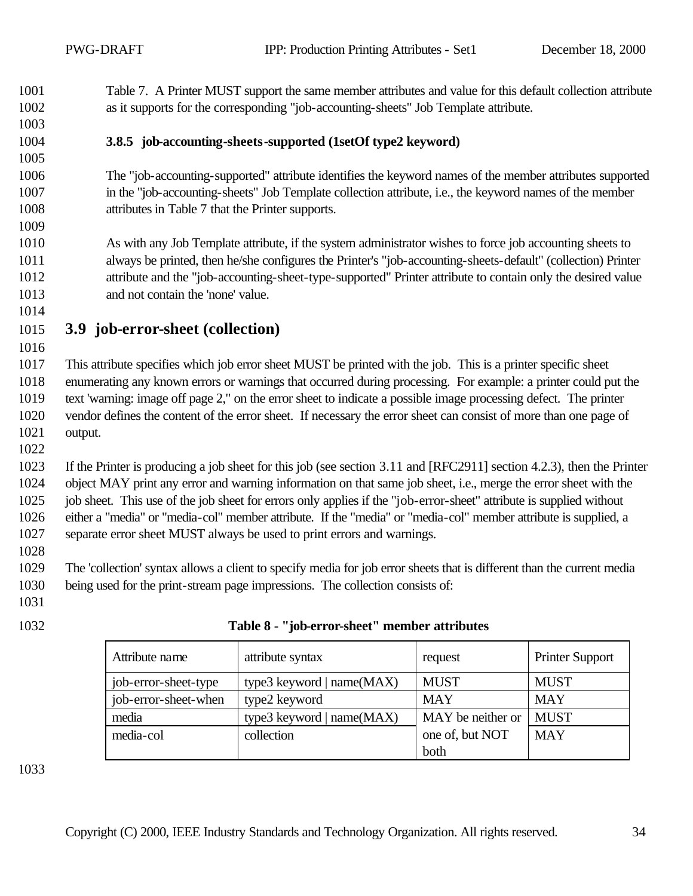Table 7. A Printer MUST support the same member attributes and value for this default collection attribute as it supports for the corresponding "job-accounting-sheets" Job Template attribute.

#### 3.8.5 job-accounting-sheets-supported (1setOf type2 keyword)

The "job-accounting-supported" attribute identifies the keyword names of the member attributes supported in the "job-accounting-sheets" Job Template collection attribute, i.e., the keyword names of the member attributes in Table 7 that the Printer supports.

As with any Job Template attribute, if the system administrator wishes to force job accounting sheets to always be printed, then he/she configures the Printer's "job-accounting-sheets-default" (collection) Printer attribute and the "job-accounting-sheet-type-supported" Printer attribute to contain only the desired value and not contain the 'none' value.

## 3.9 job-error-sheet (collection)

This attribute specifies which job error sheet MUST be printed with the job. This is a printer specific sheet enumerating any known errors or warnings that occurred during processing. For example: a printer could put the text 'warning: image off page 2," on the error sheet to indicate a possible image processing defect. The printer vendor defines the content of the error sheet. If necessary the error sheet can consist of more than one page of output.

If the Printer is producing a job sheet for this job (see section 3.11 and [RFC2911] section 4.2.3), then the Printer object MAY print any error and warning information on that same job sheet, i.e., merge the error sheet with the job sheet. This use of the job sheet for errors only applies if the "job-error-sheet" attribute is supplied without either a "media" or "media-col" member attribute. If the "media" or "media-col" member attribute is supplied, a separate error sheet MUST always be used to print errors and warnings.

The 'collection' syntax allows a client to specify media for job error sheets that is different than the current media being used for the print-stream page impressions. The collection consists of:

**Table 8 - "job-error-sheet" member attributes**

| Attribute name | attribute syntax | request | Printer Support |
|---|---|---|---|
| job-error-sheet-type | type3 keyword \| name(MAX) | MUST | MUST |
| job-error-sheet-when | type2 keyword | MAY | MAY |
| media | type3 keyword \| name(MAX) | MAY be neither or one of, but NOT both | MUST |
| media-col | collection | | MAY |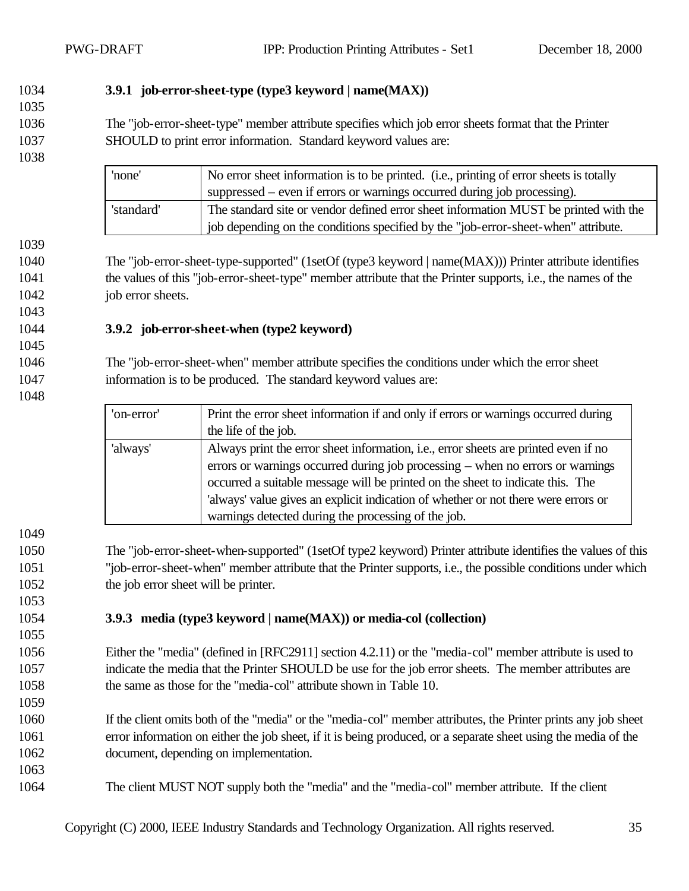### 3.9.1 job-error-sheet-type (type3 keyword | name(MAX))

The "job-error-sheet-type" member attribute specifies which job error sheets format that the Printer SHOULD to print error information. Standard keyword values are:

| | |
|---|---|
| 'none' | No error sheet information is to be printed. (i.e., printing of error sheets is totally suppressed – even if errors or warnings occurred during job processing). |
| 'standard' | The standard site or vendor defined error sheet information MUST be printed with the job depending on the conditions specified by the "job-error-sheet-when" attribute. |

The "job-error-sheet-type-supported" (1setOf (type3 keyword | name(MAX))) Printer attribute identifies the values of this "job-error-sheet-type" member attribute that the Printer supports, i.e., the names of the job error sheets.

### 3.9.2 job-error-sheet-when (type2 keyword)

The "job-error-sheet-when" member attribute specifies the conditions under which the error sheet information is to be produced. The standard keyword values are:

| | |
|---|---|
| 'on-error' | Print the error sheet information if and only if errors or warnings occurred during the life of the job. |
| 'always' | Always print the error sheet information, i.e., error sheets are printed even if no errors or warnings occurred during job processing – when no errors or warnings occurred a suitable message will be printed on the sheet to indicate this. The 'always' value gives an explicit indication of whether or not there were errors or warnings detected during the processing of the job. |

The "job-error-sheet-when-supported" (1setOf type2 keyword) Printer attribute identifies the values of this "job-error-sheet-when" member attribute that the Printer supports, i.e., the possible conditions under which the job error sheet will be printer.

### 3.9.3 media (type3 keyword | name(MAX)) or media-col (collection)

Either the "media" (defined in [RFC2911] section 4.2.11) or the "media-col" member attribute is used to indicate the media that the Printer SHOULD be use for the job error sheets. The member attributes are the same as those for the "media-col" attribute shown in Table 10.

If the client omits both of the "media" or the "media-col" member attributes, the Printer prints any job sheet error information on either the job sheet, if it is being produced, or a separate sheet using the media of the document, depending on implementation.

The client MUST NOT supply both the "media" and the "media-col" member attribute. If the client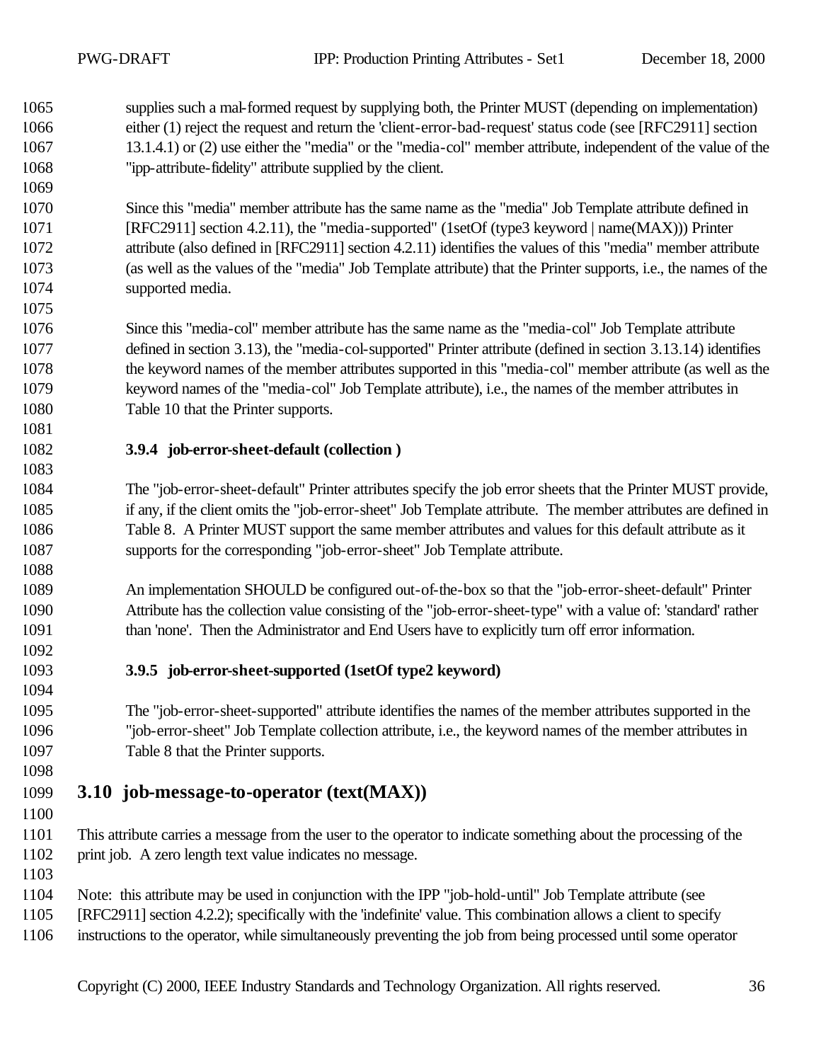supplies such a mal-formed request by supplying both, the Printer MUST (depending on implementation) either (1) reject the request and return the 'client-error-bad-request' status code (see [RFC2911] section 13.1.4.1) or (2) use either the "media" or the "media-col" member attribute, independent of the value of the "ipp-attribute-fidelity" attribute supplied by the client.

Since this "media" member attribute has the same name as the "media" Job Template attribute defined in [RFC2911] section 4.2.11), the "media-supported" (1setOf (type3 keyword | name(MAX))) Printer attribute (also defined in [RFC2911] section 4.2.11) identifies the values of this "media" member attribute (as well as the values of the "media" Job Template attribute) that the Printer supports, i.e., the names of the supported media.

Since this "media-col" member attribute has the same name as the "media-col" Job Template attribute defined in section 3.13), the "media-col-supported" Printer attribute (defined in section 3.13.14) identifies the keyword names of the member attributes supported in this "media-col" member attribute (as well as the keyword names of the "media-col" Job Template attribute), i.e., the names of the member attributes in Table 10 that the Printer supports.

### 3.9.4 job-error-sheet-default (collection )

The "job-error-sheet-default" Printer attributes specify the job error sheets that the Printer MUST provide, if any, if the client omits the "job-error-sheet" Job Template attribute. The member attributes are defined in Table 8. A Printer MUST support the same member attributes and values for this default attribute as it supports for the corresponding "job-error-sheet" Job Template attribute.

An implementation SHOULD be configured out-of-the-box so that the "job-error-sheet-default" Printer Attribute has the collection value consisting of the "job-error-sheet-type" with a value of: 'standard' rather than 'none'. Then the Administrator and End Users have to explicitly turn off error information.

### 3.9.5 job-error-sheet-supported (1setOf type2 keyword)

The "job-error-sheet-supported" attribute identifies the names of the member attributes supported in the "job-error-sheet" Job Template collection attribute, i.e., the keyword names of the member attributes in Table 8 that the Printer supports.

## 3.10 job-message-to-operator (text(MAX))

This attribute carries a message from the user to the operator to indicate something about the processing of the print job. A zero length text value indicates no message.

Note: this attribute may be used in conjunction with the IPP "job-hold-until" Job Template attribute (see [RFC2911] section 4.2.2); specifically with the 'indefinite' value. This combination allows a client to specify instructions to the operator, while simultaneously preventing the job from being processed until some operator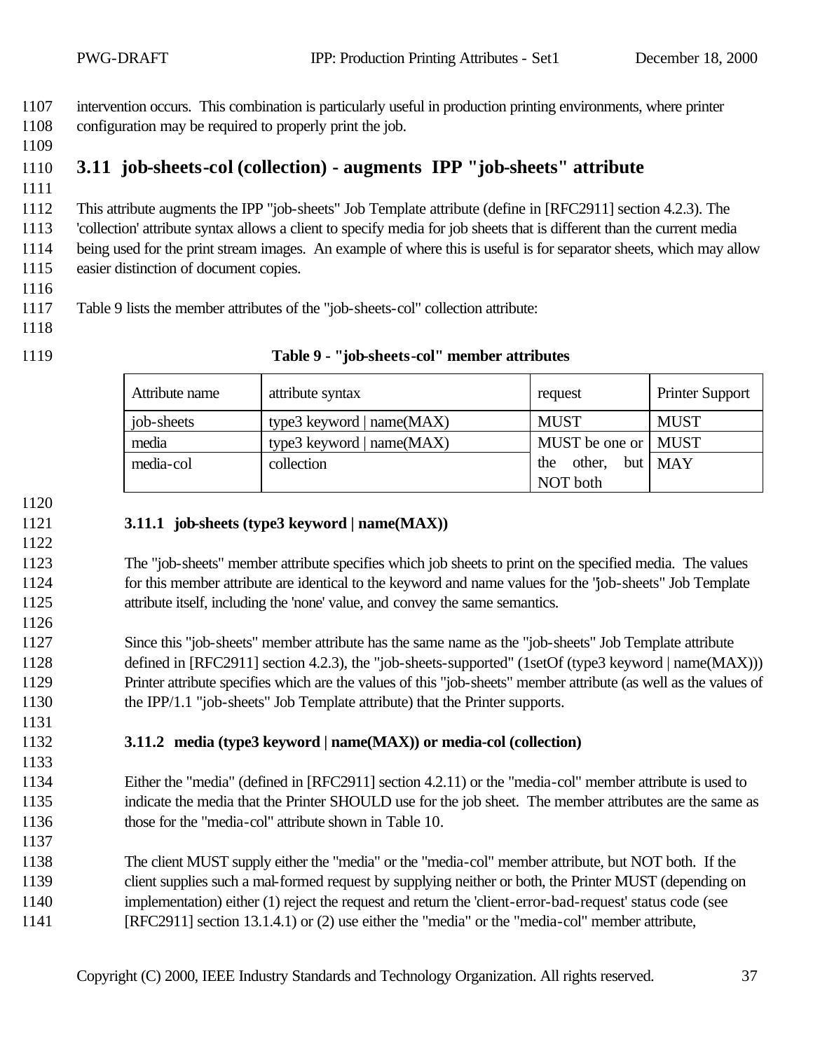intervention occurs. This combination is particularly useful in production printing environments, where printer configuration may be required to properly print the job.

## 3.11 job-sheets-col (collection) - augments IPP "job-sheets" attribute

This attribute augments the IPP "job-sheets" Job Template attribute (define in [RFC2911] section 4.2.3). The 'collection' attribute syntax allows a client to specify media for job sheets that is different than the current media being used for the print stream images. An example of where this is useful is for separator sheets, which may allow easier distinction of document copies.

Table 9 lists the member attributes of the "job-sheets-col" collection attribute:

**Table 9 - "job-sheets-col" member attributes**

| Attribute name | attribute syntax | request | Printer Support |
|---|---|---|---|
| job-sheets | type3 keyword \| name(MAX) | MUST | MUST |
| media | type3 keyword \| name(MAX) | MUST be one or the other, but NOT both | MUST |
| media-col | collection | | MAY |

### 3.11.1 job-sheets (type3 keyword | name(MAX))

The "job-sheets" member attribute specifies which job sheets to print on the specified media. The values for this member attribute are identical to the keyword and name values for the "job-sheets" Job Template attribute itself, including the 'none' value, and convey the same semantics.

Since this "job-sheets" member attribute has the same name as the "job-sheets" Job Template attribute defined in [RFC2911] section 4.2.3), the "job-sheets-supported" (1setOf (type3 keyword | name(MAX))) Printer attribute specifies which are the values of this "job-sheets" member attribute (as well as the values of the IPP/1.1 "job-sheets" Job Template attribute) that the Printer supports.

### 3.11.2 media (type3 keyword | name(MAX)) or media-col (collection)

Either the "media" (defined in [RFC2911] section 4.2.11) or the "media-col" member attribute is used to indicate the media that the Printer SHOULD use for the job sheet. The member attributes are the same as those for the "media-col" attribute shown in Table 10.

The client MUST supply either the "media" or the "media-col" member attribute, but NOT both. If the client supplies such a mal-formed request by supplying neither or both, the Printer MUST (depending on implementation) either (1) reject the request and return the 'client-error-bad-request' status code (see [RFC2911] section 13.1.4.1) or (2) use either the "media" or the "media-col" member attribute,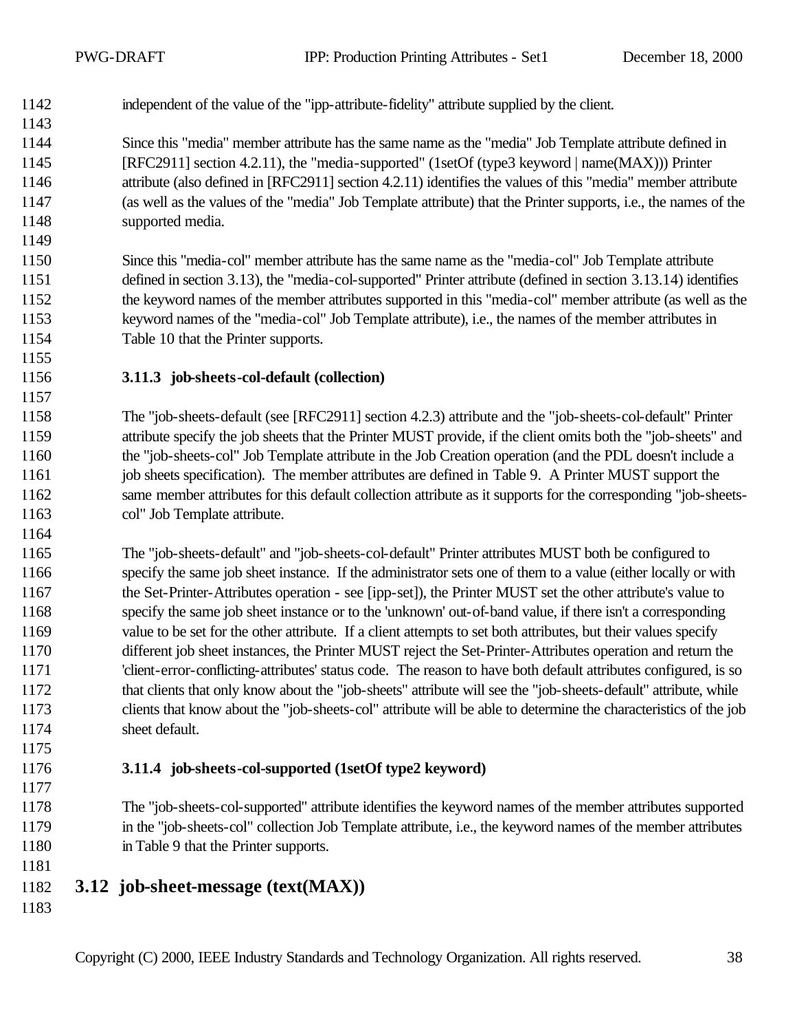independent of the value of the "ipp-attribute-fidelity" attribute supplied by the client.

Since this "media" member attribute has the same name as the "media" Job Template attribute defined in [RFC2911] section 4.2.11), the "media-supported" (1setOf (type3 keyword | name(MAX))) Printer attribute (also defined in [RFC2911] section 4.2.11) identifies the values of this "media" member attribute (as well as the values of the "media" Job Template attribute) that the Printer supports, i.e., the names of the supported media.

Since this "media-col" member attribute has the same name as the "media-col" Job Template attribute defined in section 3.13), the "media-col-supported" Printer attribute (defined in section 3.13.14) identifies the keyword names of the member attributes supported in this "media-col" member attribute (as well as the keyword names of the "media-col" Job Template attribute), i.e., the names of the member attributes in Table 10 that the Printer supports.

### 3.11.3 job-sheets-col-default (collection)

The "job-sheets-default (see [RFC2911] section 4.2.3) attribute and the "job-sheets-col-default" Printer attribute specify the job sheets that the Printer MUST provide, if the client omits both the "job-sheets" and the "job-sheets-col" Job Template attribute in the Job Creation operation (and the PDL doesn't include a job sheets specification). The member attributes are defined in Table 9. A Printer MUST support the same member attributes for this default collection attribute as it supports for the corresponding "job-sheets-col" Job Template attribute.

The "job-sheets-default" and "job-sheets-col-default" Printer attributes MUST both be configured to specify the same job sheet instance. If the administrator sets one of them to a value (either locally or with the Set-Printer-Attributes operation - see [ipp-set]), the Printer MUST set the other attribute's value to specify the same job sheet instance or to the 'unknown' out-of-band value, if there isn't a corresponding value to be set for the other attribute. If a client attempts to set both attributes, but their values specify different job sheet instances, the Printer MUST reject the Set-Printer-Attributes operation and return the 'client-error-conflicting-attributes' status code. The reason to have both default attributes configured, is so that clients that only know about the "job-sheets" attribute will see the "job-sheets-default" attribute, while clients that know about the "job-sheets-col" attribute will be able to determine the characteristics of the job sheet default.

### 3.11.4 job-sheets-col-supported (1setOf type2 keyword)

The "job-sheets-col-supported" attribute identifies the keyword names of the member attributes supported in the "job-sheets-col" collection Job Template attribute, i.e., the keyword names of the member attributes in Table 9 that the Printer supports.

## 3.12 job-sheet-message (text(MAX))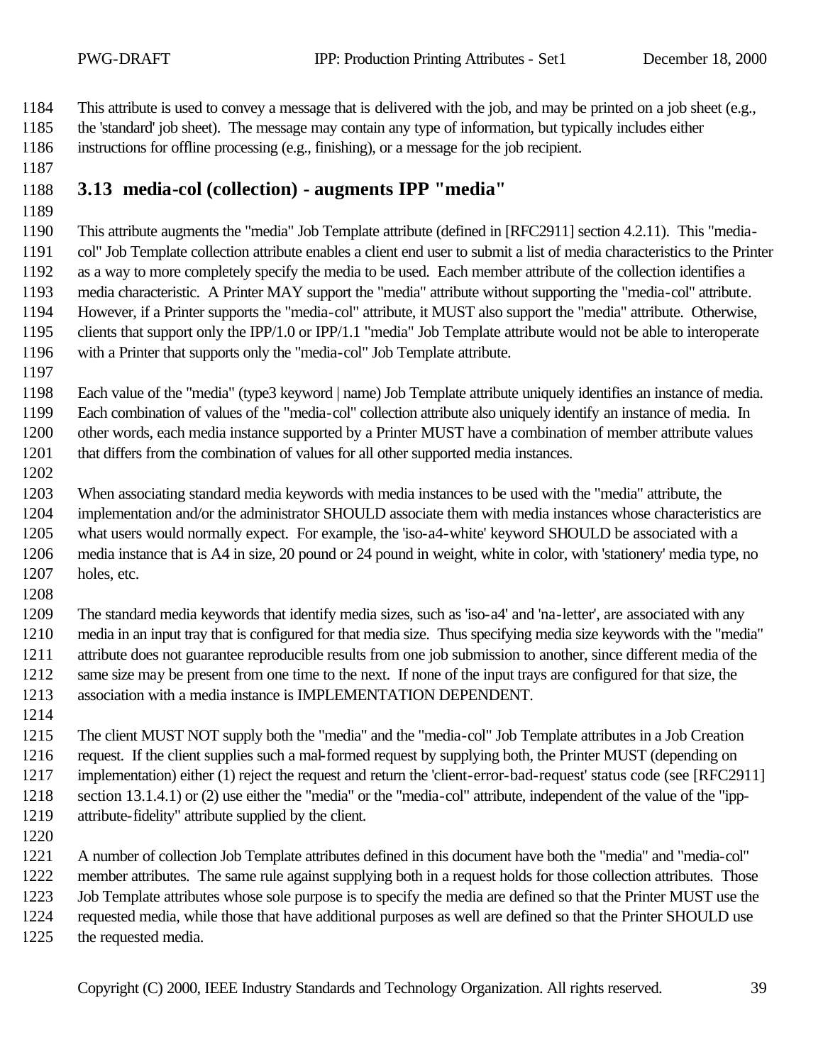This attribute is used to convey a message that is delivered with the job, and may be printed on a job sheet (e.g., the 'standard' job sheet). The message may contain any type of information, but typically includes either instructions for offline processing (e.g., finishing), or a message for the job recipient.

## 3.13 media-col (collection) - augments IPP "media"

This attribute augments the "media" Job Template attribute (defined in [RFC2911] section 4.2.11). This "media-col" Job Template collection attribute enables a client end user to submit a list of media characteristics to the Printer as a way to more completely specify the media to be used. Each member attribute of the collection identifies a media characteristic. A Printer MAY support the "media" attribute without supporting the "media-col" attribute. However, if a Printer supports the "media-col" attribute, it MUST also support the "media" attribute. Otherwise, clients that support only the IPP/1.0 or IPP/1.1 "media" Job Template attribute would not be able to interoperate with a Printer that supports only the "media-col" Job Template attribute.

Each value of the "media" (type3 keyword | name) Job Template attribute uniquely identifies an instance of media. Each combination of values of the "media-col" collection attribute also uniquely identify an instance of media. In other words, each media instance supported by a Printer MUST have a combination of member attribute values that differs from the combination of values for all other supported media instances.

When associating standard media keywords with media instances to be used with the "media" attribute, the implementation and/or the administrator SHOULD associate them with media instances whose characteristics are what users would normally expect. For example, the 'iso-a4-white' keyword SHOULD be associated with a media instance that is A4 in size, 20 pound or 24 pound in weight, white in color, with 'stationery' media type, no holes, etc.

The standard media keywords that identify media sizes, such as 'iso-a4' and 'na-letter', are associated with any media in an input tray that is configured for that media size. Thus specifying media size keywords with the "media" attribute does not guarantee reproducible results from one job submission to another, since different media of the same size may be present from one time to the next. If none of the input trays are configured for that size, the association with a media instance is IMPLEMENTATION DEPENDENT.

The client MUST NOT supply both the "media" and the "media-col" Job Template attributes in a Job Creation request. If the client supplies such a mal-formed request by supplying both, the Printer MUST (depending on implementation) either (1) reject the request and return the 'client-error-bad-request' status code (see [RFC2911] section 13.1.4.1) or (2) use either the "media" or the "media-col" attribute, independent of the value of the "ipp-attribute-fidelity" attribute supplied by the client.

A number of collection Job Template attributes defined in this document have both the "media" and "media-col" member attributes. The same rule against supplying both in a request holds for those collection attributes. Those Job Template attributes whose sole purpose is to specify the media are defined so that the Printer MUST use the requested media, while those that have additional purposes as well are defined so that the Printer SHOULD use the requested media.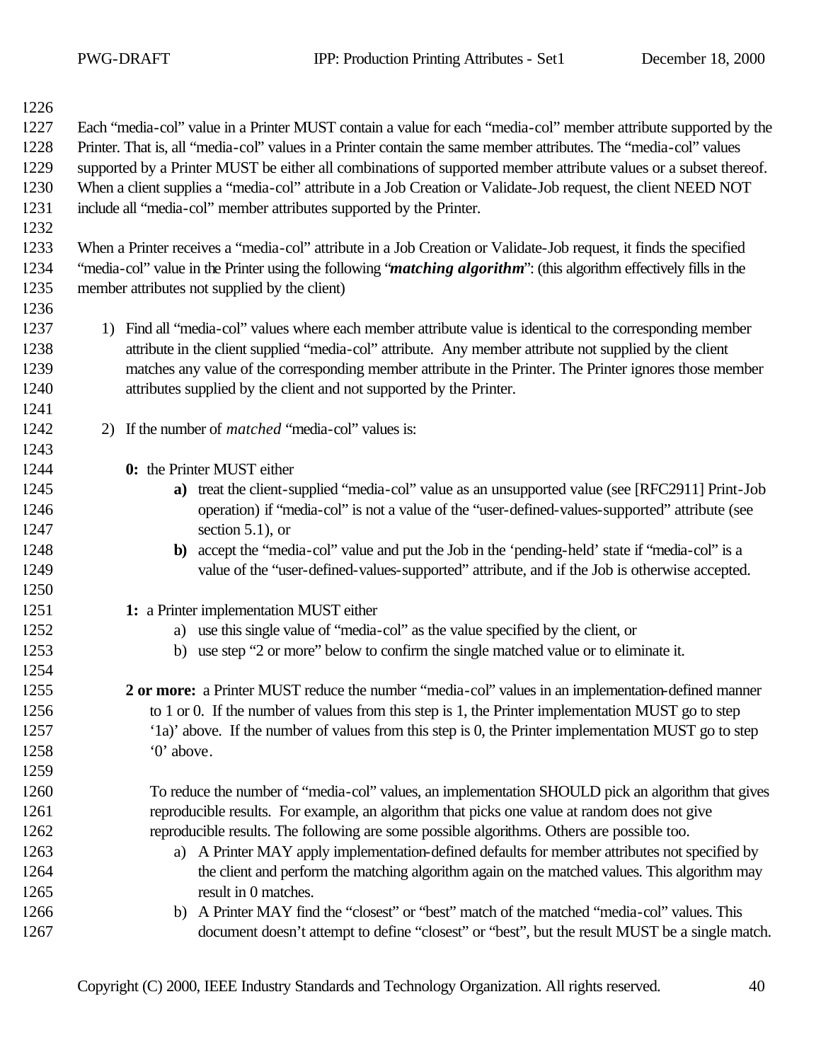Each "media-col" value in a Printer MUST contain a value for each "media-col" member attribute supported by the Printer. That is, all "media-col" values in a Printer contain the same member attributes. The "media-col" values supported by a Printer MUST be either all combinations of supported member attribute values or a subset thereof. When a client supplies a "media-col" attribute in a Job Creation or Validate-Job request, the client NEED NOT include all "media-col" member attributes supported by the Printer.

When a Printer receives a "media-col" attribute in a Job Creation or Validate-Job request, it finds the specified "media-col" value in the Printer using the following "***matching algorithm***": (this algorithm effectively fills in the member attributes not supplied by the client)

1) Find all "media-col" values where each member attribute value is identical to the corresponding member attribute in the client supplied "media-col" attribute. Any member attribute not supplied by the client matches any value of the corresponding member attribute in the Printer. The Printer ignores those member attributes supplied by the client and not supported by the Printer.

2) If the number of *matched* "media-col" values is:

   **0:** the Printer MUST either
   - **a)** treat the client-supplied "media-col" value as an unsupported value (see [RFC2911] Print-Job operation) if "media-col" is not a value of the "user-defined-values-supported" attribute (see section 5.1), or
   - **b)** accept the "media-col" value and put the Job in the 'pending-held' state if "media-col" is a value of the "user-defined-values-supported" attribute, and if the Job is otherwise accepted.

   **1:** a Printer implementation MUST either
   - a) use this single value of "media-col" as the value specified by the client, or
   - b) use step "2 or more" below to confirm the single matched value or to eliminate it.

   **2 or more:** a Printer MUST reduce the number "media-col" values in an implementation-defined manner to 1 or 0. If the number of values from this step is 1, the Printer implementation MUST go to step '1a)' above. If the number of values from this step is 0, the Printer implementation MUST go to step '0' above.

   To reduce the number of "media-col" values, an implementation SHOULD pick an algorithm that gives reproducible results. For example, an algorithm that picks one value at random does not give reproducible results. The following are some possible algorithms. Others are possible too.
   - a) A Printer MAY apply implementation-defined defaults for member attributes not specified by the client and perform the matching algorithm again on the matched values. This algorithm may result in 0 matches.
   - b) A Printer MAY find the "closest" or "best" match of the matched "media-col" values. This document doesn't attempt to define "closest" or "best", but the result MUST be a single match.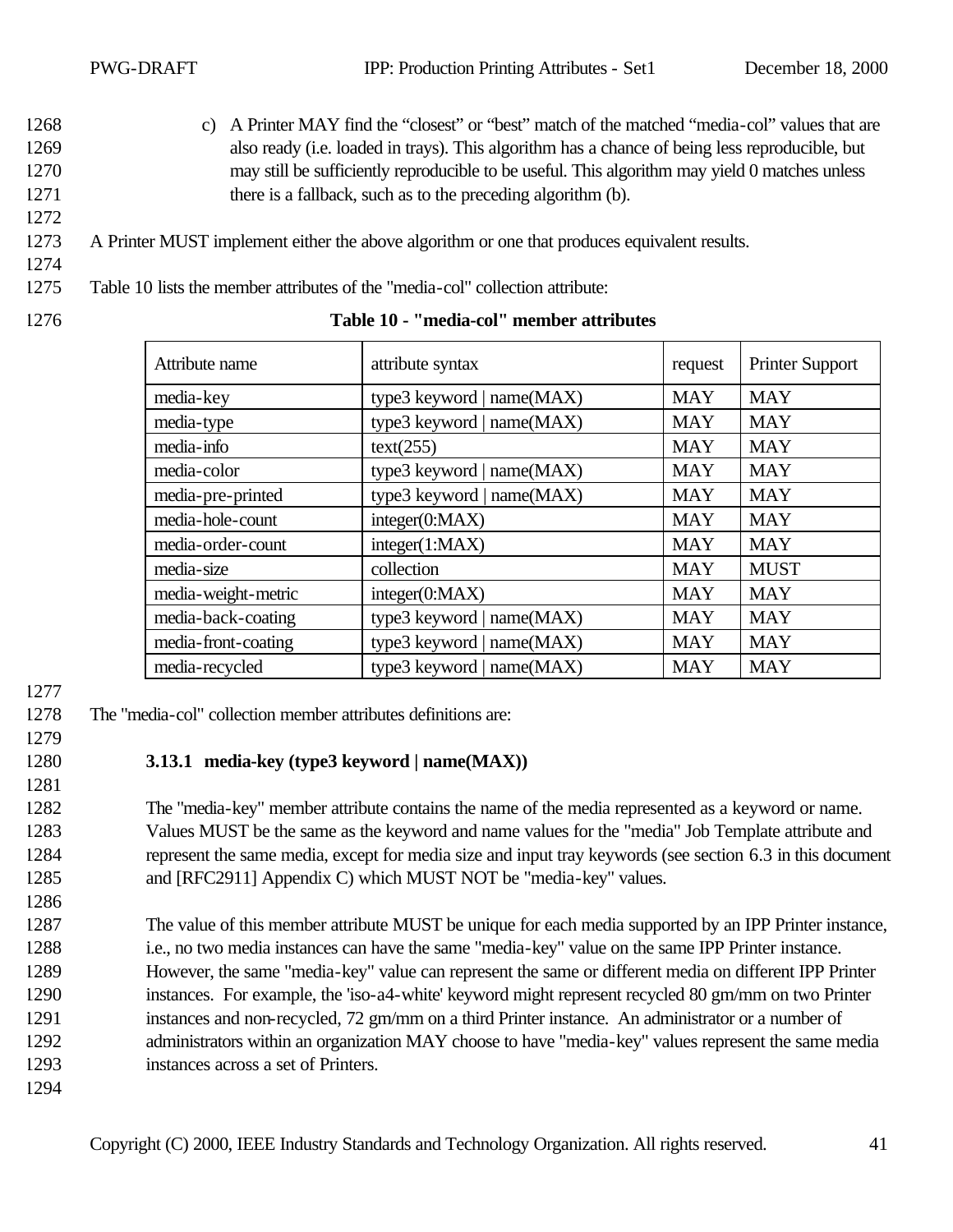c) A Printer MAY find the "closest" or "best" match of the matched "media-col" values that are also ready (i.e. loaded in trays). This algorithm has a chance of being less reproducible, but may still be sufficiently reproducible to be useful. This algorithm may yield 0 matches unless there is a fallback, such as to the preceding algorithm (b).

A Printer MUST implement either the above algorithm or one that produces equivalent results.

Table 10 lists the member attributes of the "media-col" collection attribute:

**Table 10 - "media-col" member attributes**

| Attribute name | attribute syntax | request | Printer Support |
|---|---|---|---|
| media-key | type3 keyword \| name(MAX) | MAY | MAY |
| media-type | type3 keyword \| name(MAX) | MAY | MAY |
| media-info | text(255) | MAY | MAY |
| media-color | type3 keyword \| name(MAX) | MAY | MAY |
| media-pre-printed | type3 keyword \| name(MAX) | MAY | MAY |
| media-hole-count | integer(0:MAX) | MAY | MAY |
| media-order-count | integer(1:MAX) | MAY | MAY |
| media-size | collection | MAY | MUST |
| media-weight-metric | integer(0:MAX) | MAY | MAY |
| media-back-coating | type3 keyword \| name(MAX) | MAY | MAY |
| media-front-coating | type3 keyword \| name(MAX) | MAY | MAY |
| media-recycled | type3 keyword \| name(MAX) | MAY | MAY |

The "media-col" collection member attributes definitions are:

### 3.13.1 media-key (type3 keyword | name(MAX))

The "media-key" member attribute contains the name of the media represented as a keyword or name. Values MUST be the same as the keyword and name values for the "media" Job Template attribute and represent the same media, except for media size and input tray keywords (see section 6.3 in this document and [RFC2911] Appendix C) which MUST NOT be "media-key" values.

The value of this member attribute MUST be unique for each media supported by an IPP Printer instance, i.e., no two media instances can have the same "media-key" value on the same IPP Printer instance. However, the same "media-key" value can represent the same or different media on different IPP Printer instances. For example, the 'iso-a4-white' keyword might represent recycled 80 gm/mm on two Printer instances and non-recycled, 72 gm/mm on a third Printer instance. An administrator or a number of administrators within an organization MAY choose to have "media-key" values represent the same media instances across a set of Printers.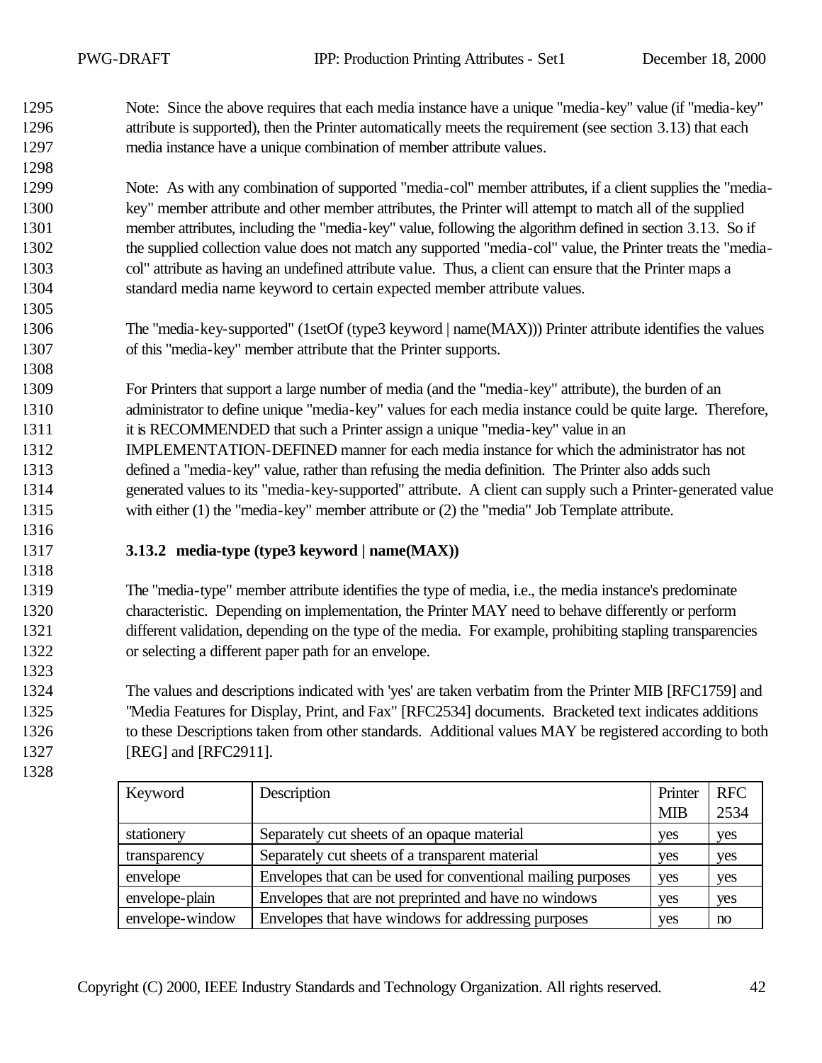Note: Since the above requires that each media instance have a unique "media-key" value (if "media-key" attribute is supported), then the Printer automatically meets the requirement (see section 3.13) that each media instance have a unique combination of member attribute values.

Note: As with any combination of supported "media-col" member attributes, if a client supplies the "media-key" member attribute and other member attributes, the Printer will attempt to match all of the supplied member attributes, including the "media-key" value, following the algorithm defined in section 3.13. So if the supplied collection value does not match any supported "media-col" value, the Printer treats the "media-col" attribute as having an undefined attribute value. Thus, a client can ensure that the Printer maps a standard media name keyword to certain expected member attribute values.

The "media-key-supported" (1setOf (type3 keyword | name(MAX))) Printer attribute identifies the values of this "media-key" member attribute that the Printer supports.

For Printers that support a large number of media (and the "media-key" attribute), the burden of an administrator to define unique "media-key" values for each media instance could be quite large. Therefore, it is RECOMMENDED that such a Printer assign a unique "media-key" value in an IMPLEMENTATION-DEFINED manner for each media instance for which the administrator has not defined a "media-key" value, rather than refusing the media definition. The Printer also adds such generated values to its "media-key-supported" attribute. A client can supply such a Printer-generated value with either (1) the "media-key" member attribute or (2) the "media" Job Template attribute.

### 3.13.2 media-type (type3 keyword | name(MAX))

The "media-type" member attribute identifies the type of media, i.e., the media instance's predominate characteristic. Depending on implementation, the Printer MAY need to behave differently or perform different validation, depending on the type of the media. For example, prohibiting stapling transparencies or selecting a different paper path for an envelope.

The values and descriptions indicated with 'yes' are taken verbatim from the Printer MIB [RFC1759] and "Media Features for Display, Print, and Fax" [RFC2534] documents. Bracketed text indicates additions to these Descriptions taken from other standards. Additional values MAY be registered according to both [REG] and [RFC2911].

| Keyword | Description | Printer MIB | RFC 2534 |
|---|---|---|---|
| stationery | Separately cut sheets of an opaque material | yes | yes |
| transparency | Separately cut sheets of a transparent material | yes | yes |
| envelope | Envelopes that can be used for conventional mailing purposes | yes | yes |
| envelope-plain | Envelopes that are not preprinted and have no windows | yes | yes |
| envelope-window | Envelopes that have windows for addressing purposes | yes | no |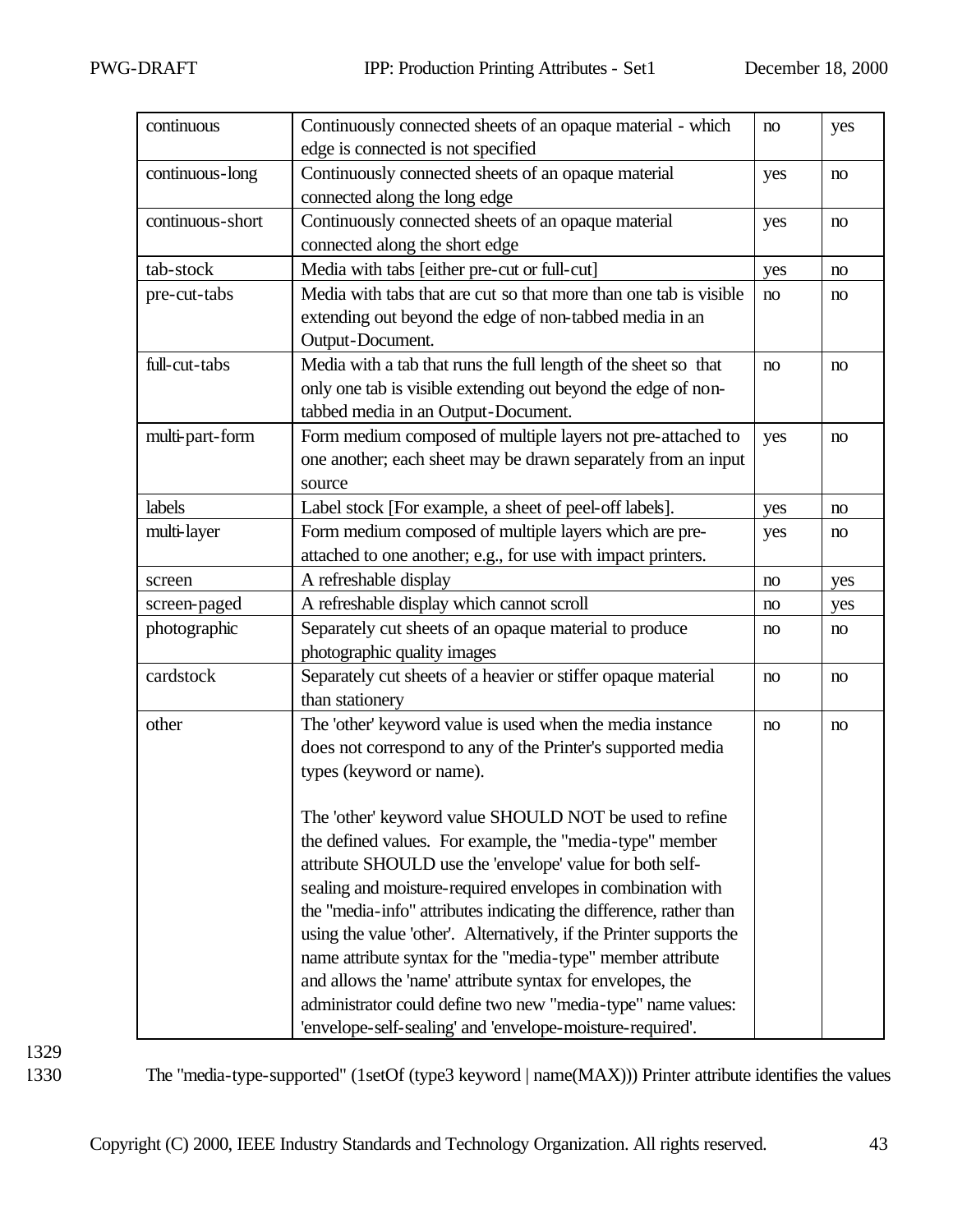| continuous | Continuously connected sheets of an opaque material - which edge is connected is not specified | no | yes |
|---|---|---|---|
| continuous-long | Continuously connected sheets of an opaque material connected along the long edge | yes | no |
| continuous-short | Continuously connected sheets of an opaque material connected along the short edge | yes | no |
| tab-stock | Media with tabs [either pre-cut or full-cut] | yes | no |
| pre-cut-tabs | Media with tabs that are cut so that more than one tab is visible extending out beyond the edge of non-tabbed media in an Output-Document. | no | no |
| full-cut-tabs | Media with a tab that runs the full length of the sheet so that only one tab is visible extending out beyond the edge of non-tabbed media in an Output-Document. | no | no |
| multi-part-form | Form medium composed of multiple layers not pre-attached to one another; each sheet may be drawn separately from an input source | yes | no |
| labels | Label stock [For example, a sheet of peel-off labels]. | yes | no |
| multi-layer | Form medium composed of multiple layers which are pre-attached to one another; e.g., for use with impact printers. | yes | no |
| screen | A refreshable display | no | yes |
| screen-paged | A refreshable display which cannot scroll | no | yes |
| photographic | Separately cut sheets of an opaque material to produce photographic quality images | no | no |
| cardstock | Separately cut sheets of a heavier or stiffer opaque material than stationery | no | no |
| other | The 'other' keyword value is used when the media instance does not correspond to any of the Printer's supported media types (keyword or name).<br><br>The 'other' keyword value SHOULD NOT be used to refine the defined values. For example, the "media-type" member attribute SHOULD use the 'envelope' value for both self-sealing and moisture-required envelopes in combination with the "media-info" attributes indicating the difference, rather than using the value 'other'. Alternatively, if the Printer supports the name attribute syntax for the "media-type" member attribute and allows the 'name' attribute syntax for envelopes, the administrator could define two new "media-type" name values: 'envelope-self-sealing' and 'envelope-moisture-required'. | no | no |

1329

1330 The "media-type-supported" (1setOf (type3 keyword | name(MAX))) Printer attribute identifies the values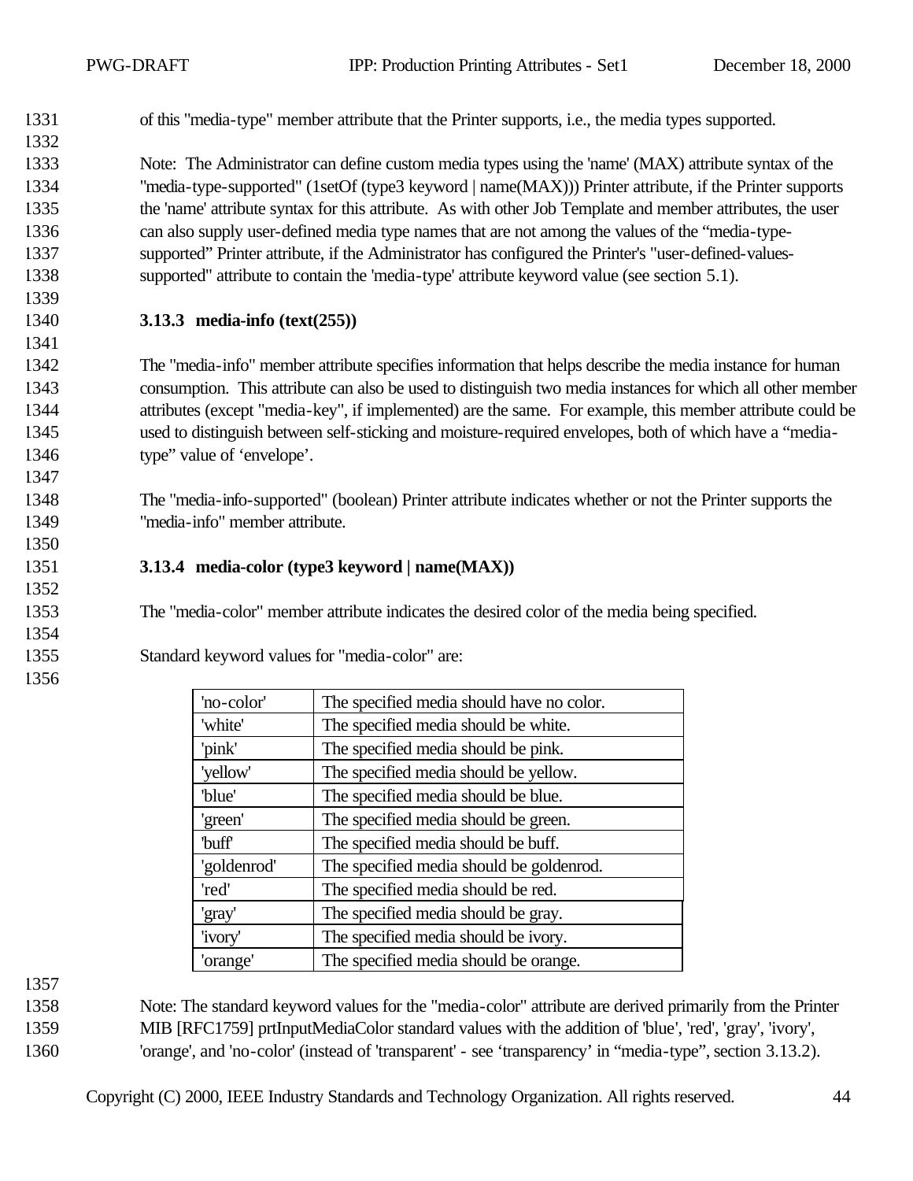of this "media-type" member attribute that the Printer supports, i.e., the media types supported.

Note: The Administrator can define custom media types using the 'name' (MAX) attribute syntax of the "media-type-supported" (1setOf (type3 keyword | name(MAX))) Printer attribute, if the Printer supports the 'name' attribute syntax for this attribute. As with other Job Template and member attributes, the user can also supply user-defined media type names that are not among the values of the “media-type-supported” Printer attribute, if the Administrator has configured the Printer's "user-defined-values-supported" attribute to contain the 'media-type' attribute keyword value (see section 5.1).

### 3.13.3 media-info (text(255))

The "media-info" member attribute specifies information that helps describe the media instance for human consumption. This attribute can also be used to distinguish two media instances for which all other member attributes (except "media-key", if implemented) are the same. For example, this member attribute could be used to distinguish between self-sticking and moisture-required envelopes, both of which have a “media-type” value of ‘envelope’.

The "media-info-supported" (boolean) Printer attribute indicates whether or not the Printer supports the "media-info" member attribute.

### 3.13.4 media-color (type3 keyword | name(MAX))

The "media-color" member attribute indicates the desired color of the media being specified.

Standard keyword values for "media-color" are:

| | |
|---|---|
| 'no-color' | The specified media should have no color. |
| 'white' | The specified media should be white. |
| 'pink' | The specified media should be pink. |
| 'yellow' | The specified media should be yellow. |
| 'blue' | The specified media should be blue. |
| 'green' | The specified media should be green. |
| 'buff' | The specified media should be buff. |
| 'goldenrod' | The specified media should be goldenrod. |
| 'red' | The specified media should be red. |
| 'gray' | The specified media should be gray. |
| 'ivory' | The specified media should be ivory. |
| 'orange' | The specified media should be orange. |

Note: The standard keyword values for the "media-color" attribute are derived primarily from the Printer MIB [RFC1759] prtInputMediaColor standard values with the addition of 'blue', 'red', 'gray', 'ivory', 'orange', and 'no-color' (instead of 'transparent' - see ‘transparency’ in “media-type”, section 3.13.2).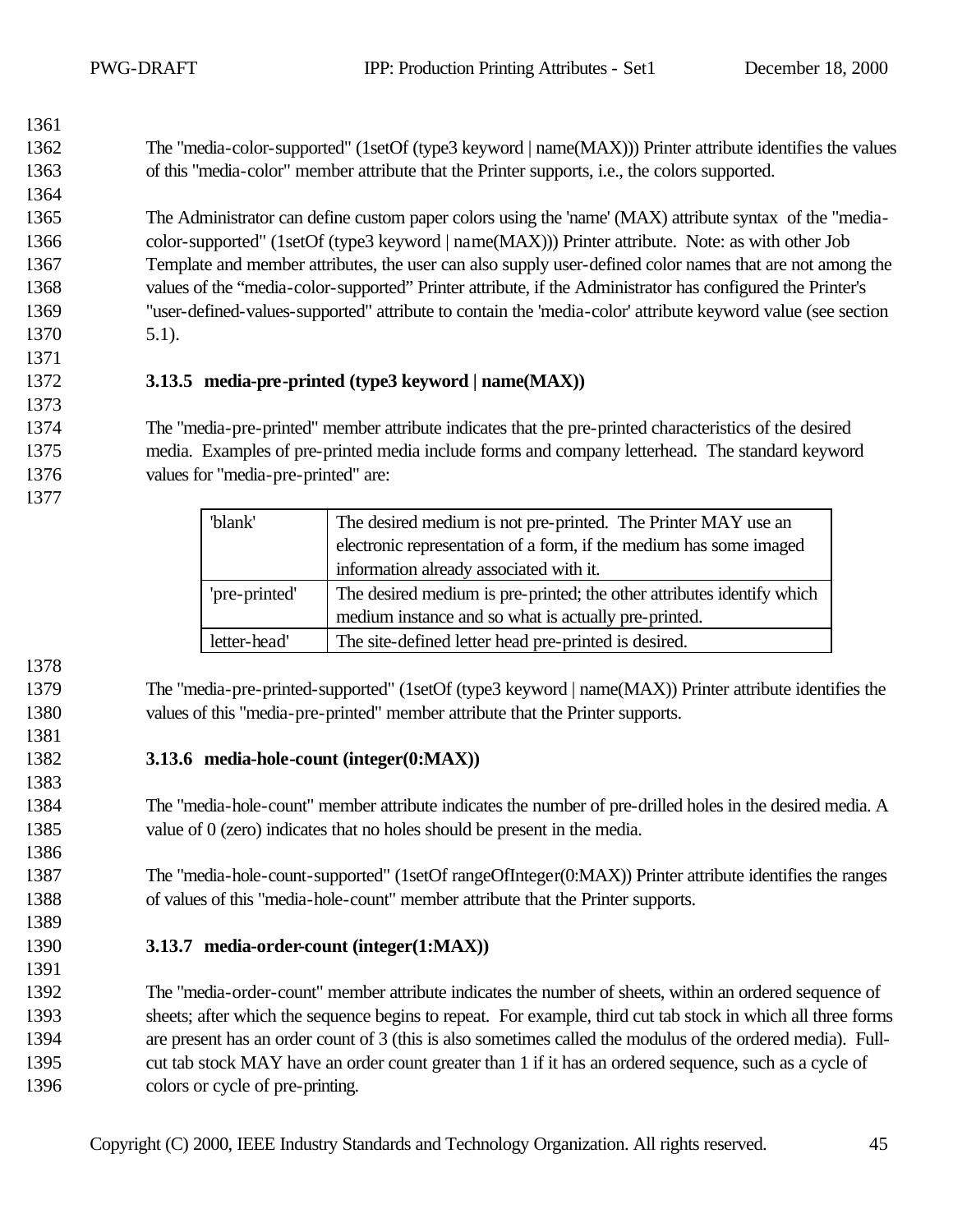The "media-color-supported" (1setOf (type3 keyword | name(MAX))) Printer attribute identifies the values of this "media-color" member attribute that the Printer supports, i.e., the colors supported.

The Administrator can define custom paper colors using the 'name' (MAX) attribute syntax of the "media-color-supported" (1setOf (type3 keyword | name(MAX))) Printer attribute. Note: as with other Job Template and member attributes, the user can also supply user-defined color names that are not among the values of the "media-color-supported" Printer attribute, if the Administrator has configured the Printer's "user-defined-values-supported" attribute to contain the 'media-color' attribute keyword value (see section 5.1).

### 3.13.5 media-pre-printed (type3 keyword | name(MAX))

The "media-pre-printed" member attribute indicates that the pre-printed characteristics of the desired media. Examples of pre-printed media include forms and company letterhead. The standard keyword values for "media-pre-printed" are:

| | |
|---|---|
| 'blank' | The desired medium is not pre-printed. The Printer MAY use an electronic representation of a form, if the medium has some imaged information already associated with it. |
| 'pre-printed' | The desired medium is pre-printed; the other attributes identify which medium instance and so what is actually pre-printed. |
| letter-head' | The site-defined letter head pre-printed is desired. |

The "media-pre-printed-supported" (1setOf (type3 keyword | name(MAX)) Printer attribute identifies the values of this "media-pre-printed" member attribute that the Printer supports.

### 3.13.6 media-hole-count (integer(0:MAX))

The "media-hole-count" member attribute indicates the number of pre-drilled holes in the desired media. A value of 0 (zero) indicates that no holes should be present in the media.

The "media-hole-count-supported" (1setOf rangeOfInteger(0:MAX)) Printer attribute identifies the ranges of values of this "media-hole-count" member attribute that the Printer supports.

### 3.13.7 media-order-count (integer(1:MAX))

The "media-order-count" member attribute indicates the number of sheets, within an ordered sequence of sheets; after which the sequence begins to repeat. For example, third cut tab stock in which all three forms are present has an order count of 3 (this is also sometimes called the modulus of the ordered media). Full-cut tab stock MAY have an order count greater than 1 if it has an ordered sequence, such as a cycle of colors or cycle of pre-printing.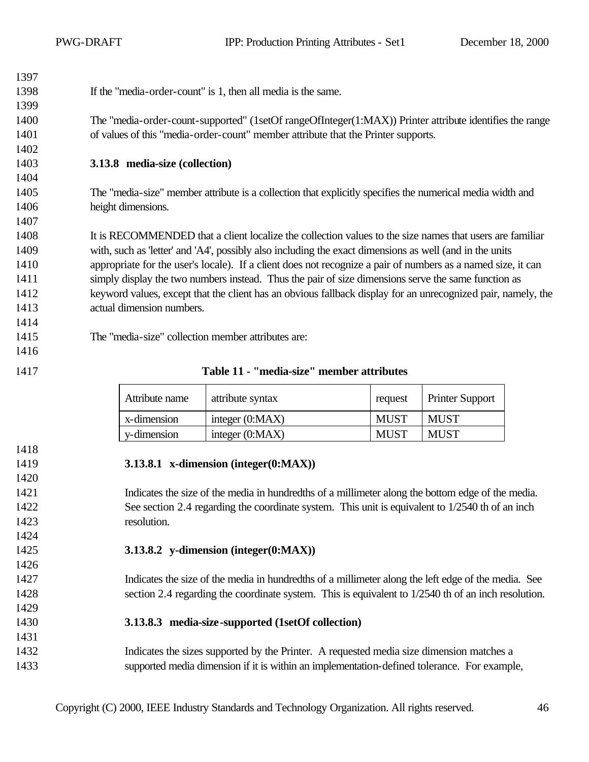If the "media-order-count" is 1, then all media is the same.

The "media-order-count-supported" (1setOf rangeOfInteger(1:MAX)) Printer attribute identifies the range of values of this "media-order-count" member attribute that the Printer supports.

### 3.13.8 media-size (collection)

The "media-size" member attribute is a collection that explicitly specifies the numerical media width and height dimensions.

It is RECOMMENDED that a client localize the collection values to the size names that users are familiar with, such as 'letter' and 'A4', possibly also including the exact dimensions as well (and in the units appropriate for the user's locale). If a client does not recognize a pair of numbers as a named size, it can simply display the two numbers instead. Thus the pair of size dimensions serve the same function as keyword values, except that the client has an obvious fallback display for an unrecognized pair, namely, the actual dimension numbers.

The "media-size" collection member attributes are:

**Table 11 - "media-size" member attributes**

| Attribute name | attribute syntax | request | Printer Support |
|---|---|---|---|
| x-dimension | integer (0:MAX) | MUST | MUST |
| y-dimension | integer (0:MAX) | MUST | MUST |

#### 3.13.8.1 x-dimension (integer(0:MAX))

Indicates the size of the media in hundredths of a millimeter along the bottom edge of the media. See section 2.4 regarding the coordinate system. This unit is equivalent to 1/2540 th of an inch resolution.

#### 3.13.8.2 y-dimension (integer(0:MAX))

Indicates the size of the media in hundredths of a millimeter along the left edge of the media. See section 2.4 regarding the coordinate system. This is equivalent to 1/2540 th of an inch resolution.

#### 3.13.8.3 media-size-supported (1setOf collection)

Indicates the sizes supported by the Printer. A requested media size dimension matches a supported media dimension if it is within an implementation-defined tolerance. For example,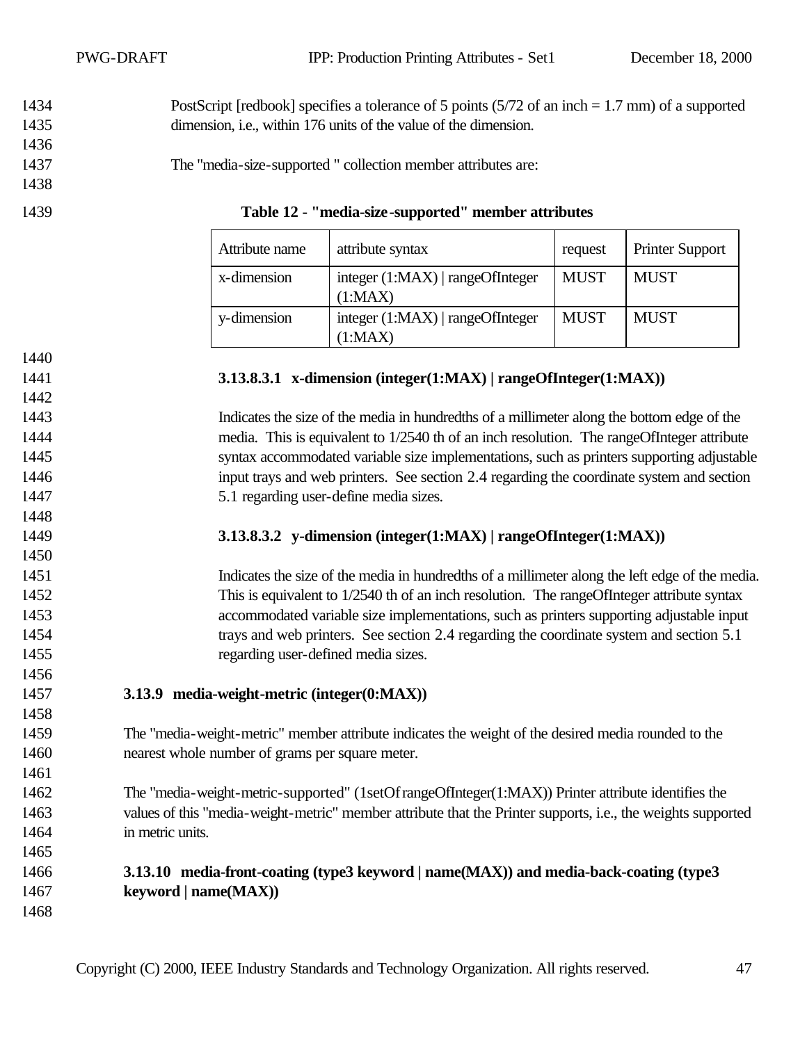PostScript [redbook] specifies a tolerance of 5 points (5/72 of an inch = 1.7 mm) of a supported dimension, i.e., within 176 units of the value of the dimension.

The "media-size-supported " collection member attributes are:

**Table 12 - "media-size-supported" member attributes**

| Attribute name | attribute syntax | request | Printer Support |
|---|---|---|---|
| x-dimension | integer (1:MAX) \| rangeOfInteger (1:MAX) | MUST | MUST |
| y-dimension | integer (1:MAX) \| rangeOfInteger (1:MAX) | MUST | MUST |

##### 3.13.8.3.1 x-dimension (integer(1:MAX) | rangeOfInteger(1:MAX))

Indicates the size of the media in hundredths of a millimeter along the bottom edge of the media. This is equivalent to 1/2540 th of an inch resolution. The rangeOfInteger attribute syntax accommodated variable size implementations, such as printers supporting adjustable input trays and web printers. See section 2.4 regarding the coordinate system and section 5.1 regarding user-define media sizes.

##### 3.13.8.3.2 y-dimension (integer(1:MAX) | rangeOfInteger(1:MAX))

Indicates the size of the media in hundredths of a millimeter along the left edge of the media. This is equivalent to 1/2540 th of an inch resolution. The rangeOfInteger attribute syntax accommodated variable size implementations, such as printers supporting adjustable input trays and web printers. See section 2.4 regarding the coordinate system and section 5.1 regarding user-defined media sizes.

### 3.13.9 media-weight-metric (integer(0:MAX))

The "media-weight-metric" member attribute indicates the weight of the desired media rounded to the nearest whole number of grams per square meter.

The "media-weight-metric-supported" (1setOf rangeOfInteger(1:MAX)) Printer attribute identifies the values of this "media-weight-metric" member attribute that the Printer supports, i.e., the weights supported in metric units.

### 3.13.10 media-front-coating (type3 keyword | name(MAX)) and media-back-coating (type3 keyword | name(MAX))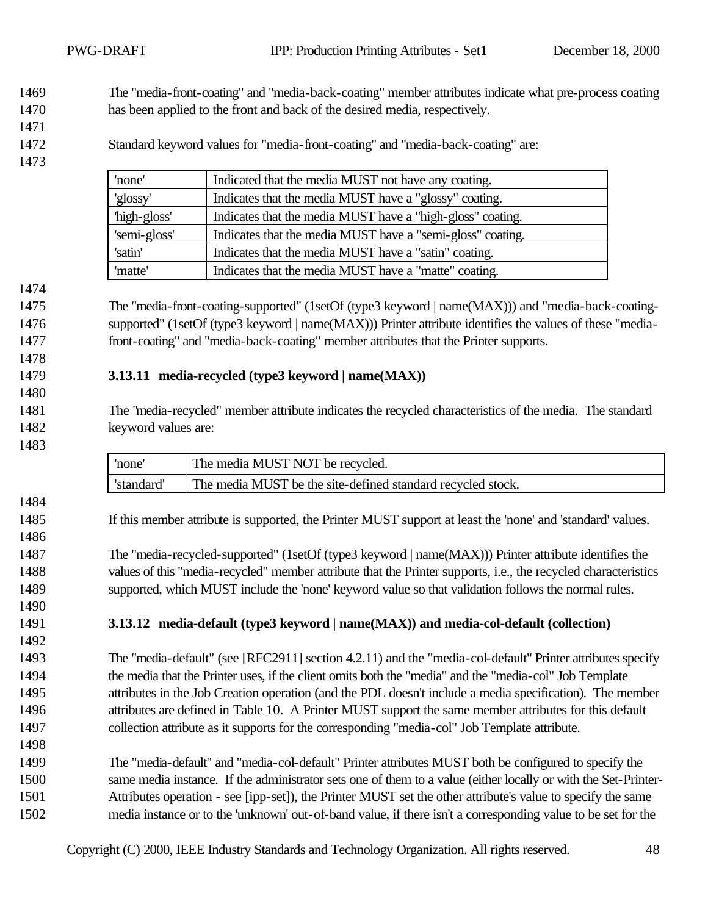The "media-front-coating" and "media-back-coating" member attributes indicate what pre-process coating has been applied to the front and back of the desired media, respectively.

Standard keyword values for "media-front-coating" and "media-back-coating" are:

| | |
|---|---|
| 'none' | Indicated that the media MUST not have any coating. |
| 'glossy' | Indicates that the media MUST have a "glossy" coating. |
| 'high-gloss' | Indicates that the media MUST have a "high-gloss" coating. |
| 'semi-gloss' | Indicates that the media MUST have a "semi-gloss" coating. |
| 'satin' | Indicates that the media MUST have a "satin" coating. |
| 'matte' | Indicates that the media MUST have a "matte" coating. |

The "media-front-coating-supported" (1setOf (type3 keyword | name(MAX))) and "media-back-coating-supported" (1setOf (type3 keyword | name(MAX))) Printer attribute identifies the values of these "media-front-coating" and "media-back-coating" member attributes that the Printer supports.

### 3.13.11 media-recycled (type3 keyword | name(MAX))

The "media-recycled" member attribute indicates the recycled characteristics of the media. The standard keyword values are:

| | |
|---|---|
| 'none' | The media MUST NOT be recycled. |
| 'standard' | The media MUST be the site-defined standard recycled stock. |

If this member attribute is supported, the Printer MUST support at least the 'none' and 'standard' values.

The "media-recycled-supported" (1setOf (type3 keyword | name(MAX))) Printer attribute identifies the values of this "media-recycled" member attribute that the Printer supports, i.e., the recycled characteristics supported, which MUST include the 'none' keyword value so that validation follows the normal rules.

### 3.13.12 media-default (type3 keyword | name(MAX)) and media-col-default (collection)

The "media-default" (see [RFC2911] section 4.2.11) and the "media-col-default" Printer attributes specify the media that the Printer uses, if the client omits both the "media" and the "media-col" Job Template attributes in the Job Creation operation (and the PDL doesn't include a media specification). The member attributes are defined in Table 10. A Printer MUST support the same member attributes for this default collection attribute as it supports for the corresponding "media-col" Job Template attribute.

The "media-default" and "media-col-default" Printer attributes MUST both be configured to specify the same media instance. If the administrator sets one of them to a value (either locally or with the Set-Printer-Attributes operation - see [ipp-set]), the Printer MUST set the other attribute's value to specify the same media instance or to the 'unknown' out-of-band value, if there isn't a corresponding value to be set for the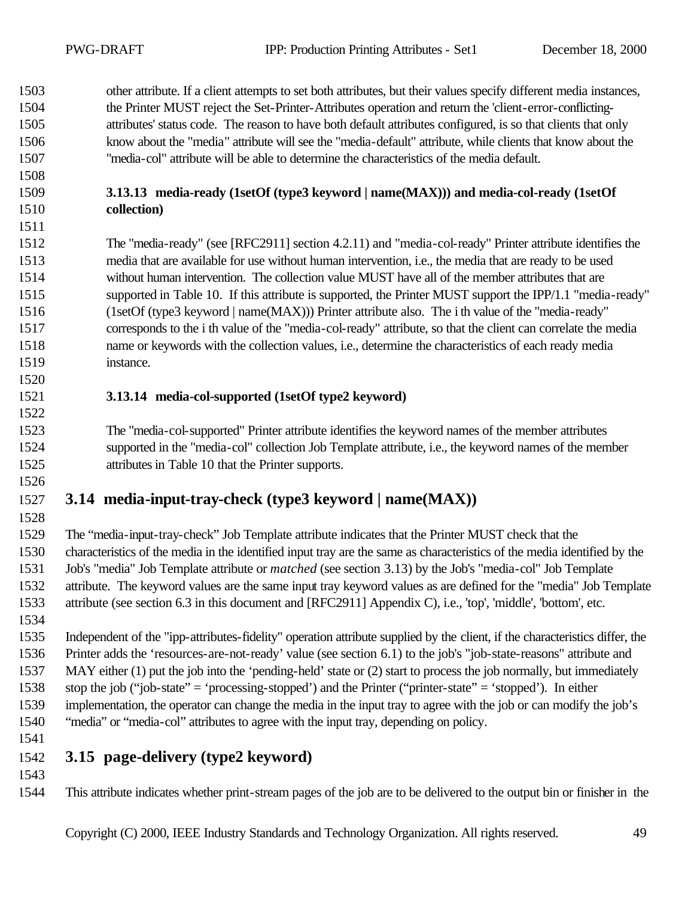other attribute. If a client attempts to set both attributes, but their values specify different media instances, the Printer MUST reject the Set-Printer-Attributes operation and return the 'client-error-conflicting-attributes' status code. The reason to have both default attributes configured, is so that clients that only know about the "media" attribute will see the "media-default" attribute, while clients that know about the "media-col" attribute will be able to determine the characteristics of the media default.

### 3.13.13 media-ready (1setOf (type3 keyword | name(MAX))) and media-col-ready (1setOf collection)

The "media-ready" (see [RFC2911] section 4.2.11) and "media-col-ready" Printer attribute identifies the media that are available for use without human intervention, i.e., the media that are ready to be used without human intervention. The collection value MUST have all of the member attributes that are supported in Table 10. If this attribute is supported, the Printer MUST support the IPP/1.1 "media-ready" (1setOf (type3 keyword | name(MAX))) Printer attribute also. The i th value of the "media-ready" corresponds to the i th value of the "media-col-ready" attribute, so that the client can correlate the media name or keywords with the collection values, i.e., determine the characteristics of each ready media instance.

### 3.13.14 media-col-supported (1setOf type2 keyword)

The "media-col-supported" Printer attribute identifies the keyword names of the member attributes supported in the "media-col" collection Job Template attribute, i.e., the keyword names of the member attributes in Table 10 that the Printer supports.

## 3.14 media-input-tray-check (type3 keyword | name(MAX))

The "media-input-tray-check" Job Template attribute indicates that the Printer MUST check that the characteristics of the media in the identified input tray are the same as characteristics of the media identified by the Job's "media" Job Template attribute or *matched* (see section 3.13) by the Job's "media-col" Job Template attribute. The keyword values are the same input tray keyword values as are defined for the "media" Job Template attribute (see section 6.3 in this document and [RFC2911] Appendix C), i.e., 'top', 'middle', 'bottom', etc.

Independent of the "ipp-attributes-fidelity" operation attribute supplied by the client, if the characteristics differ, the Printer adds the 'resources-are-not-ready' value (see section 6.1) to the job's "job-state-reasons" attribute and MAY either (1) put the job into the 'pending-held' state or (2) start to process the job normally, but immediately stop the job ("job-state" = 'processing-stopped') and the Printer ("printer-state" = 'stopped'). In either implementation, the operator can change the media in the input tray to agree with the job or can modify the job's "media" or "media-col" attributes to agree with the input tray, depending on policy.

## 3.15 page-delivery (type2 keyword)

This attribute indicates whether print-stream pages of the job are to be delivered to the output bin or finisher in the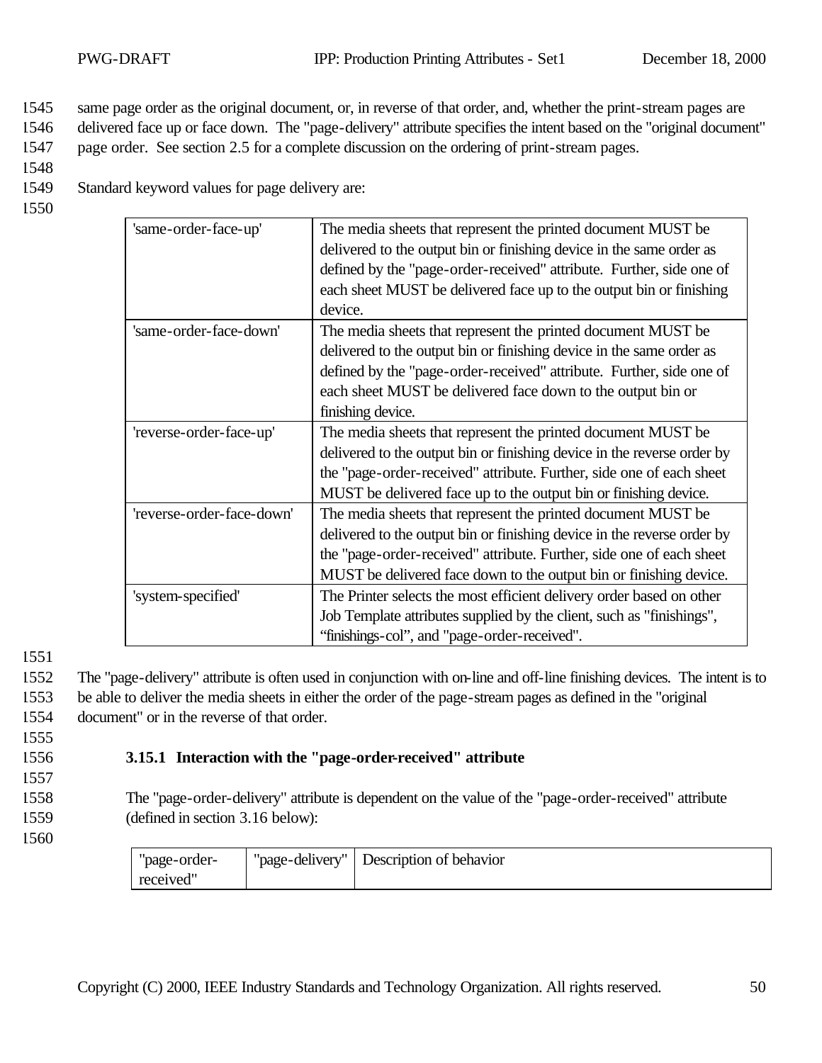same page order as the original document, or, in reverse of that order, and, whether the print-stream pages are delivered face up or face down. The "page-delivery" attribute specifies the intent based on the "original document" page order. See section 2.5 for a complete discussion on the ordering of print-stream pages.

Standard keyword values for page delivery are:

| | |
|---|---|
| 'same-order-face-up' | The media sheets that represent the printed document MUST be delivered to the output bin or finishing device in the same order as defined by the "page-order-received" attribute. Further, side one of each sheet MUST be delivered face up to the output bin or finishing device. |
| 'same-order-face-down' | The media sheets that represent the printed document MUST be delivered to the output bin or finishing device in the same order as defined by the "page-order-received" attribute. Further, side one of each sheet MUST be delivered face down to the output bin or finishing device. |
| 'reverse-order-face-up' | The media sheets that represent the printed document MUST be delivered to the output bin or finishing device in the reverse order by the "page-order-received" attribute. Further, side one of each sheet MUST be delivered face up to the output bin or finishing device. |
| 'reverse-order-face-down' | The media sheets that represent the printed document MUST be delivered to the output bin or finishing device in the reverse order by the "page-order-received" attribute. Further, side one of each sheet MUST be delivered face down to the output bin or finishing device. |
| 'system-specified' | The Printer selects the most efficient delivery order based on other Job Template attributes supplied by the client, such as "finishings", "finishings-col", and "page-order-received". |

The "page-delivery" attribute is often used in conjunction with on-line and off-line finishing devices. The intent is to be able to deliver the media sheets in either the order of the page-stream pages as defined in the "original document" or in the reverse of that order.

### 3.15.1 Interaction with the "page-order-received" attribute

The "page-order-delivery" attribute is dependent on the value of the "page-order-received" attribute (defined in section 3.16 below):

| "page-order-received" | "page-delivery" | Description of behavior |
|---|---|---|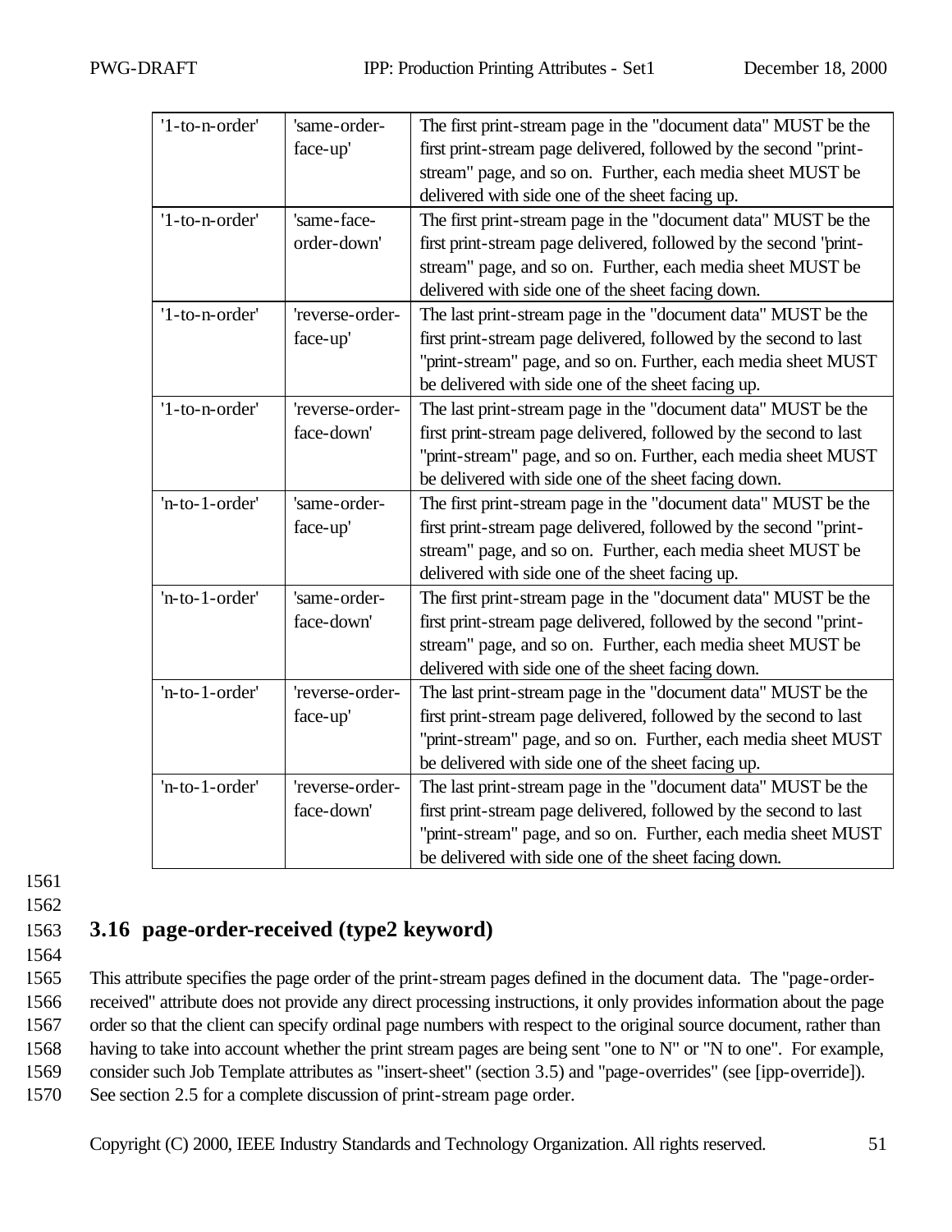| '1-to-n-order' | 'same-order-face-up' | The first print-stream page in the "document data" MUST be the first print-stream page delivered, followed by the second "print-stream" page, and so on. Further, each media sheet MUST be delivered with side one of the sheet facing up. |
|---|---|---|
| '1-to-n-order' | 'same-face-order-down' | The first print-stream page in the "document data" MUST be the first print-stream page delivered, followed by the second "print-stream" page, and so on. Further, each media sheet MUST be delivered with side one of the sheet facing down. |
| '1-to-n-order' | 'reverse-order-face-up' | The last print-stream page in the "document data" MUST be the first print-stream page delivered, followed by the second to last "print-stream" page, and so on. Further, each media sheet MUST be delivered with side one of the sheet facing up. |
| '1-to-n-order' | 'reverse-order-face-down' | The last print-stream page in the "document data" MUST be the first print-stream page delivered, followed by the second to last "print-stream" page, and so on. Further, each media sheet MUST be delivered with side one of the sheet facing down. |
| 'n-to-1-order' | 'same-order-face-up' | The first print-stream page in the "document data" MUST be the first print-stream page delivered, followed by the second "print-stream" page, and so on. Further, each media sheet MUST be delivered with side one of the sheet facing up. |
| 'n-to-1-order' | 'same-order-face-down' | The first print-stream page in the "document data" MUST be the first print-stream page delivered, followed by the second "print-stream" page, and so on. Further, each media sheet MUST be delivered with side one of the sheet facing down. |
| 'n-to-1-order' | 'reverse-order-face-up' | The last print-stream page in the "document data" MUST be the first print-stream page delivered, followed by the second to last "print-stream" page, and so on. Further, each media sheet MUST be delivered with side one of the sheet facing up. |
| 'n-to-1-order' | 'reverse-order-face-down' | The last print-stream page in the "document data" MUST be the first print-stream page delivered, followed by the second to last "print-stream" page, and so on. Further, each media sheet MUST be delivered with side one of the sheet facing down. |

## 3.16 page-order-received (type2 keyword)

This attribute specifies the page order of the print-stream pages defined in the document data. The "page-order-received" attribute does not provide any direct processing instructions, it only provides information about the page order so that the client can specify ordinal page numbers with respect to the original source document, rather than having to take into account whether the print stream pages are being sent "one to N" or "N to one". For example, consider such Job Template attributes as "insert-sheet" (section 3.5) and "page-overrides" (see [ipp-override]). See section 2.5 for a complete discussion of print-stream page order.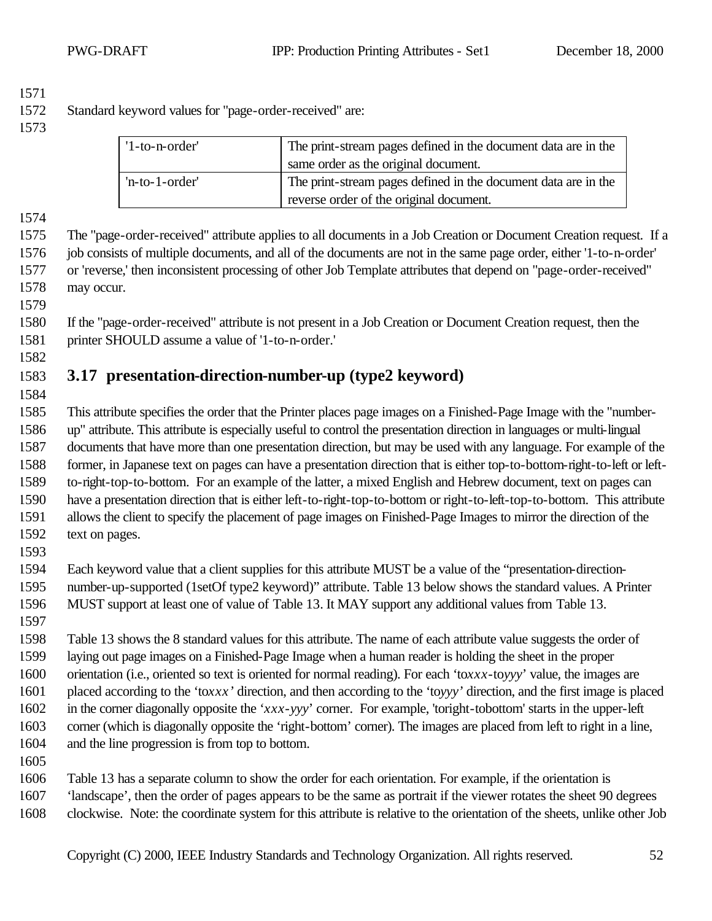Standard keyword values for "page-order-received" are:

| | |
|---|---|
| '1-to-n-order' | The print-stream pages defined in the document data are in the same order as the original document. |
| 'n-to-1-order' | The print-stream pages defined in the document data are in the reverse order of the original document. |

The "page-order-received" attribute applies to all documents in a Job Creation or Document Creation request. If a job consists of multiple documents, and all of the documents are not in the same page order, either '1-to-n-order' or 'reverse,' then inconsistent processing of other Job Template attributes that depend on "page-order-received" may occur.

If the "page-order-received" attribute is not present in a Job Creation or Document Creation request, then the printer SHOULD assume a value of '1-to-n-order.'

## 3.17 presentation-direction-number-up (type2 keyword)

This attribute specifies the order that the Printer places page images on a Finished-Page Image with the "number-up" attribute. This attribute is especially useful to control the presentation direction in languages or multi-lingual documents that have more than one presentation direction, but may be used with any language. For example of the former, in Japanese text on pages can have a presentation direction that is either top-to-bottom-right-to-left or left-to-right-top-to-bottom. For an example of the latter, a mixed English and Hebrew document, text on pages can have a presentation direction that is either left-to-right-top-to-bottom or right-to-left-top-to-bottom. This attribute allows the client to specify the placement of page images on Finished-Page Images to mirror the direction of the text on pages.

Each keyword value that a client supplies for this attribute MUST be a value of the "presentation-direction-number-up-supported (1setOf type2 keyword)" attribute. Table 13 below shows the standard values. A Printer MUST support at least one of value of Table 13. It MAY support any additional values from Table 13.

Table 13 shows the 8 standard values for this attribute. The name of each attribute value suggests the order of laying out page images on a Finished-Page Image when a human reader is holding the sheet in the proper orientation (i.e., oriented so text is oriented for normal reading). For each 'to*xxx*-to*yyy*' value, the images are placed according to the 'to*xxx*' direction, and then according to the 'to*yyy*' direction, and the first image is placed in the corner diagonally opposite the '*xxx*-*yyy*' corner. For example, 'toright-tobottom' starts in the upper-left corner (which is diagonally opposite the 'right-bottom' corner). The images are placed from left to right in a line, and the line progression is from top to bottom.

Table 13 has a separate column to show the order for each orientation. For example, if the orientation is 'landscape', then the order of pages appears to be the same as portrait if the viewer rotates the sheet 90 degrees clockwise. Note: the coordinate system for this attribute is relative to the orientation of the sheets, unlike other Job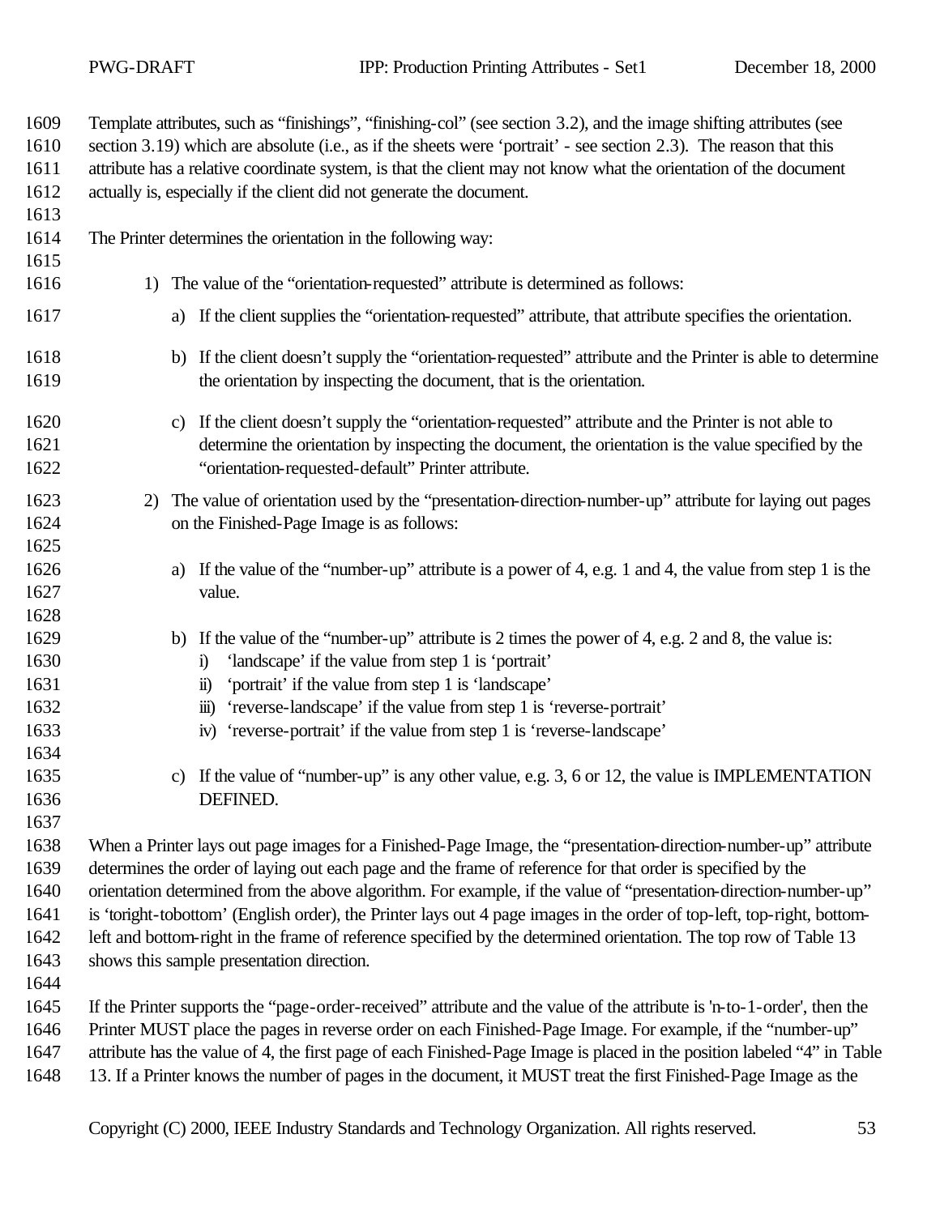Template attributes, such as “finishings”, “finishing-col” (see section 3.2), and the image shifting attributes (see section 3.19) which are absolute (i.e., as if the sheets were ‘portrait’ - see section 2.3). The reason that this attribute has a relative coordinate system, is that the client may not know what the orientation of the document actually is, especially if the client did not generate the document.

The Printer determines the orientation in the following way:

1) The value of the “orientation-requested” attribute is determined as follows:
   a) If the client supplies the “orientation-requested” attribute, that attribute specifies the orientation.
   b) If the client doesn’t supply the “orientation-requested” attribute and the Printer is able to determine the orientation by inspecting the document, that is the orientation.
   c) If the client doesn’t supply the “orientation-requested” attribute and the Printer is not able to determine the orientation by inspecting the document, the orientation is the value specified by the “orientation-requested-default” Printer attribute.
2) The value of orientation used by the “presentation-direction-number-up” attribute for laying out pages on the Finished-Page Image is as follows:
   a) If the value of the “number-up” attribute is a power of 4, e.g. 1 and 4, the value from step 1 is the value.
   b) If the value of the “number-up” attribute is 2 times the power of 4, e.g. 2 and 8, the value is:
      i) ‘landscape’ if the value from step 1 is ‘portrait’
      ii) ‘portrait’ if the value from step 1 is ‘landscape’
      iii) ‘reverse-landscape’ if the value from step 1 is ‘reverse-portrait’
      iv) ‘reverse-portrait’ if the value from step 1 is ‘reverse-landscape’
   c) If the value of “number-up” is any other value, e.g. 3, 6 or 12, the value is IMPLEMENTATION DEFINED.

When a Printer lays out page images for a Finished-Page Image, the “presentation-direction-number-up” attribute determines the order of laying out each page and the frame of reference for that order is specified by the orientation determined from the above algorithm. For example, if the value of “presentation-direction-number-up” is ‘toright-tobottom’ (English order), the Printer lays out 4 page images in the order of top-left, top-right, bottom-left and bottom-right in the frame of reference specified by the determined orientation. The top row of Table 13 shows this sample presentation direction.

If the Printer supports the “page-order-received” attribute and the value of the attribute is 'n-to-1-order', then the Printer MUST place the pages in reverse order on each Finished-Page Image. For example, if the “number-up” attribute has the value of 4, the first page of each Finished-Page Image is placed in the position labeled “4” in Table 13. If a Printer knows the number of pages in the document, it MUST treat the first Finished-Page Image as the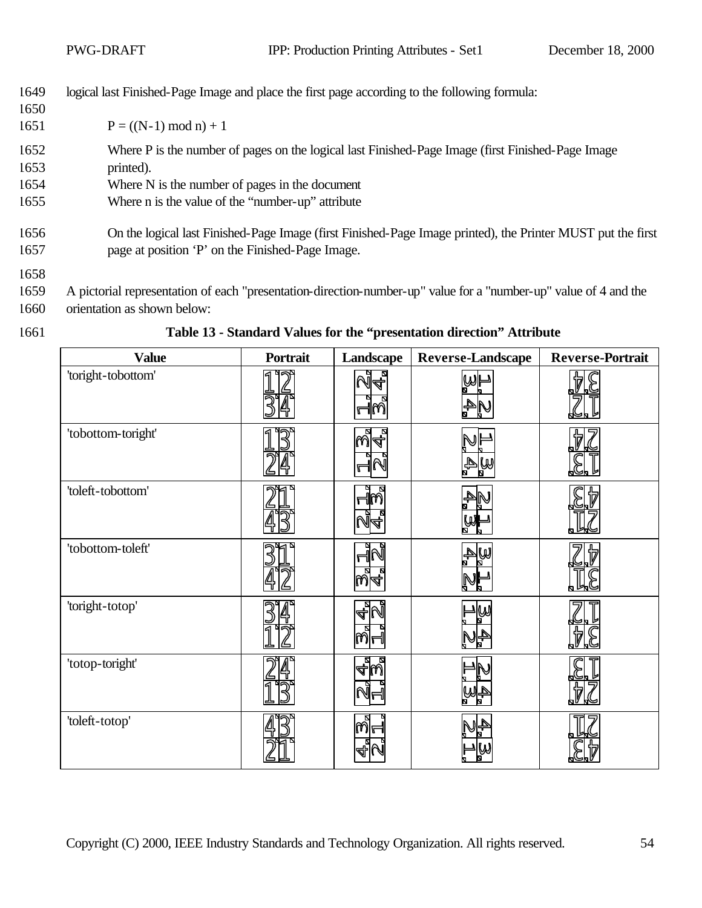logical last Finished-Page Image and place the first page according to the following formula:

$$P = ((N-1) \bmod n) + 1$$

Where P is the number of pages on the logical last Finished-Page Image (first Finished-Page Image printed).
Where N is the number of pages in the document
Where n is the value of the "number-up" attribute

On the logical last Finished-Page Image (first Finished-Page Image printed), the Printer MUST put the first page at position 'P' on the Finished-Page Image.

A pictorial representation of each "presentation-direction-number-up" value for a "number-up" value of 4 and the orientation as shown below:

**Table 13 - Standard Values for the "presentation direction" Attribute**

| Value | Portrait | Landscape | Reverse-Landscape | Reverse-Portrait |
|---|---|---|---|---|
| 'toright-tobottom' | | | | |
| 'tobottom-toright' | | | | |
| 'toleft-tobottom' | | | | |
| 'tobottom-toleft' | | | | |
| 'toright-totop' | | | | |
| 'totop-toright' | | | | |
| 'toleft-totop' | | | | |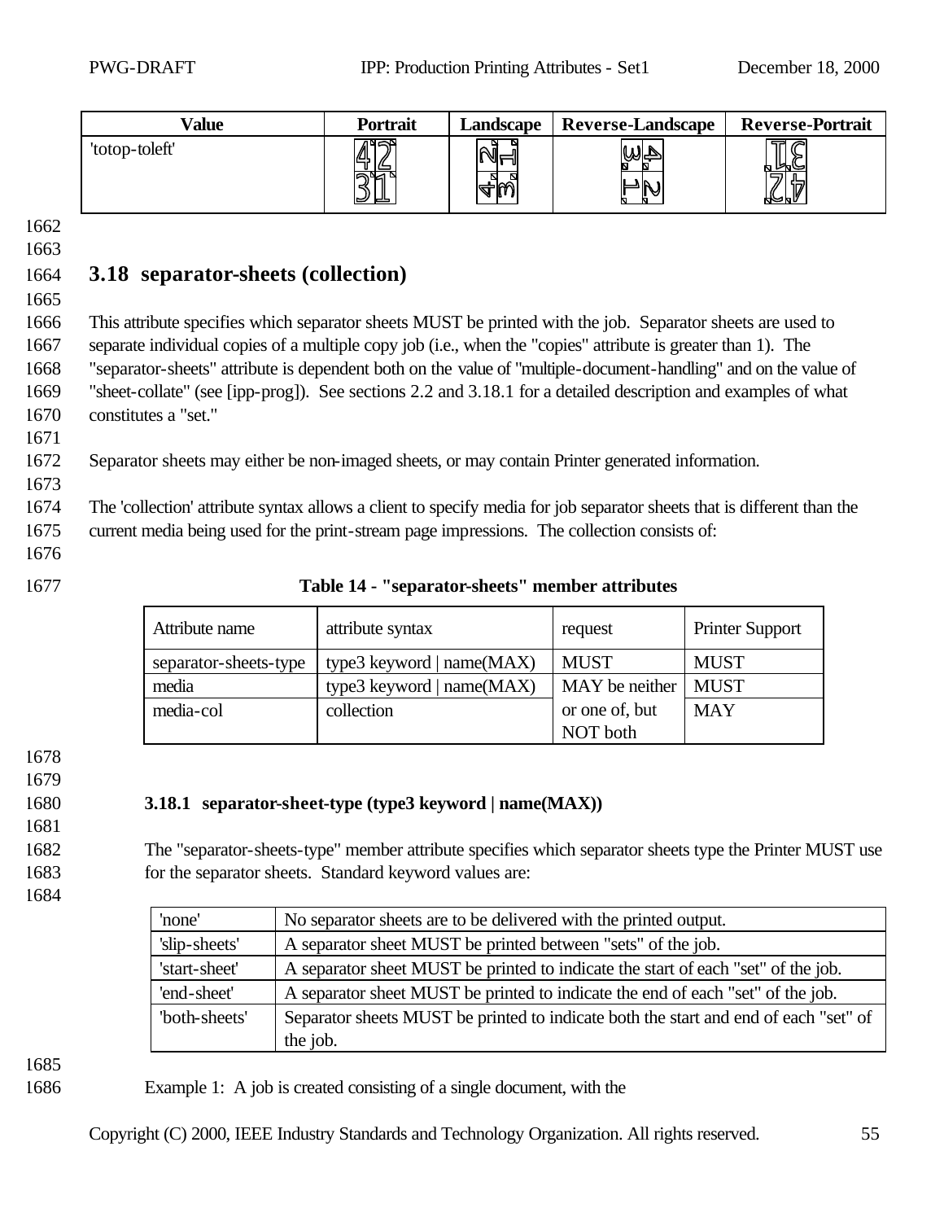| Value | Portrait | Landscape | Reverse-Landscape | Reverse-Portrait |
|---|---|---|---|---|
| 'totop-toleft' | | | | |

## 3.18 separator-sheets (collection)

This attribute specifies which separator sheets MUST be printed with the job. Separator sheets are used to separate individual copies of a multiple copy job (i.e., when the "copies" attribute is greater than 1). The "separator-sheets" attribute is dependent both on the value of "multiple-document-handling" and on the value of "sheet-collate" (see [ipp-prog]). See sections 2.2 and 3.18.1 for a detailed description and examples of what constitutes a "set."

Separator sheets may either be non-imaged sheets, or may contain Printer generated information.

The 'collection' attribute syntax allows a client to specify media for job separator sheets that is different than the current media being used for the print-stream page impressions. The collection consists of:

**Table 14 - "separator-sheets" member attributes**

| Attribute name | attribute syntax | request | Printer Support |
|---|---|---|---|
| separator-sheets-type | type3 keyword \| name(MAX) | MUST | MUST |
| media | type3 keyword \| name(MAX) | MAY be neither or one of, but NOT both | MUST |
| media-col | collection | | MAY |

### 3.18.1 separator-sheet-type (type3 keyword | name(MAX))

The "separator-sheets-type" member attribute specifies which separator sheets type the Printer MUST use for the separator sheets. Standard keyword values are:

| | |
|---|---|
| 'none' | No separator sheets are to be delivered with the printed output. |
| 'slip-sheets' | A separator sheet MUST be printed between "sets" of the job. |
| 'start-sheet' | A separator sheet MUST be printed to indicate the start of each "set" of the job. |
| 'end-sheet' | A separator sheet MUST be printed to indicate the end of each "set" of the job. |
| 'both-sheets' | Separator sheets MUST be printed to indicate both the start and end of each "set" of the job. |

Example 1: A job is created consisting of a single document, with the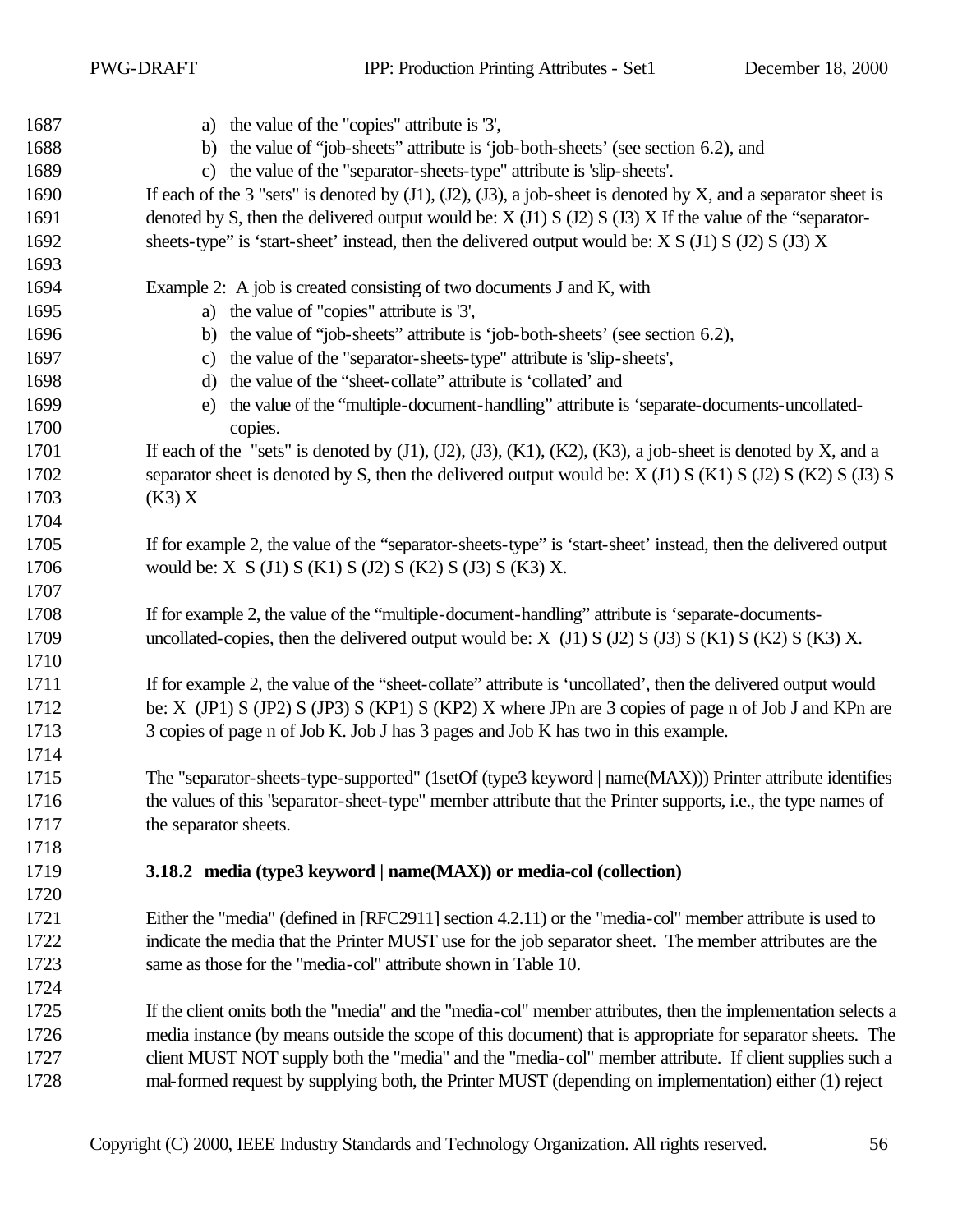a) the value of the "copies" attribute is '3',
b) the value of "job-sheets" attribute is 'job-both-sheets' (see section 6.2), and
c) the value of the "separator-sheets-type" attribute is 'slip-sheets'.

If each of the 3 "sets" is denoted by (J1), (J2), (J3), a job-sheet is denoted by X, and a separator sheet is denoted by S, then the delivered output would be: X (J1) S (J2) S (J3) X If the value of the "separator-sheets-type" is 'start-sheet' instead, then the delivered output would be: X S (J1) S (J2) S (J3) X

Example 2: A job is created consisting of two documents J and K, with

a) the value of "copies" attribute is '3',
b) the value of "job-sheets" attribute is 'job-both-sheets' (see section 6.2),
c) the value of the "separator-sheets-type" attribute is 'slip-sheets',
d) the value of the "sheet-collate" attribute is 'collated' and
e) the value of the "multiple-document-handling" attribute is 'separate-documents-uncollated-copies.

If each of the "sets" is denoted by (J1), (J2), (J3), (K1), (K2), (K3), a job-sheet is denoted by X, and a separator sheet is denoted by S, then the delivered output would be: X (J1) S (K1) S (J2) S (K2) S (J3) S (K3) X

If for example 2, the value of the "separator-sheets-type" is 'start-sheet' instead, then the delivered output would be: X S (J1) S (K1) S (J2) S (K2) S (J3) S (K3) X.

If for example 2, the value of the "multiple-document-handling" attribute is 'separate-documents-uncollated-copies, then the delivered output would be: X (J1) S (J2) S (J3) S (K1) S (K2) S (K3) X.

If for example 2, the value of the "sheet-collate" attribute is 'uncollated', then the delivered output would be: X (JP1) S (JP2) S (JP3) S (KP1) S (KP2) X where JPn are 3 copies of page n of Job J and KPn are 3 copies of page n of Job K. Job J has 3 pages and Job K has two in this example.

The "separator-sheets-type-supported" (1setOf (type3 keyword | name(MAX))) Printer attribute identifies the values of this "separator-sheet-type" member attribute that the Printer supports, i.e., the type names of the separator sheets.

### 3.18.2 media (type3 keyword | name(MAX)) or media-col (collection)

Either the "media" (defined in [RFC2911] section 4.2.11) or the "media-col" member attribute is used to indicate the media that the Printer MUST use for the job separator sheet. The member attributes are the same as those for the "media-col" attribute shown in Table 10.

If the client omits both the "media" and the "media-col" member attributes, then the implementation selects a media instance (by means outside the scope of this document) that is appropriate for separator sheets. The client MUST NOT supply both the "media" and the "media-col" member attribute. If client supplies such a mal-formed request by supplying both, the Printer MUST (depending on implementation) either (1) reject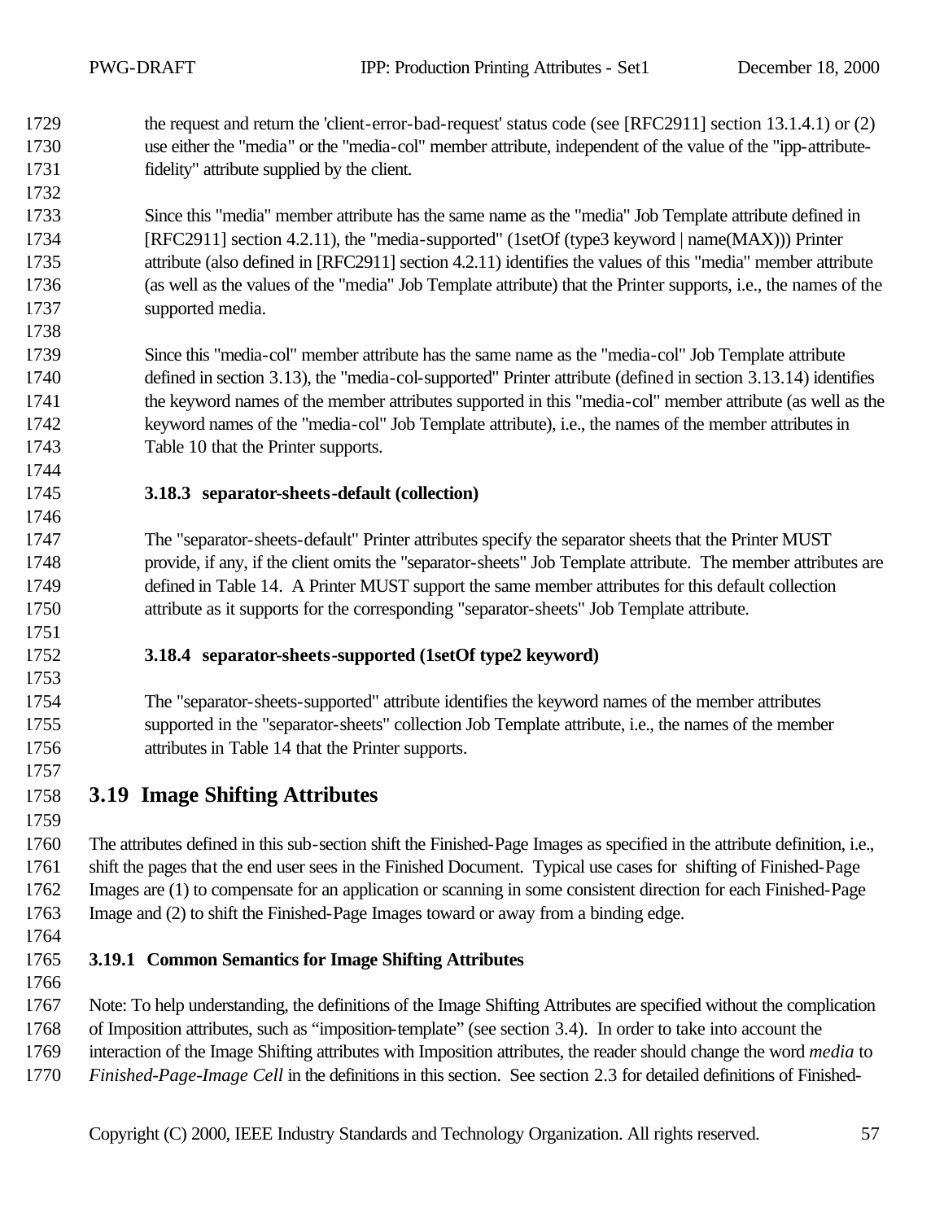the request and return the 'client-error-bad-request' status code (see [RFC2911] section 13.1.4.1) or (2) use either the "media" or the "media-col" member attribute, independent of the value of the "ipp-attribute-fidelity" attribute supplied by the client.

Since this "media" member attribute has the same name as the "media" Job Template attribute defined in [RFC2911] section 4.2.11), the "media-supported" (1setOf (type3 keyword | name(MAX))) Printer attribute (also defined in [RFC2911] section 4.2.11) identifies the values of this "media" member attribute (as well as the values of the "media" Job Template attribute) that the Printer supports, i.e., the names of the supported media.

Since this "media-col" member attribute has the same name as the "media-col" Job Template attribute defined in section 3.13), the "media-col-supported" Printer attribute (defined in section 3.13.14) identifies the keyword names of the member attributes supported in this "media-col" member attribute (as well as the keyword names of the "media-col" Job Template attribute), i.e., the names of the member attributes in Table 10 that the Printer supports.

#### 3.18.3 separator-sheets-default (collection)

The "separator-sheets-default" Printer attributes specify the separator sheets that the Printer MUST provide, if any, if the client omits the "separator-sheets" Job Template attribute. The member attributes are defined in Table 14. A Printer MUST support the same member attributes for this default collection attribute as it supports for the corresponding "separator-sheets" Job Template attribute.

#### 3.18.4 separator-sheets-supported (1setOf type2 keyword)

The "separator-sheets-supported" attribute identifies the keyword names of the member attributes supported in the "separator-sheets" collection Job Template attribute, i.e., the names of the member attributes in Table 14 that the Printer supports.

## 3.19 Image Shifting Attributes

The attributes defined in this sub-section shift the Finished-Page Images as specified in the attribute definition, i.e., shift the pages that the end user sees in the Finished Document. Typical use cases for shifting of Finished-Page Images are (1) to compensate for an application or scanning in some consistent direction for each Finished-Page Image and (2) to shift the Finished-Page Images toward or away from a binding edge.

### 3.19.1 Common Semantics for Image Shifting Attributes

Note: To help understanding, the definitions of the Image Shifting Attributes are specified without the complication of Imposition attributes, such as "imposition-template" (see section 3.4). In order to take into account the interaction of the Image Shifting attributes with Imposition attributes, the reader should change the word *media* to *Finished-Page-Image Cell* in the definitions in this section. See section 2.3 for detailed definitions of Finished-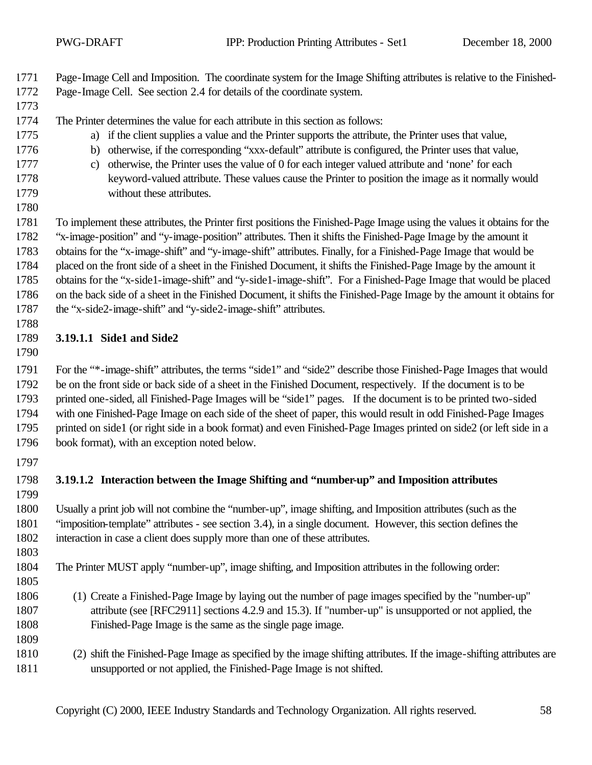Page-Image Cell and Imposition. The coordinate system for the Image Shifting attributes is relative to the Finished-Page-Image Cell. See section 2.4 for details of the coordinate system.

The Printer determines the value for each attribute in this section as follows:

a) if the client supplies a value and the Printer supports the attribute, the Printer uses that value,
b) otherwise, if the corresponding "xxx-default" attribute is configured, the Printer uses that value,
c) otherwise, the Printer uses the value of 0 for each integer valued attribute and 'none' for each keyword-valued attribute. These values cause the Printer to position the image as it normally would without these attributes.

To implement these attributes, the Printer first positions the Finished-Page Image using the values it obtains for the "x-image-position" and "y-image-position" attributes. Then it shifts the Finished-Page Image by the amount it obtains for the "x-image-shift" and "y-image-shift" attributes. Finally, for a Finished-Page Image that would be placed on the front side of a sheet in the Finished Document, it shifts the Finished-Page Image by the amount it obtains for the "x-side1-image-shift" and "y-side1-image-shift". For a Finished-Page Image that would be placed on the back side of a sheet in the Finished Document, it shifts the Finished-Page Image by the amount it obtains for the "x-side2-image-shift" and "y-side2-image-shift" attributes.

#### 3.19.1.1 Side1 and Side2

For the "*-image-shift" attributes, the terms "side1" and "side2" describe those Finished-Page Images that would be on the front side or back side of a sheet in the Finished Document, respectively. If the document is to be printed one-sided, all Finished-Page Images will be "side1" pages. If the document is to be printed two-sided with one Finished-Page Image on each side of the sheet of paper, this would result in odd Finished-Page Images printed on side1 (or right side in a book format) and even Finished-Page Images printed on side2 (or left side in a book format), with an exception noted below.

#### 3.19.1.2 Interaction between the Image Shifting and "number-up" and Imposition attributes

Usually a print job will not combine the "number-up", image shifting, and Imposition attributes (such as the "imposition-template" attributes - see section 3.4), in a single document. However, this section defines the interaction in case a client does supply more than one of these attributes.

The Printer MUST apply "number-up", image shifting, and Imposition attributes in the following order:

(1) Create a Finished-Page Image by laying out the number of page images specified by the "number-up" attribute (see [RFC2911] sections 4.2.9 and 15.3). If "number-up" is unsupported or not applied, the Finished-Page Image is the same as the single page image.

(2) shift the Finished-Page Image as specified by the image shifting attributes. If the image-shifting attributes are unsupported or not applied, the Finished-Page Image is not shifted.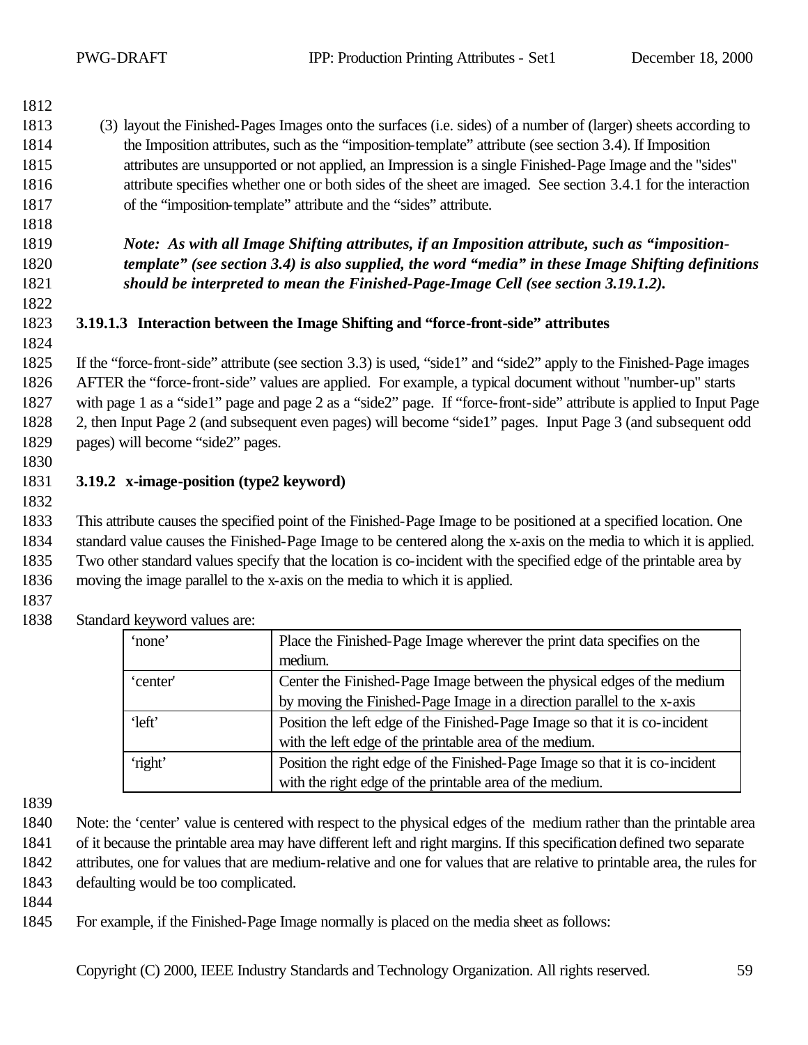(3) layout the Finished-Pages Images onto the surfaces (i.e. sides) of a number of (larger) sheets according to the Imposition attributes, such as the "imposition-template" attribute (see section 3.4). If Imposition attributes are unsupported or not applied, an Impression is a single Finished-Page Image and the "sides" attribute specifies whether one or both sides of the sheet are imaged. See section 3.4.1 for the interaction of the "imposition-template" attribute and the "sides" attribute.

***Note: As with all Image Shifting attributes, if an Imposition attribute, such as "imposition-template" (see section 3.4) is also supplied, the word "media" in these Image Shifting definitions should be interpreted to mean the Finished-Page-Image Cell (see section 3.19.1.2).***

#### 3.19.1.3 Interaction between the Image Shifting and "force-front-side" attributes

If the "force-front-side" attribute (see section 3.3) is used, "side1" and "side2" apply to the Finished-Page images AFTER the "force-front-side" values are applied. For example, a typical document without "number-up" starts with page 1 as a "side1" page and page 2 as a "side2" page. If "force-front-side" attribute is applied to Input Page 2, then Input Page 2 (and subsequent even pages) will become "side1" pages. Input Page 3 (and subsequent odd pages) will become "side2" pages.

### 3.19.2 x-image-position (type2 keyword)

This attribute causes the specified point of the Finished-Page Image to be positioned at a specified location. One standard value causes the Finished-Page Image to be centered along the x-axis on the media to which it is applied. Two other standard values specify that the location is co-incident with the specified edge of the printable area by moving the image parallel to the x-axis on the media to which it is applied.

Standard keyword values are:

| | |
|---|---|
| 'none' | Place the Finished-Page Image wherever the print data specifies on the medium. |
| 'center' | Center the Finished-Page Image between the physical edges of the medium by moving the Finished-Page Image in a direction parallel to the x-axis |
| 'left' | Position the left edge of the Finished-Page Image so that it is co-incident with the left edge of the printable area of the medium. |
| 'right' | Position the right edge of the Finished-Page Image so that it is co-incident with the right edge of the printable area of the medium. |

Note: the 'center' value is centered with respect to the physical edges of the medium rather than the printable area of it because the printable area may have different left and right margins. If this specification defined two separate attributes, one for values that are medium-relative and one for values that are relative to printable area, the rules for defaulting would be too complicated.

For example, if the Finished-Page Image normally is placed on the media sheet as follows: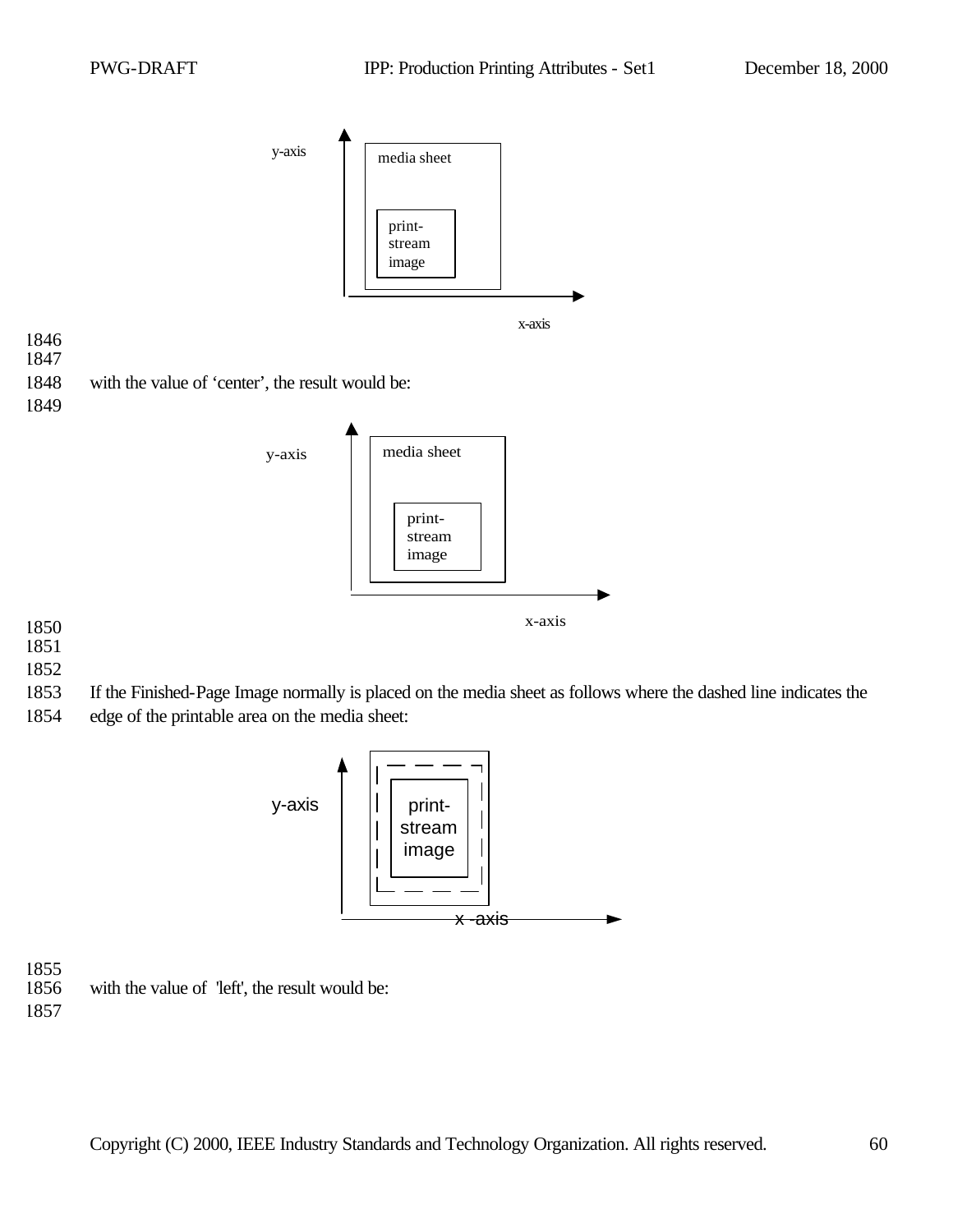with the value of 'center', the result would be:

If the Finished-Page Image normally is placed on the media sheet as follows where the dashed line indicates the edge of the printable area on the media sheet:

with the value of 'left', the result would be: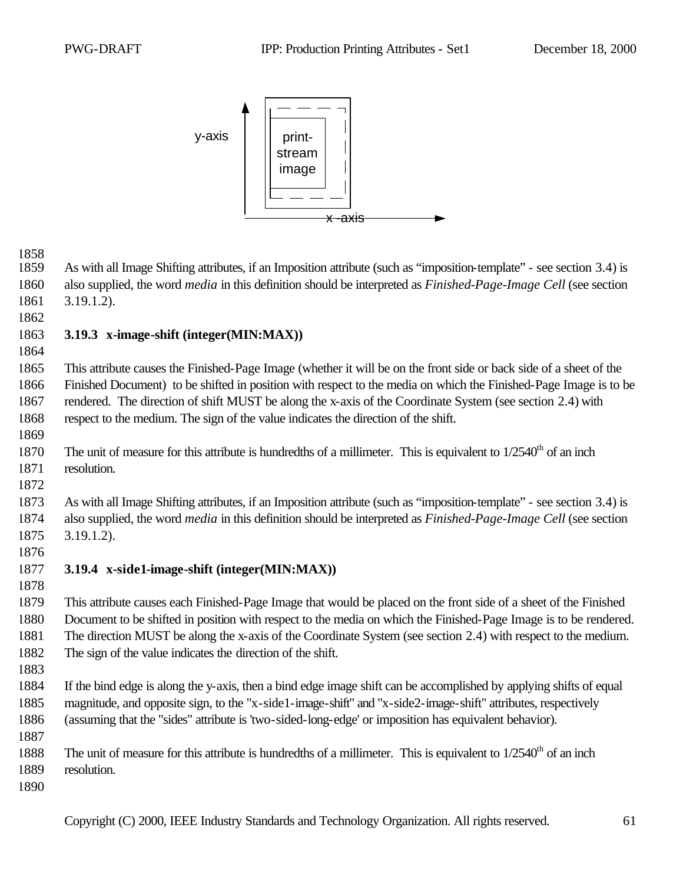y-axis

print-stream image

x -axis

As with all Image Shifting attributes, if an Imposition attribute (such as "imposition-template" - see section 3.4) is also supplied, the word *media* in this definition should be interpreted as *Finished-Page-Image Cell* (see section 3.19.1.2).

### 3.19.3 x-image-shift (integer(MIN:MAX))

This attribute causes the Finished-Page Image (whether it will be on the front side or back side of a sheet of the Finished Document) to be shifted in position with respect to the media on which the Finished-Page Image is to be rendered. The direction of shift MUST be along the x-axis of the Coordinate System (see section 2.4) with respect to the medium. The sign of the value indicates the direction of the shift.

The unit of measure for this attribute is hundredths of a millimeter. This is equivalent to 1/2540$^{th}$ of an inch resolution.

As with all Image Shifting attributes, if an Imposition attribute (such as "imposition-template" - see section 3.4) is also supplied, the word *media* in this definition should be interpreted as *Finished-Page-Image Cell* (see section 3.19.1.2).

### 3.19.4 x-side1-image-shift (integer(MIN:MAX))

This attribute causes each Finished-Page Image that would be placed on the front side of a sheet of the Finished Document to be shifted in position with respect to the media on which the Finished-Page Image is to be rendered. The direction MUST be along the x-axis of the Coordinate System (see section 2.4) with respect to the medium. The sign of the value indicates the direction of the shift.

If the bind edge is along the y-axis, then a bind edge image shift can be accomplished by applying shifts of equal magnitude, and opposite sign, to the "x-side1-image-shift" and "x-side2-image-shift" attributes, respectively (assuming that the "sides" attribute is 'two-sided-long-edge' or imposition has equivalent behavior).

The unit of measure for this attribute is hundredths of a millimeter. This is equivalent to 1/2540$^{th}$ of an inch resolution.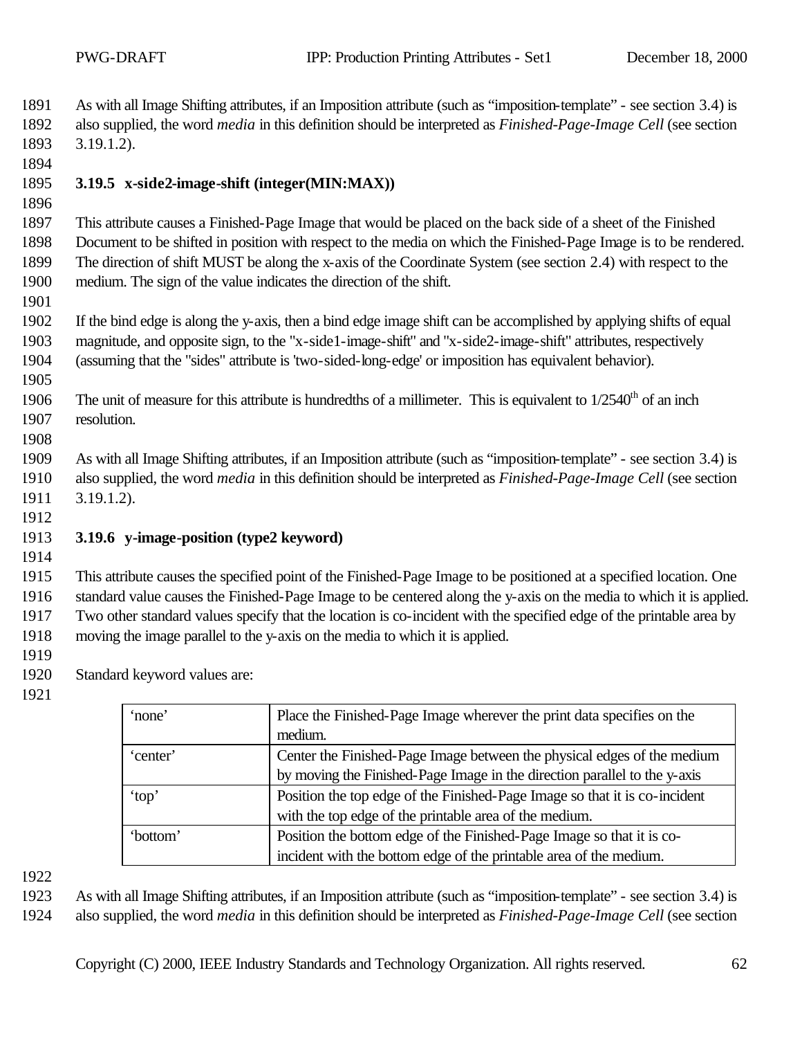As with all Image Shifting attributes, if an Imposition attribute (such as "imposition-template" - see section 3.4) is also supplied, the word *media* in this definition should be interpreted as *Finished-Page-Image Cell* (see section 3.19.1.2).

### 3.19.5 x-side2-image-shift (integer(MIN:MAX))

This attribute causes a Finished-Page Image that would be placed on the back side of a sheet of the Finished Document to be shifted in position with respect to the media on which the Finished-Page Image is to be rendered. The direction of shift MUST be along the x-axis of the Coordinate System (see section 2.4) with respect to the medium. The sign of the value indicates the direction of the shift.

If the bind edge is along the y-axis, then a bind edge image shift can be accomplished by applying shifts of equal magnitude, and opposite sign, to the "x-side1-image-shift" and "x-side2-image-shift" attributes, respectively (assuming that the "sides" attribute is 'two-sided-long-edge' or imposition has equivalent behavior).

The unit of measure for this attribute is hundredths of a millimeter. This is equivalent to 1/2540th of an inch resolution.

As with all Image Shifting attributes, if an Imposition attribute (such as "imposition-template" - see section 3.4) is also supplied, the word *media* in this definition should be interpreted as *Finished-Page-Image Cell* (see section 3.19.1.2).

### 3.19.6 y-image-position (type2 keyword)

This attribute causes the specified point of the Finished-Page Image to be positioned at a specified location. One standard value causes the Finished-Page Image to be centered along the y-axis on the media to which it is applied. Two other standard values specify that the location is co-incident with the specified edge of the printable area by moving the image parallel to the y-axis on the media to which it is applied.

Standard keyword values are:

| | |
|---|---|
| 'none' | Place the Finished-Page Image wherever the print data specifies on the medium. |
| 'center' | Center the Finished-Page Image between the physical edges of the medium by moving the Finished-Page Image in the direction parallel to the y-axis |
| 'top' | Position the top edge of the Finished-Page Image so that it is co-incident with the top edge of the printable area of the medium. |
| 'bottom' | Position the bottom edge of the Finished-Page Image so that it is co-incident with the bottom edge of the printable area of the medium. |

As with all Image Shifting attributes, if an Imposition attribute (such as "imposition-template" - see section 3.4) is also supplied, the word *media* in this definition should be interpreted as *Finished-Page-Image Cell* (see section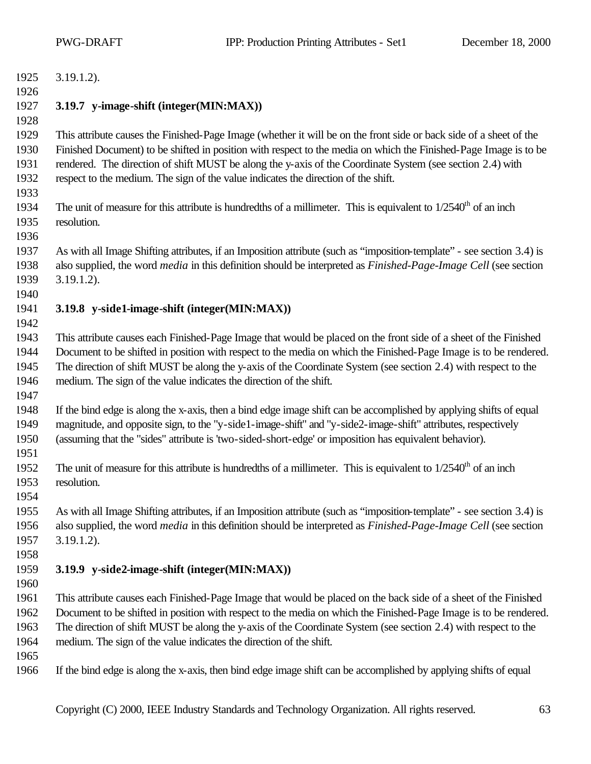3.19.1.2).

### 3.19.7 y-image-shift (integer(MIN:MAX))

This attribute causes the Finished-Page Image (whether it will be on the front side or back side of a sheet of the Finished Document) to be shifted in position with respect to the media on which the Finished-Page Image is to be rendered. The direction of shift MUST be along the y-axis of the Coordinate System (see section 2.4) with respect to the medium. The sign of the value indicates the direction of the shift.

The unit of measure for this attribute is hundredths of a millimeter. This is equivalent to 1/2540th of an inch resolution.

As with all Image Shifting attributes, if an Imposition attribute (such as "imposition-template" - see section 3.4) is also supplied, the word *media* in this definition should be interpreted as *Finished-Page-Image Cell* (see section 3.19.1.2).

### 3.19.8 y-side1-image-shift (integer(MIN:MAX))

This attribute causes each Finished-Page Image that would be placed on the front side of a sheet of the Finished Document to be shifted in position with respect to the media on which the Finished-Page Image is to be rendered. The direction of shift MUST be along the y-axis of the Coordinate System (see section 2.4) with respect to the medium. The sign of the value indicates the direction of the shift.

If the bind edge is along the x-axis, then a bind edge image shift can be accomplished by applying shifts of equal magnitude, and opposite sign, to the "y-side1-image-shift" and "y-side2-image-shift" attributes, respectively (assuming that the "sides" attribute is 'two-sided-short-edge' or imposition has equivalent behavior).

The unit of measure for this attribute is hundredths of a millimeter. This is equivalent to 1/2540th of an inch resolution.

As with all Image Shifting attributes, if an Imposition attribute (such as "imposition-template" - see section 3.4) is also supplied, the word *media* in this definition should be interpreted as *Finished-Page-Image Cell* (see section 3.19.1.2).

### 3.19.9 y-side2-image-shift (integer(MIN:MAX))

This attribute causes each Finished-Page Image that would be placed on the back side of a sheet of the Finished Document to be shifted in position with respect to the media on which the Finished-Page Image is to be rendered. The direction of shift MUST be along the y-axis of the Coordinate System (see section 2.4) with respect to the medium. The sign of the value indicates the direction of the shift.

If the bind edge is along the x-axis, then bind edge image shift can be accomplished by applying shifts of equal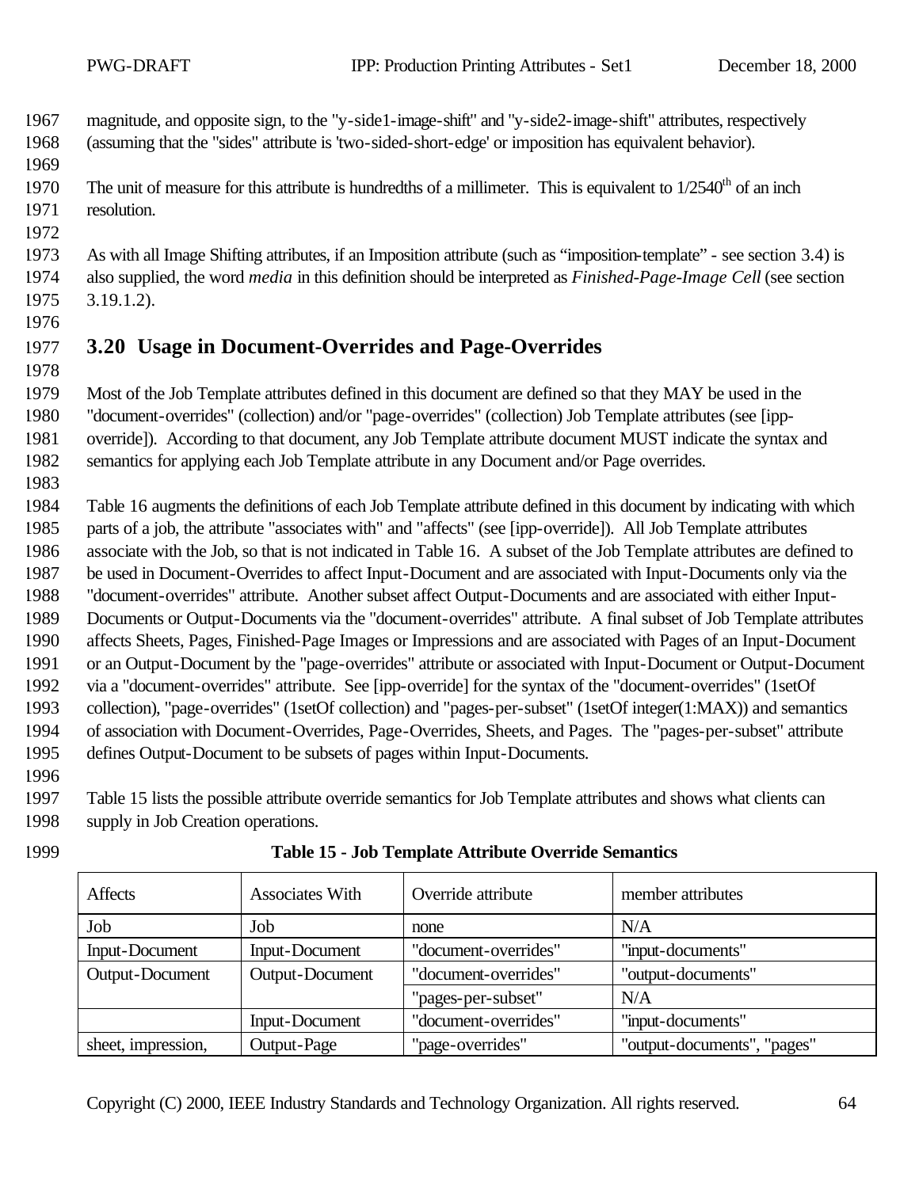magnitude, and opposite sign, to the "y-side1-image-shift" and "y-side2-image-shift" attributes, respectively (assuming that the "sides" attribute is 'two-sided-short-edge' or imposition has equivalent behavior).

The unit of measure for this attribute is hundredths of a millimeter. This is equivalent to 1/2540[th] of an inch resolution.

As with all Image Shifting attributes, if an Imposition attribute (such as "imposition-template" - see section 3.4) is also supplied, the word *media* in this definition should be interpreted as *Finished-Page-Image Cell* (see section 3.19.1.2).

## 3.20 Usage in Document-Overrides and Page-Overrides

Most of the Job Template attributes defined in this document are defined so that they MAY be used in the "document-overrides" (collection) and/or "page-overrides" (collection) Job Template attributes (see [ipp-override]). According to that document, any Job Template attribute document MUST indicate the syntax and semantics for applying each Job Template attribute in any Document and/or Page overrides.

Table 16 augments the definitions of each Job Template attribute defined in this document by indicating with which parts of a job, the attribute "associates with" and "affects" (see [ipp-override]). All Job Template attributes associate with the Job, so that is not indicated in Table 16. A subset of the Job Template attributes are defined to be used in Document-Overrides to affect Input-Document and are associated with Input-Documents only via the "document-overrides" attribute. Another subset affect Output-Documents and are associated with either Input-Documents or Output-Documents via the "document-overrides" attribute. A final subset of Job Template attributes affects Sheets, Pages, Finished-Page Images or Impressions and are associated with Pages of an Input-Document or an Output-Document by the "page-overrides" attribute or associated with Input-Document or Output-Document via a "document-overrides" attribute. See [ipp-override] for the syntax of the "document-overrides" (1setOf collection), "page-overrides" (1setOf collection) and "pages-per-subset" (1setOf integer(1:MAX)) and semantics of association with Document-Overrides, Page-Overrides, Sheets, and Pages. The "pages-per-subset" attribute defines Output-Document to be subsets of pages within Input-Documents.

Table 15 lists the possible attribute override semantics for Job Template attributes and shows what clients can supply in Job Creation operations.

**Table 15 - Job Template Attribute Override Semantics**

| Affects | Associates With | Override attribute | member attributes |
|---|---|---|---|
| Job | Job | none | N/A |
| Input-Document | Input-Document | "document-overrides" | "input-documents" |
| Output-Document | Output-Document | "document-overrides" | "output-documents" |
| | | "pages-per-subset" | N/A |
| | Input-Document | "document-overrides" | "input-documents" |
| sheet, impression, | Output-Page | "page-overrides" | "output-documents", "pages" |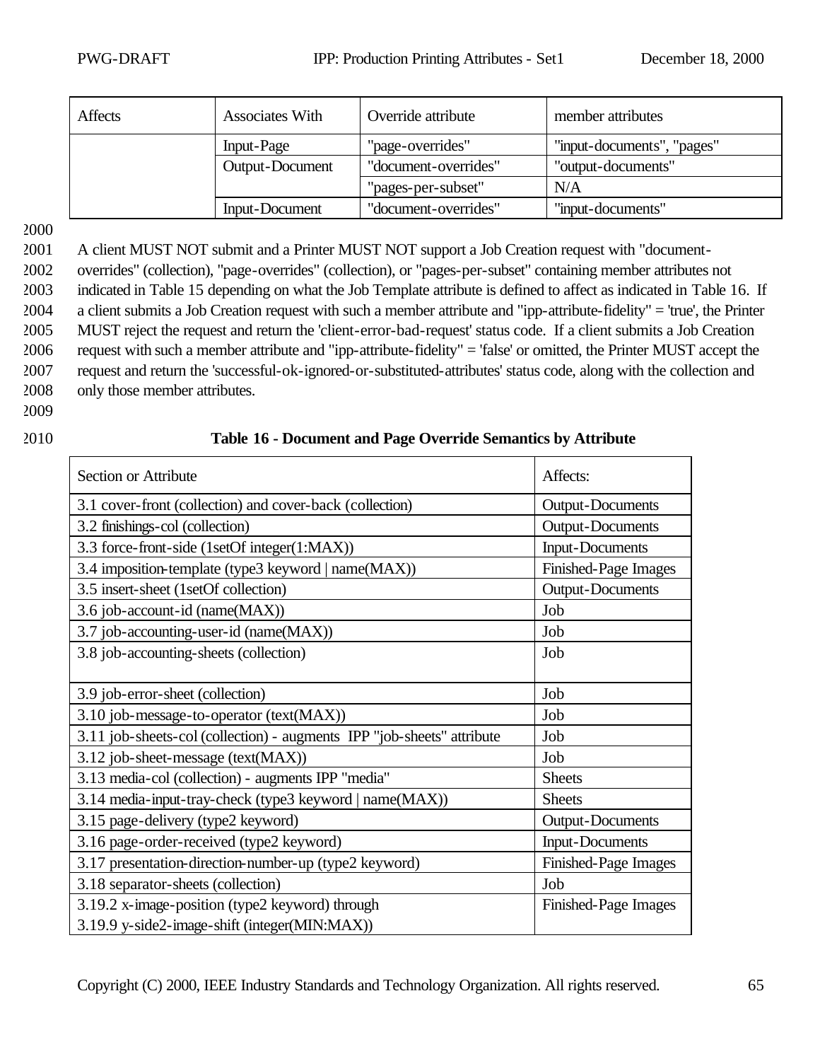| Affects | Associates With | Override attribute | member attributes |
|---|---|---|---|
| | Input-Page | "page-overrides" | "input-documents", "pages" |
| | Output-Document | "document-overrides" | "output-documents" |
| | | "pages-per-subset" | N/A |
| | Input-Document | "document-overrides" | "input-documents" |

A client MUST NOT submit and a Printer MUST NOT support a Job Creation request with "document-overrides" (collection), "page-overrides" (collection), or "pages-per-subset" containing member attributes not indicated in Table 15 depending on what the Job Template attribute is defined to affect as indicated in Table 16. If a client submits a Job Creation request with such a member attribute and "ipp-attribute-fidelity" = 'true', the Printer MUST reject the request and return the 'client-error-bad-request' status code. If a client submits a Job Creation request with such a member attribute and "ipp-attribute-fidelity" = 'false' or omitted, the Printer MUST accept the request and return the 'successful-ok-ignored-or-substituted-attributes' status code, along with the collection and only those member attributes.

**Table 16 - Document and Page Override Semantics by Attribute**

| Section or Attribute | Affects: |
|---|---|
| 3.1 cover-front (collection) and cover-back (collection) | Output-Documents |
| 3.2 finishings-col (collection) | Output-Documents |
| 3.3 force-front-side (1setOf integer(1:MAX)) | Input-Documents |
| 3.4 imposition-template (type3 keyword \| name(MAX)) | Finished-Page Images |
| 3.5 insert-sheet (1setOf collection) | Output-Documents |
| 3.6 job-account-id (name(MAX)) | Job |
| 3.7 job-accounting-user-id (name(MAX)) | Job |
| 3.8 job-accounting-sheets (collection) | Job |
| 3.9 job-error-sheet (collection) | Job |
| 3.10 job-message-to-operator (text(MAX)) | Job |
| 3.11 job-sheets-col (collection) - augments IPP "job-sheets" attribute | Job |
| 3.12 job-sheet-message (text(MAX)) | Job |
| 3.13 media-col (collection) - augments IPP "media" | Sheets |
| 3.14 media-input-tray-check (type3 keyword \| name(MAX)) | Sheets |
| 3.15 page-delivery (type2 keyword) | Output-Documents |
| 3.16 page-order-received (type2 keyword) | Input-Documents |
| 3.17 presentation-direction-number-up (type2 keyword) | Finished-Page Images |
| 3.18 separator-sheets (collection) | Job |
| 3.19.2 x-image-position (type2 keyword) through 3.19.9 y-side2-image-shift (integer(MIN:MAX)) | Finished-Page Images |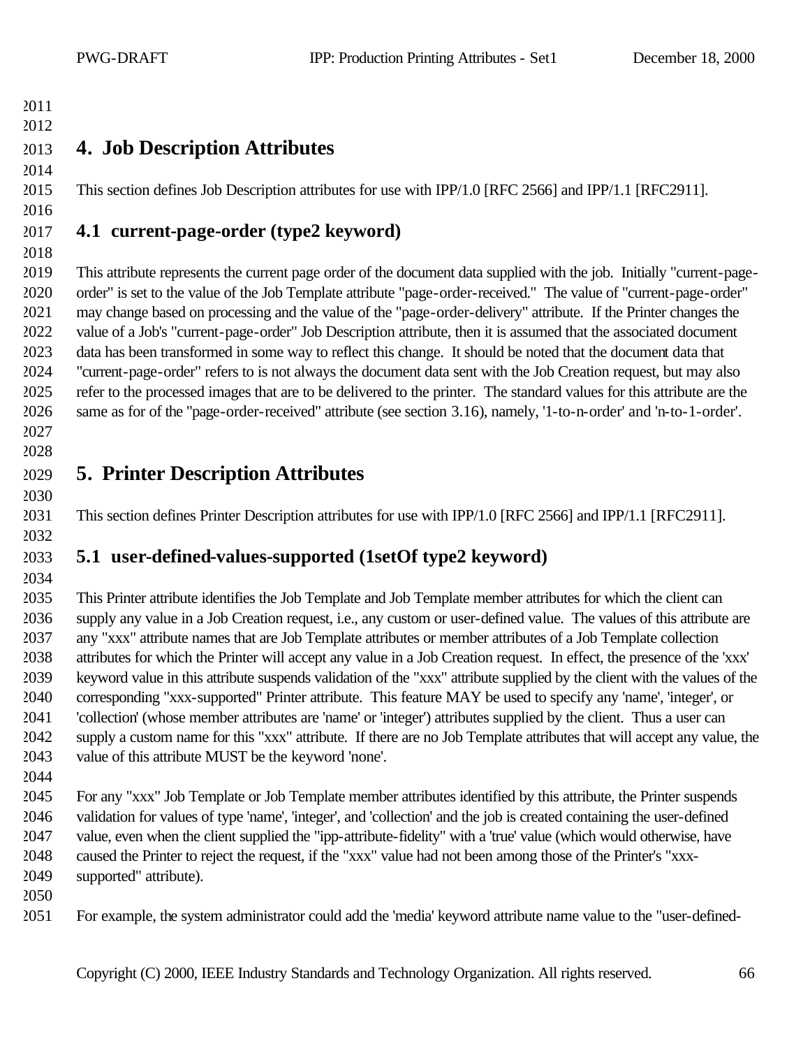# 4. Job Description Attributes

This section defines Job Description attributes for use with IPP/1.0 [RFC 2566] and IPP/1.1 [RFC2911].

## 4.1 current-page-order (type2 keyword)

This attribute represents the current page order of the document data supplied with the job. Initially "current-page-order" is set to the value of the Job Template attribute "page-order-received." The value of "current-page-order" may change based on processing and the value of the "page-order-delivery" attribute. If the Printer changes the value of a Job's "current-page-order" Job Description attribute, then it is assumed that the associated document data has been transformed in some way to reflect this change. It should be noted that the document data that "current-page-order" refers to is not always the document data sent with the Job Creation request, but may also refer to the processed images that are to be delivered to the printer. The standard values for this attribute are the same as for of the "page-order-received" attribute (see section 3.16), namely, '1-to-n-order' and 'n-to-1-order'.

# 5. Printer Description Attributes

This section defines Printer Description attributes for use with IPP/1.0 [RFC 2566] and IPP/1.1 [RFC2911].

## 5.1 user-defined-values-supported (1setOf type2 keyword)

This Printer attribute identifies the Job Template and Job Template member attributes for which the client can supply any value in a Job Creation request, i.e., any custom or user-defined value. The values of this attribute are any "xxx" attribute names that are Job Template attributes or member attributes of a Job Template collection attributes for which the Printer will accept any value in a Job Creation request. In effect, the presence of the 'xxx' keyword value in this attribute suspends validation of the "xxx" attribute supplied by the client with the values of the corresponding "xxx-supported" Printer attribute. This feature MAY be used to specify any 'name', 'integer', or 'collection' (whose member attributes are 'name' or 'integer') attributes supplied by the client. Thus a user can supply a custom name for this "xxx" attribute. If there are no Job Template attributes that will accept any value, the value of this attribute MUST be the keyword 'none'.

For any "xxx" Job Template or Job Template member attributes identified by this attribute, the Printer suspends validation for values of type 'name', 'integer', and 'collection' and the job is created containing the user-defined value, even when the client supplied the "ipp-attribute-fidelity" with a 'true' value (which would otherwise, have caused the Printer to reject the request, if the "xxx" value had not been among those of the Printer's "xxx-supported" attribute).

For example, the system administrator could add the 'media' keyword attribute name value to the "user-defined-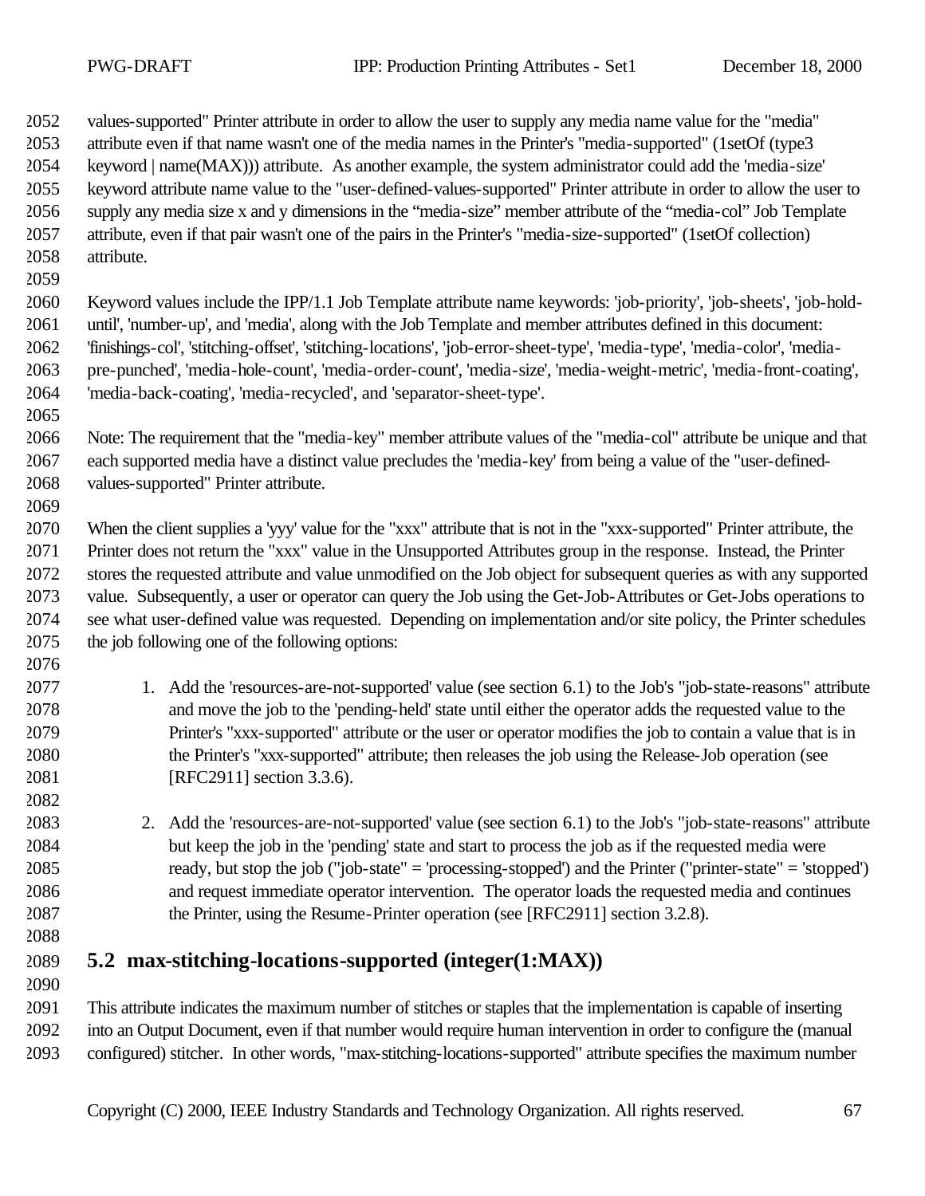values-supported" Printer attribute in order to allow the user to supply any media name value for the "media" attribute even if that name wasn't one of the media names in the Printer's "media-supported" (1setOf (type3 keyword | name(MAX))) attribute. As another example, the system administrator could add the 'media-size' keyword attribute name value to the "user-defined-values-supported" Printer attribute in order to allow the user to supply any media size x and y dimensions in the "media-size" member attribute of the "media-col" Job Template attribute, even if that pair wasn't one of the pairs in the Printer's "media-size-supported" (1setOf collection) attribute.

Keyword values include the IPP/1.1 Job Template attribute name keywords: 'job-priority', 'job-sheets', 'job-hold-until', 'number-up', and 'media', along with the Job Template and member attributes defined in this document: 'finishings-col', 'stitching-offset', 'stitching-locations', 'job-error-sheet-type', 'media-type', 'media-color', 'media-pre-punched', 'media-hole-count', 'media-order-count', 'media-size', 'media-weight-metric', 'media-front-coating', 'media-back-coating', 'media-recycled', and 'separator-sheet-type'.

Note: The requirement that the "media-key" member attribute values of the "media-col" attribute be unique and that each supported media have a distinct value precludes the 'media-key' from being a value of the "user-defined-values-supported" Printer attribute.

When the client supplies a 'yyy' value for the "xxx" attribute that is not in the "xxx-supported" Printer attribute, the Printer does not return the "xxx" value in the Unsupported Attributes group in the response. Instead, the Printer stores the requested attribute and value unmodified on the Job object for subsequent queries as with any supported value. Subsequently, a user or operator can query the Job using the Get-Job-Attributes or Get-Jobs operations to see what user-defined value was requested. Depending on implementation and/or site policy, the Printer schedules the job following one of the following options:

1. Add the 'resources-are-not-supported' value (see section 6.1) to the Job's "job-state-reasons" attribute and move the job to the 'pending-held' state until either the operator adds the requested value to the Printer's "xxx-supported" attribute or the user or operator modifies the job to contain a value that is in the Printer's "xxx-supported" attribute; then releases the job using the Release-Job operation (see [RFC2911] section 3.3.6).

2. Add the 'resources-are-not-supported' value (see section 6.1) to the Job's "job-state-reasons" attribute but keep the job in the 'pending' state and start to process the job as if the requested media were ready, but stop the job ("job-state" = 'processing-stopped') and the Printer ("printer-state" = 'stopped') and request immediate operator intervention. The operator loads the requested media and continues the Printer, using the Resume-Printer operation (see [RFC2911] section 3.2.8).

## 5.2 max-stitching-locations-supported (integer(1:MAX))

This attribute indicates the maximum number of stitches or staples that the implementation is capable of inserting into an Output Document, even if that number would require human intervention in order to configure the (manual configured) stitcher. In other words, "max-stitching-locations-supported" attribute specifies the maximum number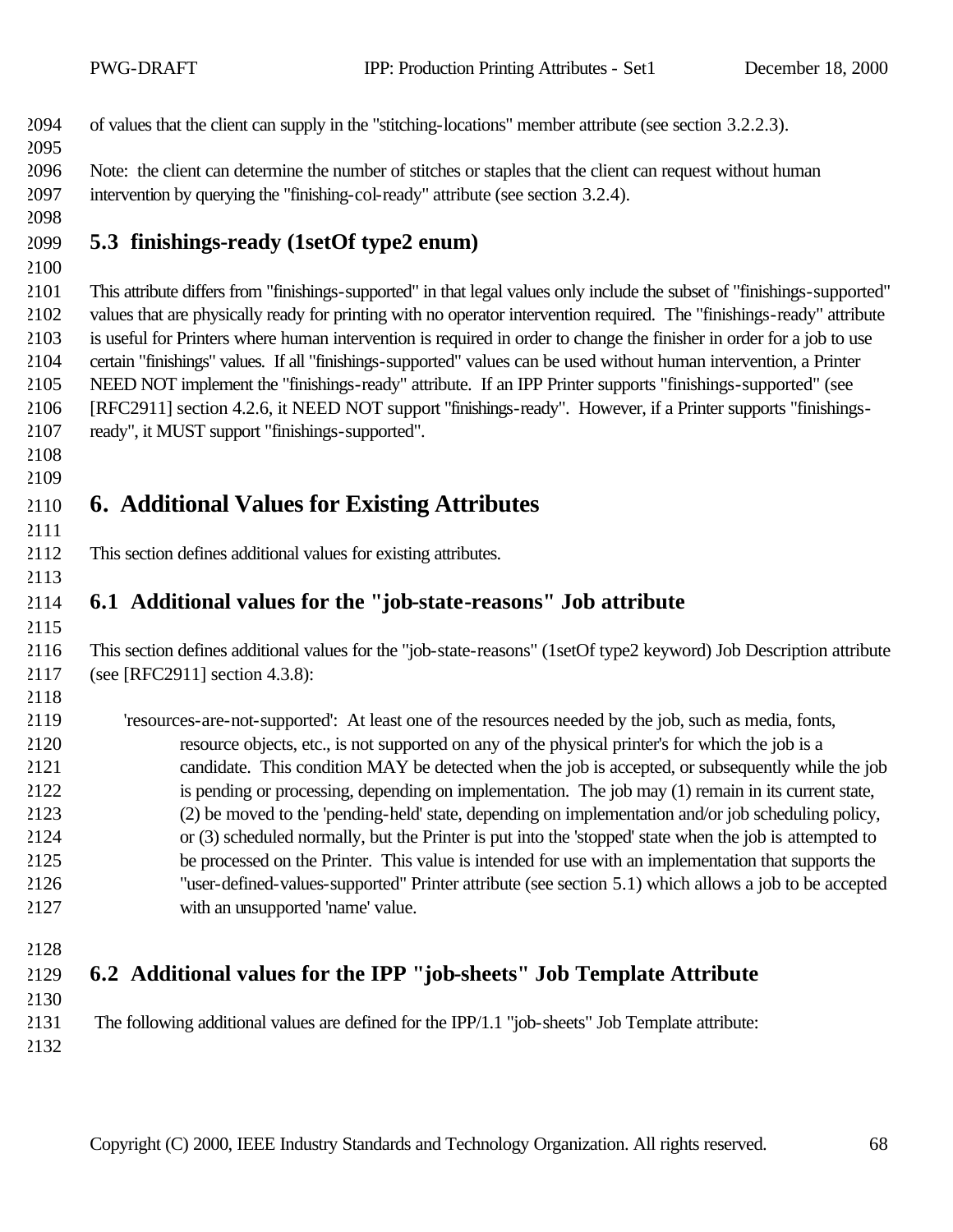of values that the client can supply in the "stitching-locations" member attribute (see section 3.2.2.3).

Note: the client can determine the number of stitches or staples that the client can request without human intervention by querying the "finishing-col-ready" attribute (see section 3.2.4).

## 5.3 finishings-ready (1setOf type2 enum)

This attribute differs from "finishings-supported" in that legal values only include the subset of "finishings-supported" values that are physically ready for printing with no operator intervention required. The "finishings-ready" attribute is useful for Printers where human intervention is required in order to change the finisher in order for a job to use certain "finishings" values. If all "finishings-supported" values can be used without human intervention, a Printer NEED NOT implement the "finishings-ready" attribute. If an IPP Printer supports "finishings-supported" (see [RFC2911] section 4.2.6, it NEED NOT support "finishings-ready". However, if a Printer supports "finishings-ready", it MUST support "finishings-supported".

# 6. Additional Values for Existing Attributes

This section defines additional values for existing attributes.

## 6.1 Additional values for the "job-state-reasons" Job attribute

This section defines additional values for the "job-state-reasons" (1setOf type2 keyword) Job Description attribute (see [RFC2911] section 4.3.8):

'resources-are-not-supported': At least one of the resources needed by the job, such as media, fonts, resource objects, etc., is not supported on any of the physical printer's for which the job is a candidate. This condition MAY be detected when the job is accepted, or subsequently while the job is pending or processing, depending on implementation. The job may (1) remain in its current state, (2) be moved to the 'pending-held' state, depending on implementation and/or job scheduling policy, or (3) scheduled normally, but the Printer is put into the 'stopped' state when the job is attempted to be processed on the Printer. This value is intended for use with an implementation that supports the "user-defined-values-supported" Printer attribute (see section 5.1) which allows a job to be accepted with an unsupported 'name' value.

## 6.2 Additional values for the IPP "job-sheets" Job Template Attribute

The following additional values are defined for the IPP/1.1 "job-sheets" Job Template attribute: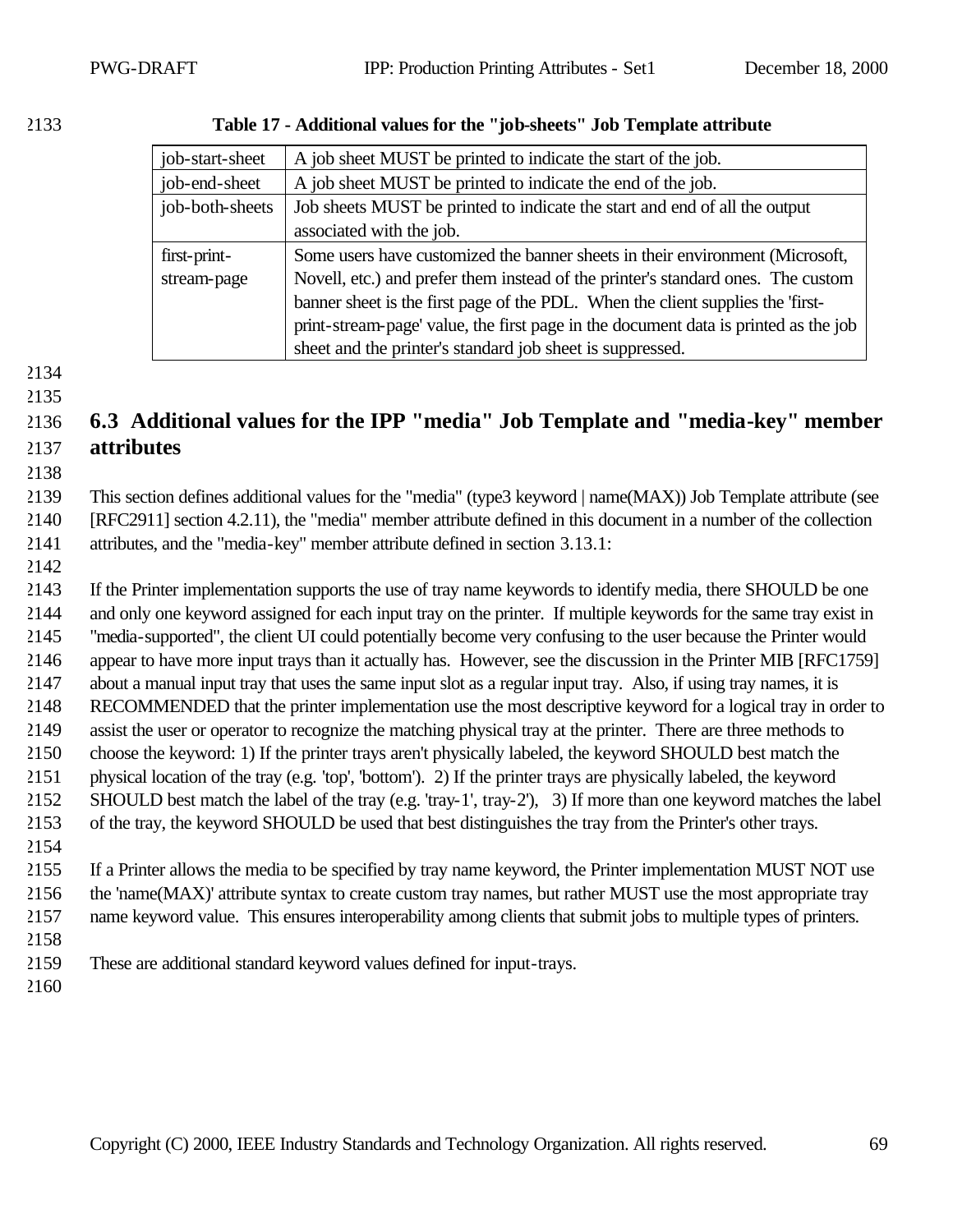**Table 17 - Additional values for the "job-sheets" Job Template attribute**

| | |
|---|---|
| job-start-sheet | A job sheet MUST be printed to indicate the start of the job. |
| job-end-sheet | A job sheet MUST be printed to indicate the end of the job. |
| job-both-sheets | Job sheets MUST be printed to indicate the start and end of all the output associated with the job. |
| first-print-stream-page | Some users have customized the banner sheets in their environment (Microsoft, Novell, etc.) and prefer them instead of the printer's standard ones. The custom banner sheet is the first page of the PDL. When the client supplies the 'first-print-stream-page' value, the first page in the document data is printed as the job sheet and the printer's standard job sheet is suppressed. |

## 6.3 Additional values for the IPP "media" Job Template and "media-key" member attributes

This section defines additional values for the "media" (type3 keyword | name(MAX)) Job Template attribute (see [RFC2911] section 4.2.11), the "media" member attribute defined in this document in a number of the collection attributes, and the "media-key" member attribute defined in section 3.13.1:

If the Printer implementation supports the use of tray name keywords to identify media, there SHOULD be one and only one keyword assigned for each input tray on the printer. If multiple keywords for the same tray exist in "media-supported", the client UI could potentially become very confusing to the user because the Printer would appear to have more input trays than it actually has. However, see the discussion in the Printer MIB [RFC1759] about a manual input tray that uses the same input slot as a regular input tray. Also, if using tray names, it is RECOMMENDED that the printer implementation use the most descriptive keyword for a logical tray in order to assist the user or operator to recognize the matching physical tray at the printer. There are three methods to choose the keyword: 1) If the printer trays aren't physically labeled, the keyword SHOULD best match the physical location of the tray (e.g. 'top', 'bottom'). 2) If the printer trays are physically labeled, the keyword SHOULD best match the label of the tray (e.g. 'tray-1', tray-2'), 3) If more than one keyword matches the label of the tray, the keyword SHOULD be used that best distinguishes the tray from the Printer's other trays.

If a Printer allows the media to be specified by tray name keyword, the Printer implementation MUST NOT use the 'name(MAX)' attribute syntax to create custom tray names, but rather MUST use the most appropriate tray name keyword value. This ensures interoperability among clients that submit jobs to multiple types of printers.

These are additional standard keyword values defined for input-trays.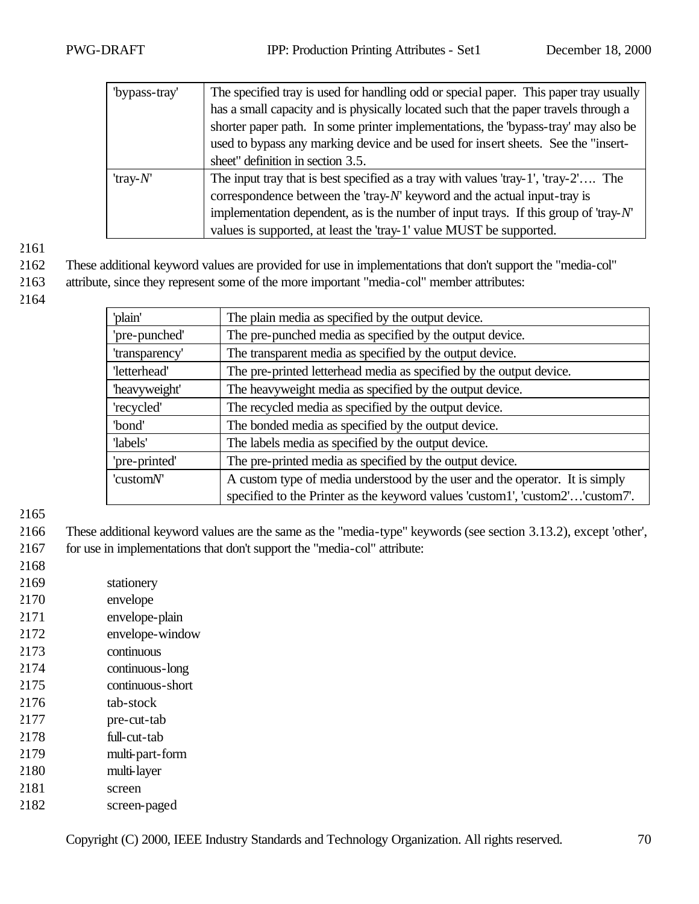| | |
|---|---|
| 'bypass-tray' | The specified tray is used for handling odd or special paper. This paper tray usually has a small capacity and is physically located such that the paper travels through a shorter paper path. In some printer implementations, the 'bypass-tray' may also be used to bypass any marking device and be used for insert sheets. See the "insert-sheet" definition in section 3.5. |
| 'tray-*N*' | The input tray that is best specified as a tray with values 'tray-1', 'tray-2'…. The correspondence between the 'tray-*N*' keyword and the actual input-tray is implementation dependent, as is the number of input trays. If this group of 'tray-*N*' values is supported, at least the 'tray-1' value MUST be supported. |

These additional keyword values are provided for use in implementations that don't support the "media-col" attribute, since they represent some of the more important "media-col" member attributes:

| | |
|---|---|
| 'plain' | The plain media as specified by the output device. |
| 'pre-punched' | The pre-punched media as specified by the output device. |
| 'transparency' | The transparent media as specified by the output device. |
| 'letterhead' | The pre-printed letterhead media as specified by the output device. |
| 'heavyweight' | The heavyweight media as specified by the output device. |
| 'recycled' | The recycled media as specified by the output device. |
| 'bond' | The bonded media as specified by the output device. |
| 'labels' | The labels media as specified by the output device. |
| 'pre-printed' | The pre-printed media as specified by the output device. |
| 'custom*N*' | A custom type of media understood by the user and the operator. It is simply specified to the Printer as the keyword values 'custom1', 'custom2'…'custom7'. |

These additional keyword values are the same as the "media-type" keywords (see section 3.13.2), except 'other', for use in implementations that don't support the "media-col" attribute:

stationery
envelope
envelope-plain
envelope-window
continuous
continuous-long
continuous-short
tab-stock
pre-cut-tab
full-cut-tab
multi-part-form
multi-layer
screen
screen-paged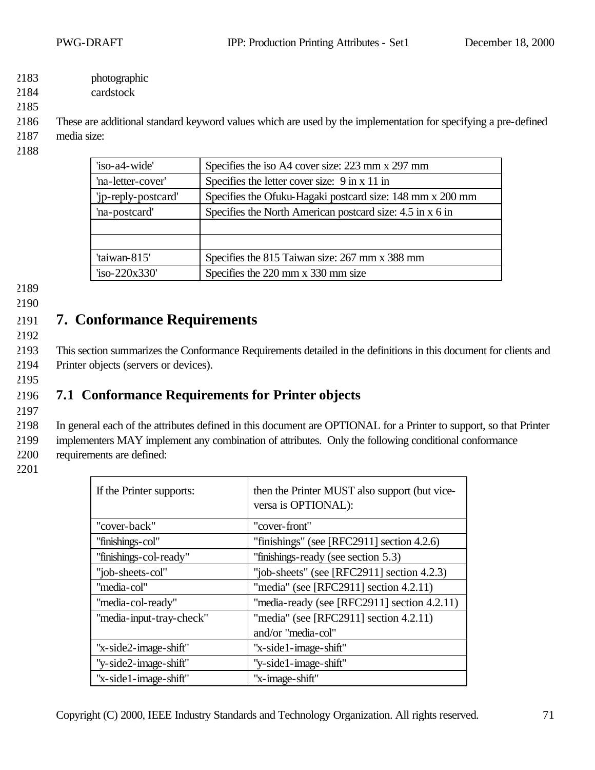photographic
cardstock

These are additional standard keyword values which are used by the implementation for specifying a pre-defined media size:

| 'iso-a4-wide' | Specifies the iso A4 cover size: 223 mm x 297 mm |
|---|---|
| 'na-letter-cover' | Specifies the letter cover size: 9 in x 11 in |
| 'jp-reply-postcard' | Specifies the Ofuku-Hagaki postcard size: 148 mm x 200 mm |
| 'na-postcard' | Specifies the North American postcard size: 4.5 in x 6 in |
| | |
| | |
| 'taiwan-815' | Specifies the 815 Taiwan size: 267 mm x 388 mm |
| 'iso-220x330' | Specifies the 220 mm x 330 mm size |

# 7. Conformance Requirements

This section summarizes the Conformance Requirements detailed in the definitions in this document for clients and Printer objects (servers or devices).

## 7.1 Conformance Requirements for Printer objects

In general each of the attributes defined in this document are OPTIONAL for a Printer to support, so that Printer implementers MAY implement any combination of attributes. Only the following conditional conformance requirements are defined:

| If the Printer supports: | then the Printer MUST also support (but vice-versa is OPTIONAL): |
|---|---|
| "cover-back" | "cover-front" |
| "finishings-col" | "finishings" (see [RFC2911] section 4.2.6) |
| "finishings-col-ready" | "finishings-ready (see section 5.3) |
| "job-sheets-col" | "job-sheets" (see [RFC2911] section 4.2.3) |
| "media-col" | "media" (see [RFC2911] section 4.2.11) |
| "media-col-ready" | "media-ready (see [RFC2911] section 4.2.11) |
| "media-input-tray-check" | "media" (see [RFC2911] section 4.2.11) and/or "media-col" |
| "x-side2-image-shift" | "x-side1-image-shift" |
| "y-side2-image-shift" | "y-side1-image-shift" |
| "x-side1-image-shift" | "x-image-shift" |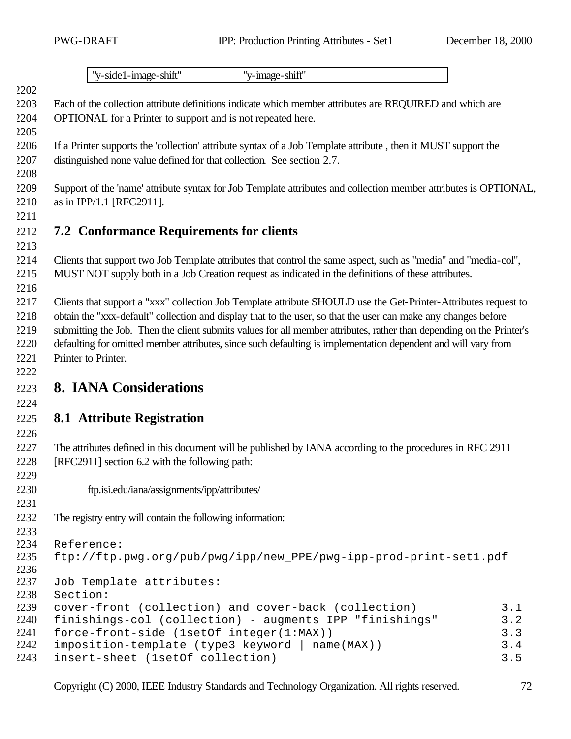| "y-side1-image-shift" | "y-image-shift" |
|---|---|

Each of the collection attribute definitions indicate which member attributes are REQUIRED and which are OPTIONAL for a Printer to support and is not repeated here.

If a Printer supports the 'collection' attribute syntax of a Job Template attribute , then it MUST support the distinguished none value defined for that collection. See section 2.7.

Support of the 'name' attribute syntax for Job Template attributes and collection member attributes is OPTIONAL, as in IPP/1.1 [RFC2911].

## 7.2 Conformance Requirements for clients

Clients that support two Job Template attributes that control the same aspect, such as "media" and "media-col", MUST NOT supply both in a Job Creation request as indicated in the definitions of these attributes.

Clients that support a "xxx" collection Job Template attribute SHOULD use the Get-Printer-Attributes request to obtain the "xxx-default" collection and display that to the user, so that the user can make any changes before submitting the Job. Then the client submits values for all member attributes, rather than depending on the Printer's defaulting for omitted member attributes, since such defaulting is implementation dependent and will vary from Printer to Printer.

# 8. IANA Considerations

## 8.1 Attribute Registration

The attributes defined in this document will be published by IANA according to the procedures in RFC 2911 [RFC2911] section 6.2 with the following path:

ftp.isi.edu/iana/assignments/ipp/attributes/

The registry entry will contain the following information:

```
Reference:
ftp://ftp.pwg.org/pub/pwg/ipp/new_PPE/pwg-ipp-prod-print-set1.pdf

Job Template attributes:
Section:
cover-front (collection) and cover-back (collection)            3.1
finishings-col (collection) - augments IPP "finishings"         3.2
force-front-side (1setOf integer(1:MAX))                        3.3
imposition-template (type3 keyword | name(MAX))                 3.4
insert-sheet (1setOf collection)                                3.5
```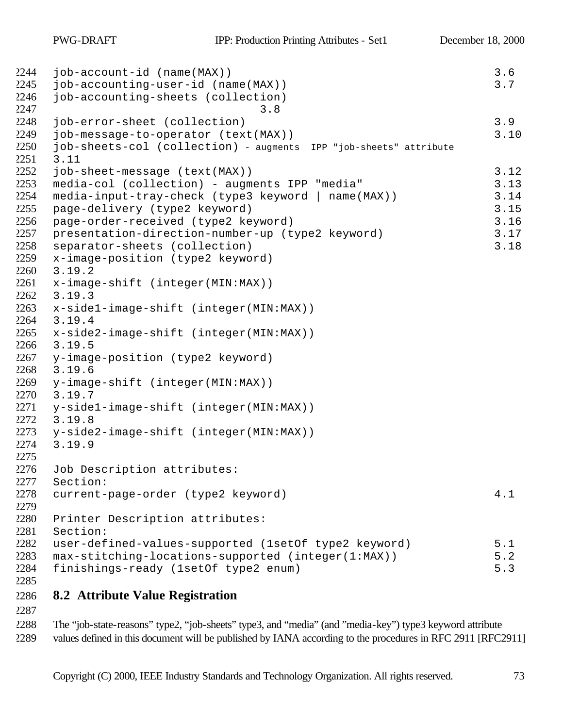```
job-account-id (name(MAX))                                    3.6
job-accounting-user-id (name(MAX))                            3.7
job-accounting-sheets (collection)
                              3.8
job-error-sheet (collection)                                  3.9
job-message-to-operator (text(MAX))                           3.10
job-sheets-col (collection) - augments  IPP "job-sheets" attribute
3.11
job-sheet-message (text(MAX))                                 3.12
media-col (collection) - augments IPP "media"                 3.13
media-input-tray-check (type3 keyword | name(MAX))            3.14
page-delivery (type2 keyword)                                 3.15
page-order-received (type2 keyword)                           3.16
presentation-direction-number-up (type2 keyword)              3.17
separator-sheets (collection)                                 3.18
x-image-position (type2 keyword)
3.19.2
x-image-shift (integer(MIN:MAX))
3.19.3
x-side1-image-shift (integer(MIN:MAX))
3.19.4
x-side2-image-shift (integer(MIN:MAX))
3.19.5
y-image-position (type2 keyword)
3.19.6
y-image-shift (integer(MIN:MAX))
3.19.7
y-side1-image-shift (integer(MIN:MAX))
3.19.8
y-side2-image-shift (integer(MIN:MAX))
3.19.9

Job Description attributes:
Section:
current-page-order (type2 keyword)                            4.1

Printer Description attributes:
Section:
user-defined-values-supported (1setOf type2 keyword)          5.1
max-stitching-locations-supported (integer(1:MAX))            5.2
finishings-ready (1setOf type2 enum)                          5.3
```

## 8.2 Attribute Value Registration

The "job-state-reasons" type2, "job-sheets" type3, and "media" (and "media-key") type3 keyword attribute values defined in this document will be published by IANA according to the procedures in RFC 2911 [RFC2911]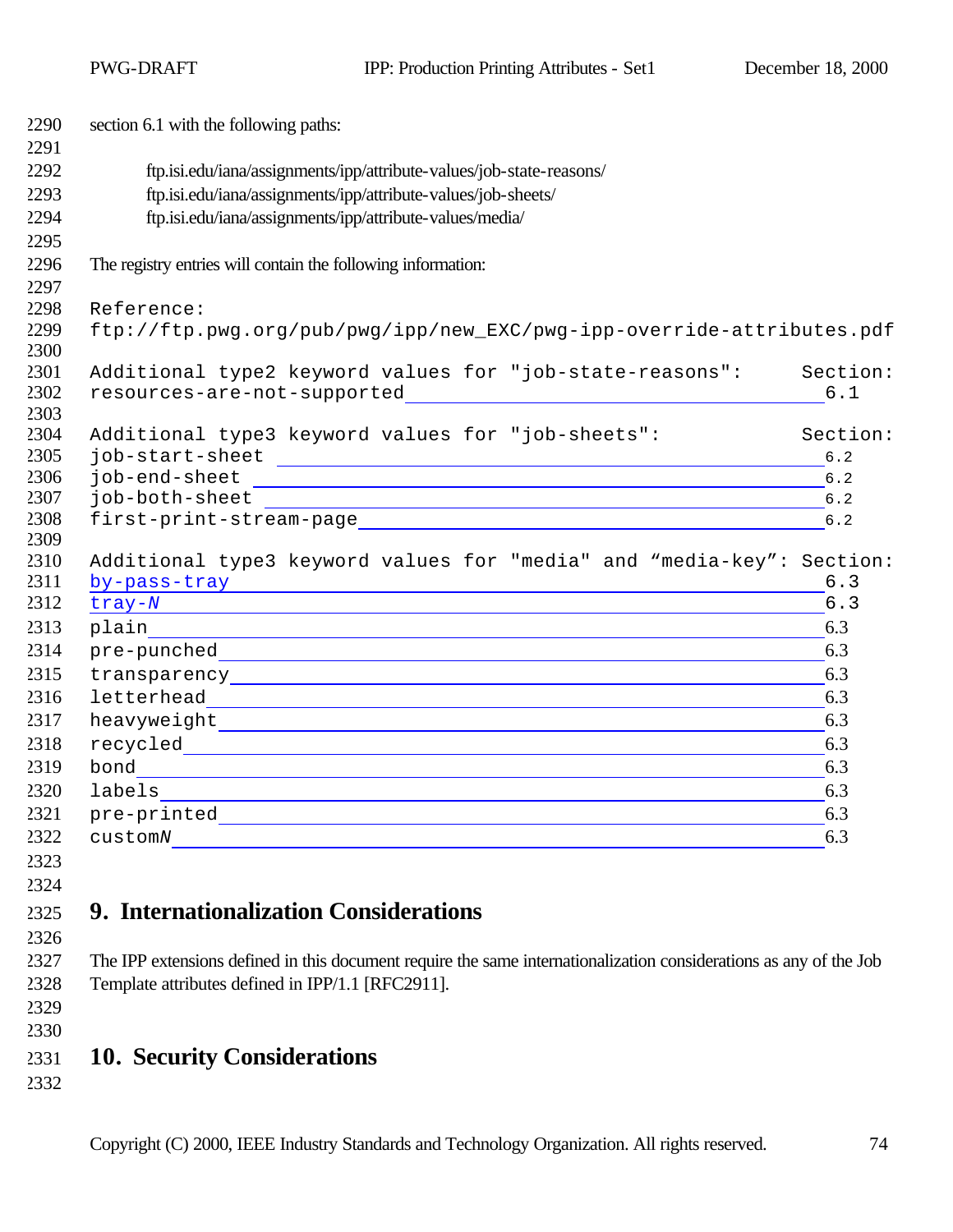section 6.1 with the following paths:

ftp.isi.edu/iana/assignments/ipp/attribute-values/job-state-reasons/
ftp.isi.edu/iana/assignments/ipp/attribute-values/job-sheets/
ftp.isi.edu/iana/assignments/ipp/attribute-values/media/

The registry entries will contain the following information:

```
Reference:
ftp://ftp.pwg.org/pub/pwg/ipp/new_EXC/pwg-ipp-override-attributes.pdf

Additional type2 keyword values for "job-state-reasons":     Section:
resources-are-not-supported                                   6.1

Additional type3 keyword values for "job-sheets":            Section:
job-start-sheet                                               6.2
job-end-sheet                                                 6.2
job-both-sheet                                                6.2
first-print-stream-page                                       6.2

Additional type3 keyword values for "media" and "media-key": Section:
by-pass-tray                                                  6.3
tray-N                                                        6.3
plain                                                         6.3
pre-punched                                                   6.3
transparency                                                  6.3
letterhead                                                    6.3
heavyweight                                                   6.3
recycled                                                      6.3
bond                                                          6.3
labels                                                        6.3
pre-printed                                                   6.3
customN                                                       6.3
```

# 9. Internationalization Considerations

The IPP extensions defined in this document require the same internationalization considerations as any of the Job Template attributes defined in IPP/1.1 [RFC2911].

# 10. Security Considerations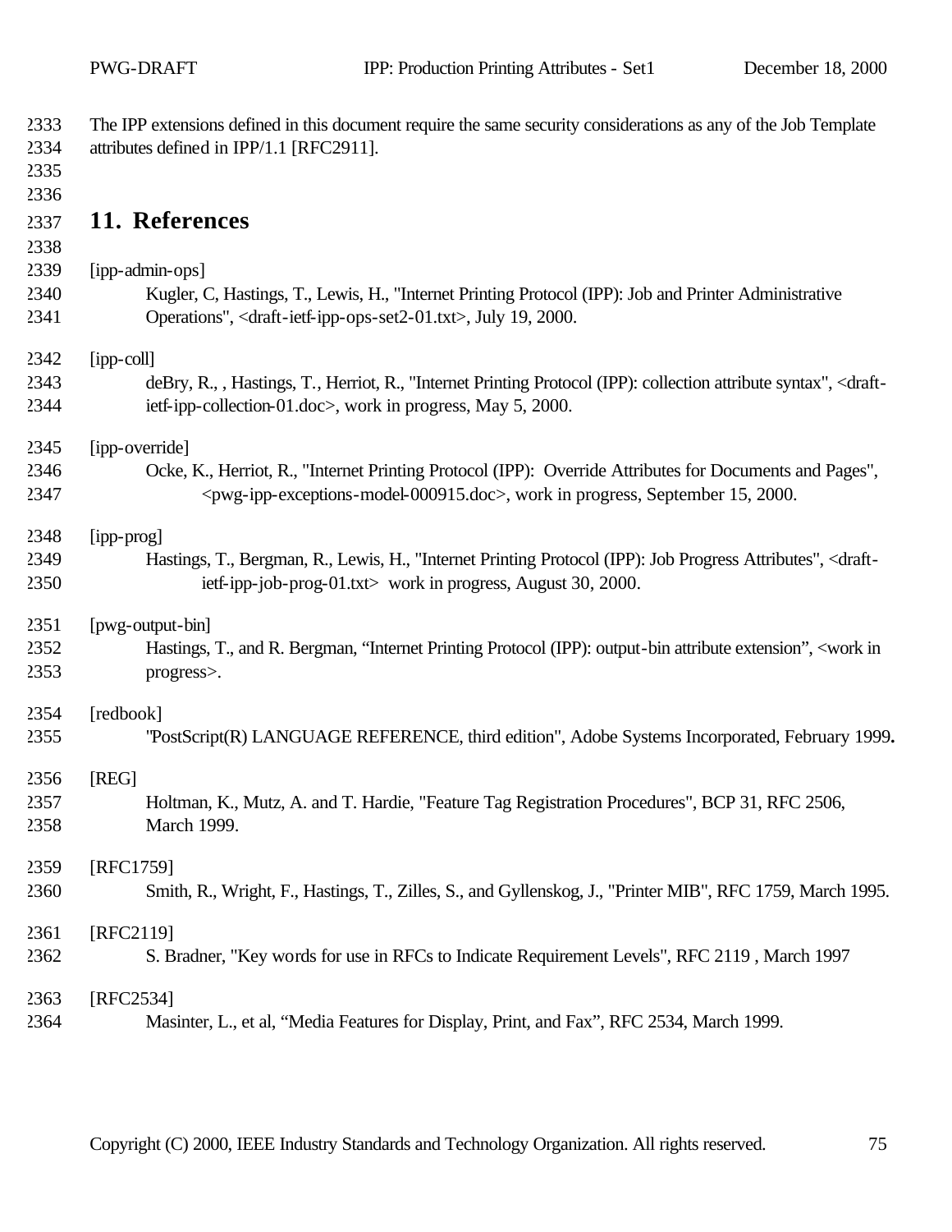The IPP extensions defined in this document require the same security considerations as any of the Job Template attributes defined in IPP/1.1 [RFC2911].

## 11. References

[ipp-admin-ops]
Kugler, C, Hastings, T., Lewis, H., "Internet Printing Protocol (IPP): Job and Printer Administrative Operations", <draft-ietf-ipp-ops-set2-01.txt>, July 19, 2000.

[ipp-coll]
deBry, R., , Hastings, T., Herriot, R., "Internet Printing Protocol (IPP): collection attribute syntax", <draft-ietf-ipp-collection-01.doc>, work in progress, May 5, 2000.

[ipp-override]
Ocke, K., Herriot, R., "Internet Printing Protocol (IPP): Override Attributes for Documents and Pages", <pwg-ipp-exceptions-model-000915.doc>, work in progress, September 15, 2000.

[ipp-prog]
Hastings, T., Bergman, R., Lewis, H., "Internet Printing Protocol (IPP): Job Progress Attributes", <draft-ietf-ipp-job-prog-01.txt> work in progress, August 30, 2000.

[pwg-output-bin]
Hastings, T., and R. Bergman, "Internet Printing Protocol (IPP): output-bin attribute extension", <work in progress>.

[redbook]
"PostScript(R) LANGUAGE REFERENCE, third edition", Adobe Systems Incorporated, February 1999**.**

[REG]
Holtman, K., Mutz, A. and T. Hardie, "Feature Tag Registration Procedures", BCP 31, RFC 2506, March 1999.

[RFC1759]
Smith, R., Wright, F., Hastings, T., Zilles, S., and Gyllenskog, J., "Printer MIB", RFC 1759, March 1995.

[RFC2119]
S. Bradner, "Key words for use in RFCs to Indicate Requirement Levels", RFC 2119 , March 1997

[RFC2534]
Masinter, L., et al, "Media Features for Display, Print, and Fax", RFC 2534, March 1999.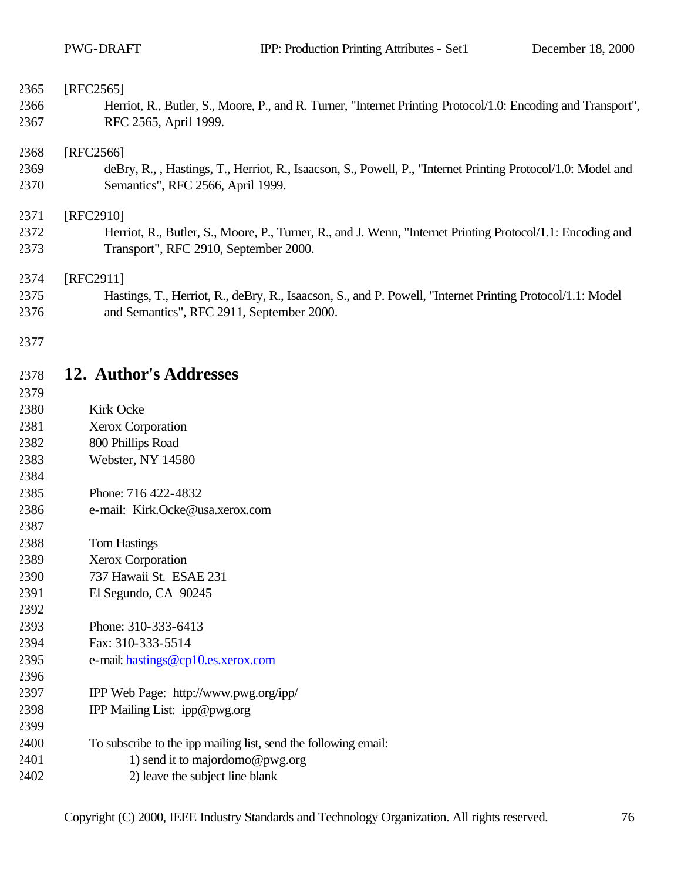[RFC2565]

Herriot, R., Butler, S., Moore, P., and R. Turner, "Internet Printing Protocol/1.0: Encoding and Transport", RFC 2565, April 1999.

[RFC2566]

deBry, R., , Hastings, T., Herriot, R., Isaacson, S., Powell, P., "Internet Printing Protocol/1.0: Model and Semantics", RFC 2566, April 1999.

[RFC2910]

Herriot, R., Butler, S., Moore, P., Turner, R., and J. Wenn, "Internet Printing Protocol/1.1: Encoding and Transport", RFC 2910, September 2000.

[RFC2911]

Hastings, T., Herriot, R., deBry, R., Isaacson, S., and P. Powell, "Internet Printing Protocol/1.1: Model and Semantics", RFC 2911, September 2000.

## 12. Author's Addresses

Kirk Ocke
Xerox Corporation
800 Phillips Road
Webster, NY 14580

Phone: 716 422-4832
e-mail: Kirk.Ocke@usa.xerox.com

Tom Hastings
Xerox Corporation
737 Hawaii St. ESAE 231
El Segundo, CA 90245

Phone: 310-333-6413
Fax: 310-333-5514
e-mail: hastings@cp10.es.xerox.com

IPP Web Page: http://www.pwg.org/ipp/
IPP Mailing List: ipp@pwg.org

To subscribe to the ipp mailing list, send the following email:

1) send it to majordomo@pwg.org
2) leave the subject line blank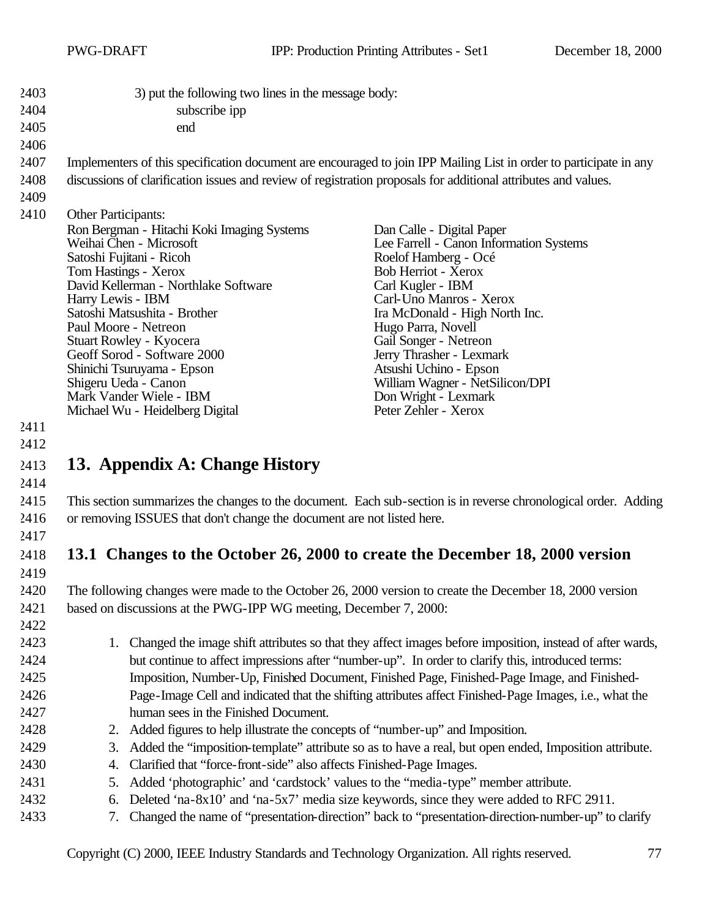3) put the following two lines in the message body:

subscribe ipp

end

Implementers of this specification document are encouraged to join IPP Mailing List in order to participate in any discussions of clarification issues and review of registration proposals for additional attributes and values.

Other Participants:

Ron Bergman - Hitachi Koki Imaging Systems
Dan Calle - Digital Paper
Weihai Chen - Microsoft
Lee Farrell - Canon Information Systems
Satoshi Fujitani - Ricoh
Roelof Hamberg - Océ
Tom Hastings - Xerox
Bob Herriot - Xerox
David Kellerman - Northlake Software
Carl Kugler - IBM
Harry Lewis - IBM
Carl-Uno Manros - Xerox
Satoshi Matsushita - Brother
Ira McDonald - High North Inc.
Paul Moore - Netreon
Hugo Parra, Novell
Stuart Rowley - Kyocera
Gail Songer - Netreon
Geoff Sorod - Software 2000
Jerry Thrasher - Lexmark
Shinichi Tsuruyama - Epson
Atsushi Uchino - Epson
Shigeru Ueda - Canon
William Wagner - NetSilicon/DPI
Mark Vander Wiele - IBM
Don Wright - Lexmark
Michael Wu - Heidelberg Digital
Peter Zehler - Xerox

# 13. Appendix A: Change History

This section summarizes the changes to the document. Each sub-section is in reverse chronological order. Adding or removing ISSUES that don't change the document are not listed here.

## 13.1 Changes to the October 26, 2000 to create the December 18, 2000 version

The following changes were made to the October 26, 2000 version to create the December 18, 2000 version based on discussions at the PWG-IPP WG meeting, December 7, 2000:

1. Changed the image shift attributes so that they affect images before imposition, instead of after wards, but continue to affect impressions after "number-up". In order to clarify this, introduced terms: Imposition, Number-Up, Finished Document, Finished Page, Finished-Page Image, and Finished-Page-Image Cell and indicated that the shifting attributes affect Finished-Page Images, i.e., what the human sees in the Finished Document.
2. Added figures to help illustrate the concepts of "number-up" and Imposition.
3. Added the "imposition-template" attribute so as to have a real, but open ended, Imposition attribute.
4. Clarified that "force-front-side" also affects Finished-Page Images.
5. Added 'photographic' and 'cardstock' values to the "media-type" member attribute.
6. Deleted 'na-8x10' and 'na-5x7' media size keywords, since they were added to RFC 2911.
7. Changed the name of "presentation-direction" back to "presentation-direction-number-up" to clarify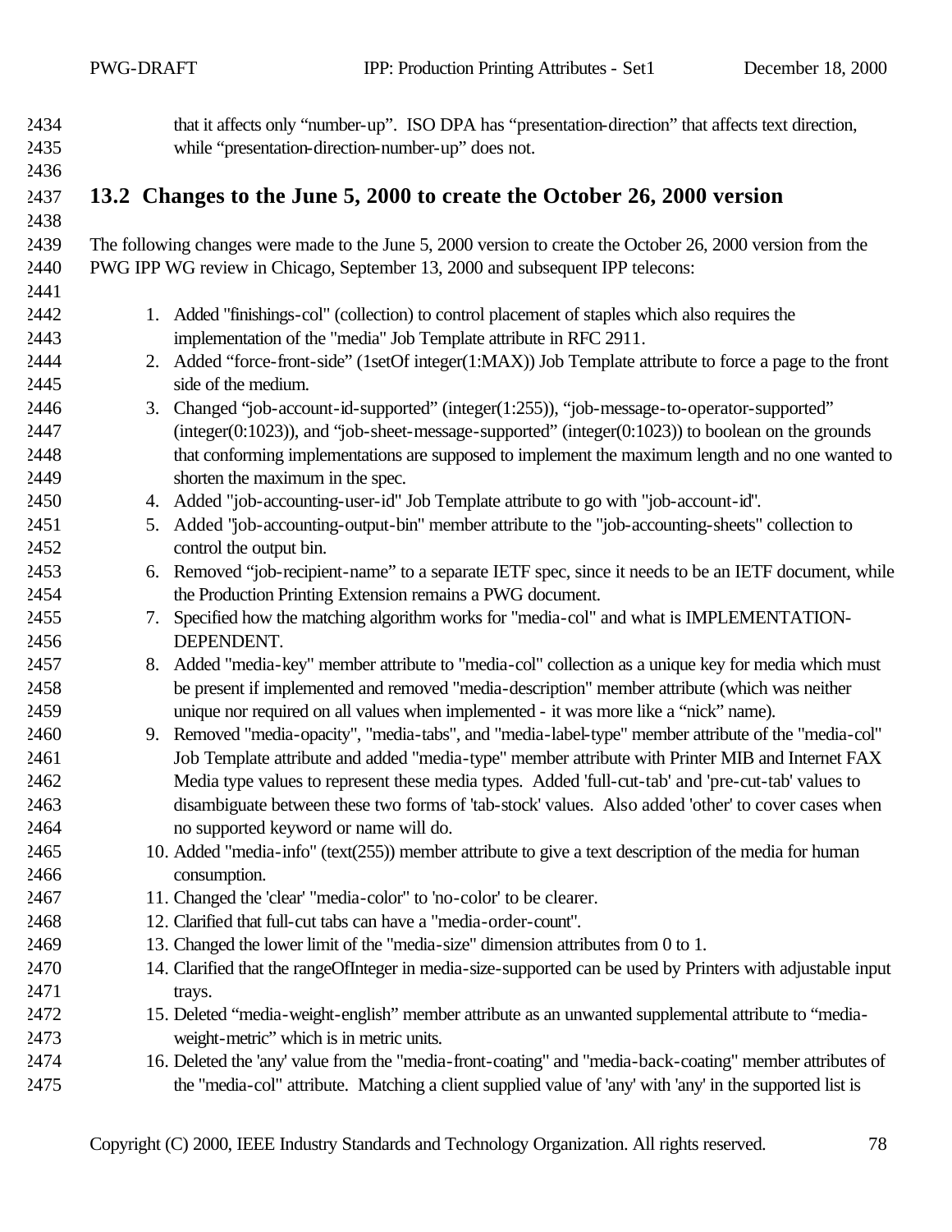that it affects only "number-up". ISO DPA has "presentation-direction" that affects text direction, while "presentation-direction-number-up" does not.

## 13.2 Changes to the June 5, 2000 to create the October 26, 2000 version

The following changes were made to the June 5, 2000 version to create the October 26, 2000 version from the PWG IPP WG review in Chicago, September 13, 2000 and subsequent IPP telecons:

1. Added "finishings-col" (collection) to control placement of staples which also requires the implementation of the "media" Job Template attribute in RFC 2911.
2. Added "force-front-side" (1setOf integer(1:MAX)) Job Template attribute to force a page to the front side of the medium.
3. Changed "job-account-id-supported" (integer(1:255)), "job-message-to-operator-supported" (integer(0:1023)), and "job-sheet-message-supported" (integer(0:1023)) to boolean on the grounds that conforming implementations are supposed to implement the maximum length and no one wanted to shorten the maximum in the spec.
4. Added "job-accounting-user-id" Job Template attribute to go with "job-account-id".
5. Added "job-accounting-output-bin" member attribute to the "job-accounting-sheets" collection to control the output bin.
6. Removed "job-recipient-name" to a separate IETF spec, since it needs to be an IETF document, while the Production Printing Extension remains a PWG document.
7. Specified how the matching algorithm works for "media-col" and what is IMPLEMENTATION-DEPENDENT.
8. Added "media-key" member attribute to "media-col" collection as a unique key for media which must be present if implemented and removed "media-description" member attribute (which was neither unique nor required on all values when implemented - it was more like a "nick" name).
9. Removed "media-opacity", "media-tabs", and "media-label-type" member attribute of the "media-col" Job Template attribute and added "media-type" member attribute with Printer MIB and Internet FAX Media type values to represent these media types. Added 'full-cut-tab' and 'pre-cut-tab' values to disambiguate between these two forms of 'tab-stock' values. Also added 'other' to cover cases when no supported keyword or name will do.
10. Added "media-info" (text(255)) member attribute to give a text description of the media for human consumption.
11. Changed the 'clear' "media-color" to 'no-color' to be clearer.
12. Clarified that full-cut tabs can have a "media-order-count".
13. Changed the lower limit of the "media-size" dimension attributes from 0 to 1.
14. Clarified that the rangeOfInteger in media-size-supported can be used by Printers with adjustable input trays.
15. Deleted "media-weight-english" member attribute as an unwanted supplemental attribute to "media-weight-metric" which is in metric units.
16. Deleted the 'any' value from the "media-front-coating" and "media-back-coating" member attributes of the "media-col" attribute. Matching a client supplied value of 'any' with 'any' in the supported list is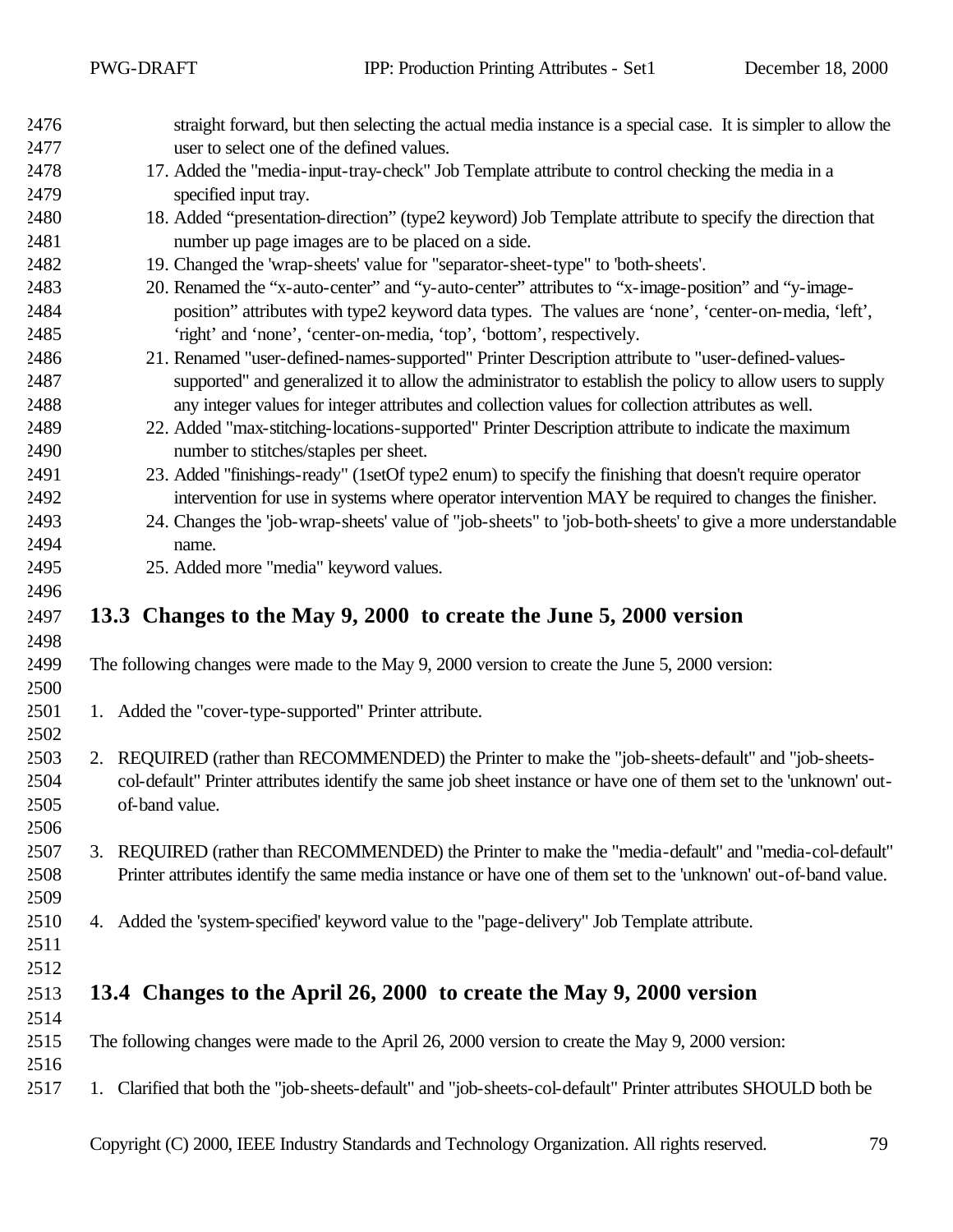straight forward, but then selecting the actual media instance is a special case. It is simpler to allow the user to select one of the defined values.

17. Added the "media-input-tray-check" Job Template attribute to control checking the media in a specified input tray.
18. Added “presentation-direction” (type2 keyword) Job Template attribute to specify the direction that number up page images are to be placed on a side.
19. Changed the 'wrap-sheets' value for "separator-sheet-type" to 'both-sheets'.
20. Renamed the “x-auto-center” and “y-auto-center” attributes to “x-image-position” and “y-image-position” attributes with type2 keyword data types. The values are ‘none’, ‘center-on-media, ‘left’, ‘right’ and ‘none’, ‘center-on-media, ‘top’, ‘bottom’, respectively.
21. Renamed "user-defined-names-supported" Printer Description attribute to "user-defined-values-supported" and generalized it to allow the administrator to establish the policy to allow users to supply any integer values for integer attributes and collection values for collection attributes as well.
22. Added "max-stitching-locations-supported" Printer Description attribute to indicate the maximum number to stitches/staples per sheet.
23. Added "finishings-ready" (1setOf type2 enum) to specify the finishing that doesn't require operator intervention for use in systems where operator intervention MAY be required to changes the finisher.
24. Changes the 'job-wrap-sheets' value of "job-sheets" to 'job-both-sheets' to give a more understandable name.
25. Added more "media" keyword values.

## 13.3 Changes to the May 9, 2000 to create the June 5, 2000 version

The following changes were made to the May 9, 2000 version to create the June 5, 2000 version:

1. Added the "cover-type-supported" Printer attribute.

2. REQUIRED (rather than RECOMMENDED) the Printer to make the "job-sheets-default" and "job-sheets-col-default" Printer attributes identify the same job sheet instance or have one of them set to the 'unknown' out-of-band value.

3. REQUIRED (rather than RECOMMENDED) the Printer to make the "media-default" and "media-col-default" Printer attributes identify the same media instance or have one of them set to the 'unknown' out-of-band value.

4. Added the 'system-specified' keyword value to the "page-delivery" Job Template attribute.

## 13.4 Changes to the April 26, 2000 to create the May 9, 2000 version

The following changes were made to the April 26, 2000 version to create the May 9, 2000 version:

1. Clarified that both the "job-sheets-default" and "job-sheets-col-default" Printer attributes SHOULD both be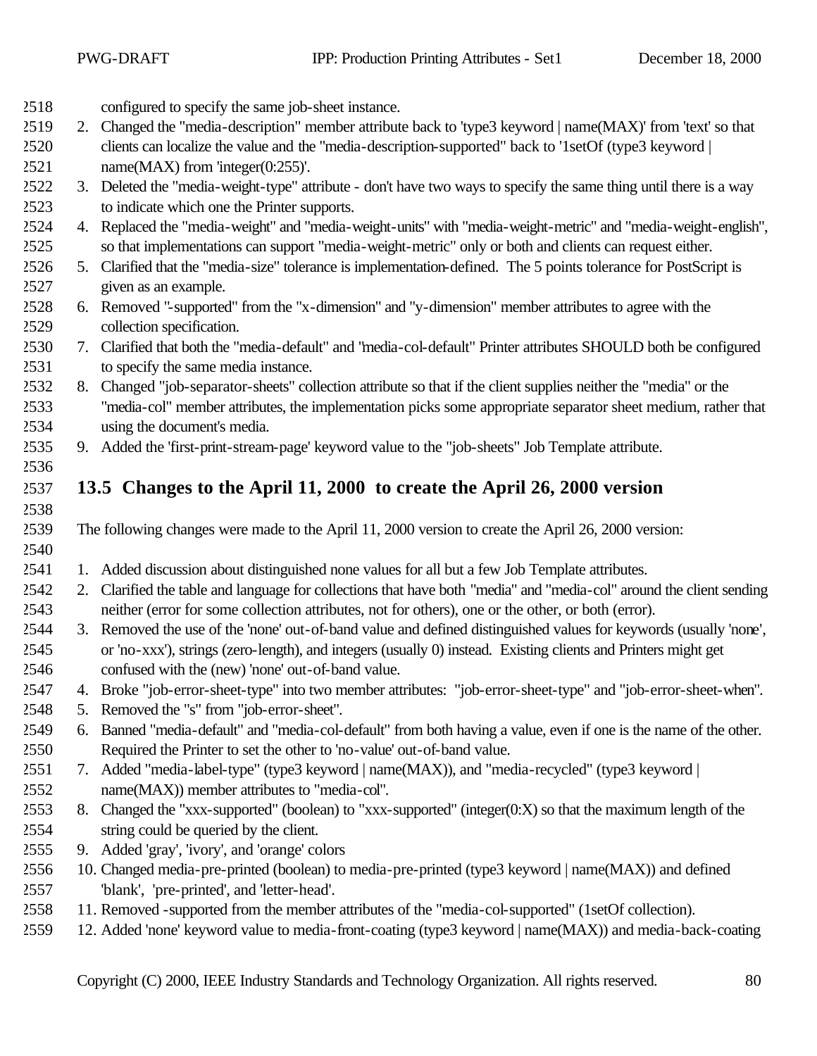configured to specify the same job-sheet instance.

2. Changed the "media-description" member attribute back to 'type3 keyword | name(MAX)' from 'text' so that clients can localize the value and the "media-description-supported" back to '1setOf (type3 keyword | name(MAX) from 'integer(0:255)'.
3. Deleted the "media-weight-type" attribute - don't have two ways to specify the same thing until there is a way to indicate which one the Printer supports.
4. Replaced the "media-weight" and "media-weight-units" with "media-weight-metric" and "media-weight-english", so that implementations can support "media-weight-metric" only or both and clients can request either.
5. Clarified that the "media-size" tolerance is implementation-defined. The 5 points tolerance for PostScript is given as an example.
6. Removed "-supported" from the "x-dimension" and "y-dimension" member attributes to agree with the collection specification.
7. Clarified that both the "media-default" and "media-col-default" Printer attributes SHOULD both be configured to specify the same media instance.
8. Changed "job-separator-sheets" collection attribute so that if the client supplies neither the "media" or the "media-col" member attributes, the implementation picks some appropriate separator sheet medium, rather that using the document's media.
9. Added the 'first-print-stream-page' keyword value to the "job-sheets" Job Template attribute.

## 13.5 Changes to the April 11, 2000 to create the April 26, 2000 version

The following changes were made to the April 11, 2000 version to create the April 26, 2000 version:

1. Added discussion about distinguished none values for all but a few Job Template attributes.
2. Clarified the table and language for collections that have both "media" and "media-col" around the client sending neither (error for some collection attributes, not for others), one or the other, or both (error).
3. Removed the use of the 'none' out-of-band value and defined distinguished values for keywords (usually 'none', or 'no-xxx'), strings (zero-length), and integers (usually 0) instead. Existing clients and Printers might get confused with the (new) 'none' out-of-band value.
4. Broke "job-error-sheet-type" into two member attributes: "job-error-sheet-type" and "job-error-sheet-when".
5. Removed the "s" from "job-error-sheet".
6. Banned "media-default" and "media-col-default" from both having a value, even if one is the name of the other. Required the Printer to set the other to 'no-value' out-of-band value.
7. Added "media-label-type" (type3 keyword | name(MAX)), and "media-recycled" (type3 keyword | name(MAX)) member attributes to "media-col".
8. Changed the "xxx-supported" (boolean) to "xxx-supported" (integer(0:X) so that the maximum length of the string could be queried by the client.
9. Added 'gray', 'ivory', and 'orange' colors
10. Changed media-pre-printed (boolean) to media-pre-printed (type3 keyword | name(MAX)) and defined 'blank', 'pre-printed', and 'letter-head'.
11. Removed -supported from the member attributes of the "media-col-supported" (1setOf collection).
12. Added 'none' keyword value to media-front-coating (type3 keyword | name(MAX)) and media-back-coating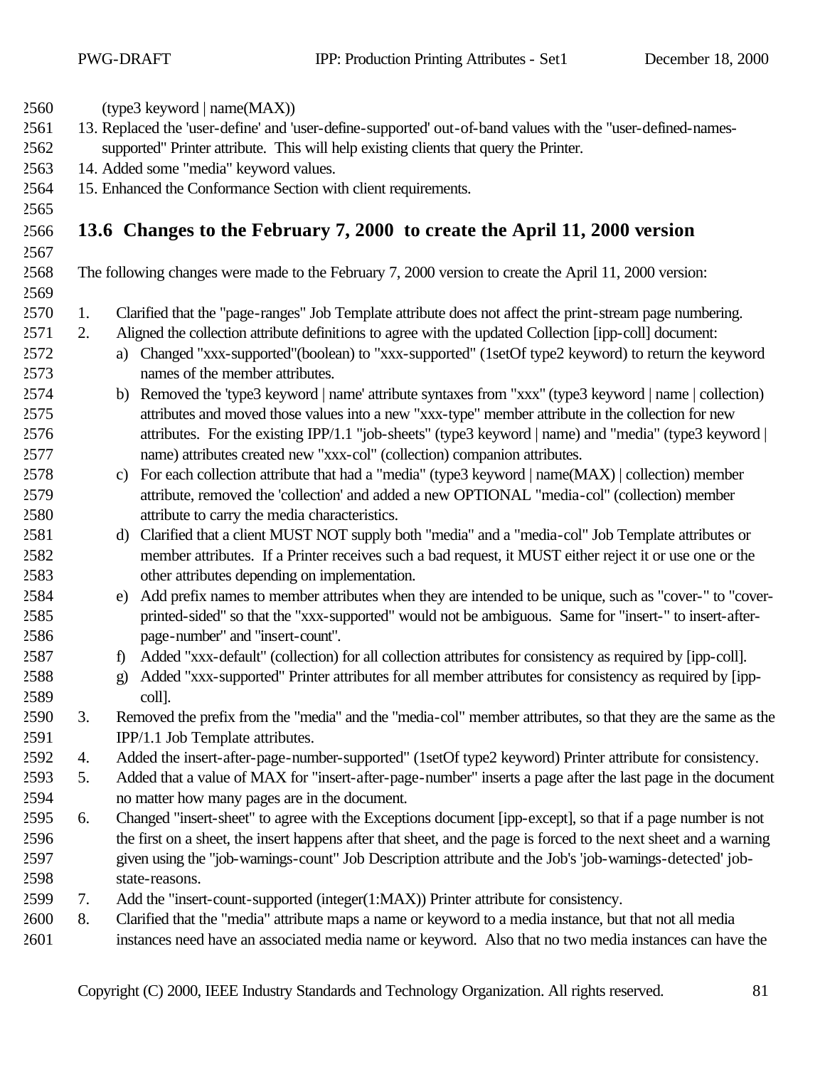(type3 keyword | name(MAX))

13. Replaced the 'user-define' and 'user-define-supported' out-of-band values with the "user-defined-names-supported" Printer attribute. This will help existing clients that query the Printer.
14. Added some "media" keyword values.
15. Enhanced the Conformance Section with client requirements.

## 13.6 Changes to the February 7, 2000 to create the April 11, 2000 version

The following changes were made to the February 7, 2000 version to create the April 11, 2000 version:

1. Clarified that the "page-ranges" Job Template attribute does not affect the print-stream page numbering.
2. Aligned the collection attribute definitions to agree with the updated Collection [ipp-coll] document:
   a) Changed "xxx-supported"(boolean) to "xxx-supported" (1setOf type2 keyword) to return the keyword names of the member attributes.
   b) Removed the 'type3 keyword | name' attribute syntaxes from "xxx" (type3 keyword | name | collection) attributes and moved those values into a new "xxx-type" member attribute in the collection for new attributes. For the existing IPP/1.1 "job-sheets" (type3 keyword | name) and "media" (type3 keyword | name) attributes created new "xxx-col" (collection) companion attributes.
   c) For each collection attribute that had a "media" (type3 keyword | name(MAX) | collection) member attribute, removed the 'collection' and added a new OPTIONAL "media-col" (collection) member attribute to carry the media characteristics.
   d) Clarified that a client MUST NOT supply both "media" and a "media-col" Job Template attributes or member attributes. If a Printer receives such a bad request, it MUST either reject it or use one or the other attributes depending on implementation.
   e) Add prefix names to member attributes when they are intended to be unique, such as "cover-" to "cover-printed-sided" so that the "xxx-supported" would not be ambiguous. Same for "insert-" to insert-after-page-number" and "insert-count".
   f) Added "xxx-default" (collection) for all collection attributes for consistency as required by [ipp-coll].
   g) Added "xxx-supported" Printer attributes for all member attributes for consistency as required by [ipp-coll].
3. Removed the prefix from the "media" and the "media-col" member attributes, so that they are the same as the IPP/1.1 Job Template attributes.
4. Added the insert-after-page-number-supported" (1setOf type2 keyword) Printer attribute for consistency.
5. Added that a value of MAX for "insert-after-page-number" inserts a page after the last page in the document no matter how many pages are in the document.
6. Changed "insert-sheet" to agree with the Exceptions document [ipp-except], so that if a page number is not the first on a sheet, the insert happens after that sheet, and the page is forced to the next sheet and a warning given using the "job-warnings-count" Job Description attribute and the Job's 'job-warnings-detected' job-state-reasons.
7. Add the "insert-count-supported (integer(1:MAX)) Printer attribute for consistency.
8. Clarified that the "media" attribute maps a name or keyword to a media instance, but that not all media instances need have an associated media name or keyword. Also that no two media instances can have the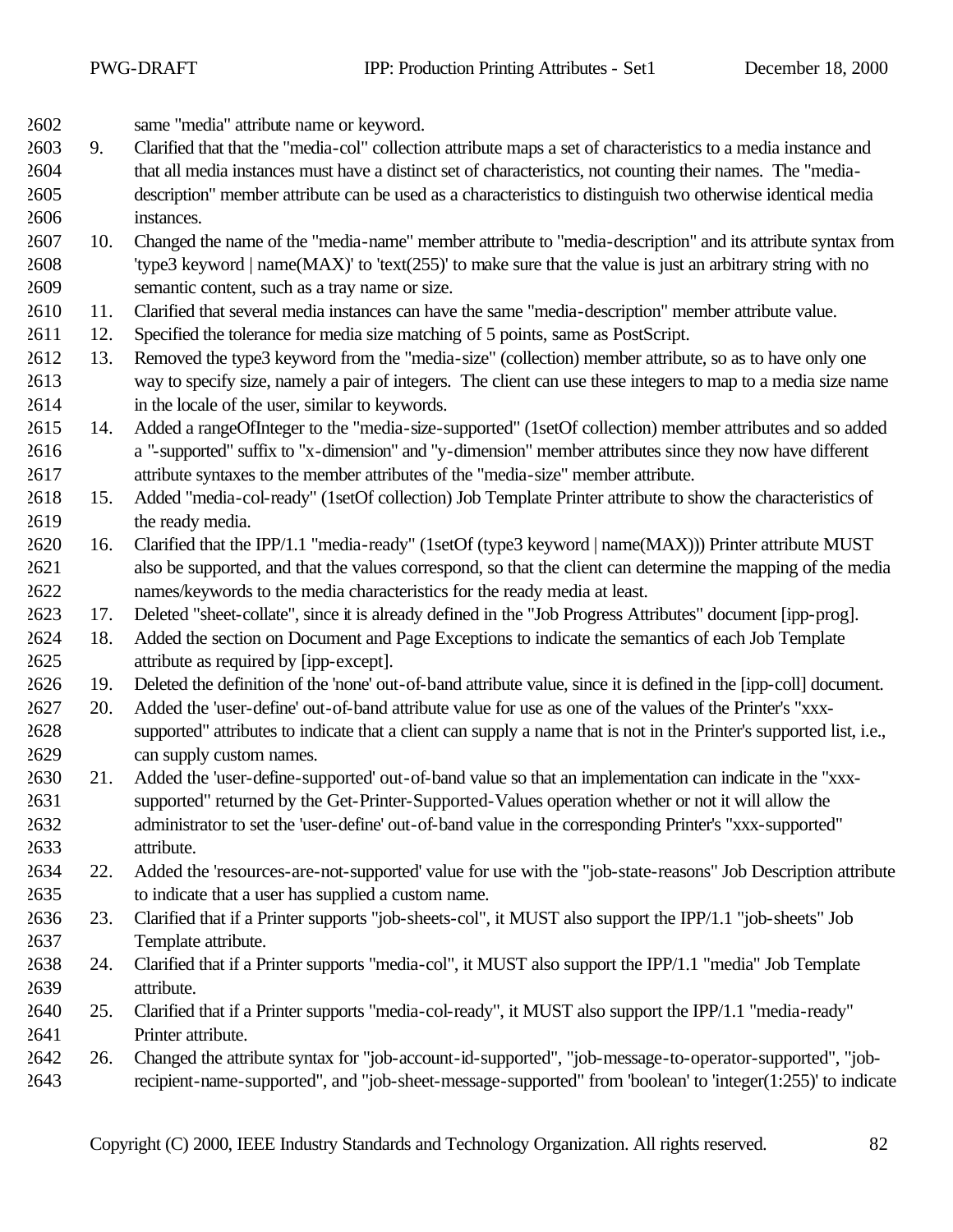same "media" attribute name or keyword.

9. Clarified that that the "media-col" collection attribute maps a set of characteristics to a media instance and that all media instances must have a distinct set of characteristics, not counting their names. The "media-description" member attribute can be used as a characteristics to distinguish two otherwise identical media instances.
10. Changed the name of the "media-name" member attribute to "media-description" and its attribute syntax from 'type3 keyword | name(MAX)' to 'text(255)' to make sure that the value is just an arbitrary string with no semantic content, such as a tray name or size.
11. Clarified that several media instances can have the same "media-description" member attribute value.
12. Specified the tolerance for media size matching of 5 points, same as PostScript.
13. Removed the type3 keyword from the "media-size" (collection) member attribute, so as to have only one way to specify size, namely a pair of integers. The client can use these integers to map to a media size name in the locale of the user, similar to keywords.
14. Added a rangeOfInteger to the "media-size-supported" (1setOf collection) member attributes and so added a "-supported" suffix to "x-dimension" and "y-dimension" member attributes since they now have different attribute syntaxes to the member attributes of the "media-size" member attribute.
15. Added "media-col-ready" (1setOf collection) Job Template Printer attribute to show the characteristics of the ready media.
16. Clarified that the IPP/1.1 "media-ready" (1setOf (type3 keyword | name(MAX))) Printer attribute MUST also be supported, and that the values correspond, so that the client can determine the mapping of the media names/keywords to the media characteristics for the ready media at least.
17. Deleted "sheet-collate", since it is already defined in the "Job Progress Attributes" document [ipp-prog].
18. Added the section on Document and Page Exceptions to indicate the semantics of each Job Template attribute as required by [ipp-except].
19. Deleted the definition of the 'none' out-of-band attribute value, since it is defined in the [ipp-coll] document.
20. Added the 'user-define' out-of-band attribute value for use as one of the values of the Printer's "xxx-supported" attributes to indicate that a client can supply a name that is not in the Printer's supported list, i.e., can supply custom names.
21. Added the 'user-define-supported' out-of-band value so that an implementation can indicate in the "xxx-supported" returned by the Get-Printer-Supported-Values operation whether or not it will allow the administrator to set the 'user-define' out-of-band value in the corresponding Printer's "xxx-supported" attribute.
22. Added the 'resources-are-not-supported' value for use with the "job-state-reasons" Job Description attribute to indicate that a user has supplied a custom name.
23. Clarified that if a Printer supports "job-sheets-col", it MUST also support the IPP/1.1 "job-sheets" Job Template attribute.
24. Clarified that if a Printer supports "media-col", it MUST also support the IPP/1.1 "media" Job Template attribute.
25. Clarified that if a Printer supports "media-col-ready", it MUST also support the IPP/1.1 "media-ready" Printer attribute.
26. Changed the attribute syntax for "job-account-id-supported", "job-message-to-operator-supported", "job-recipient-name-supported", and "job-sheet-message-supported" from 'boolean' to 'integer(1:255)' to indicate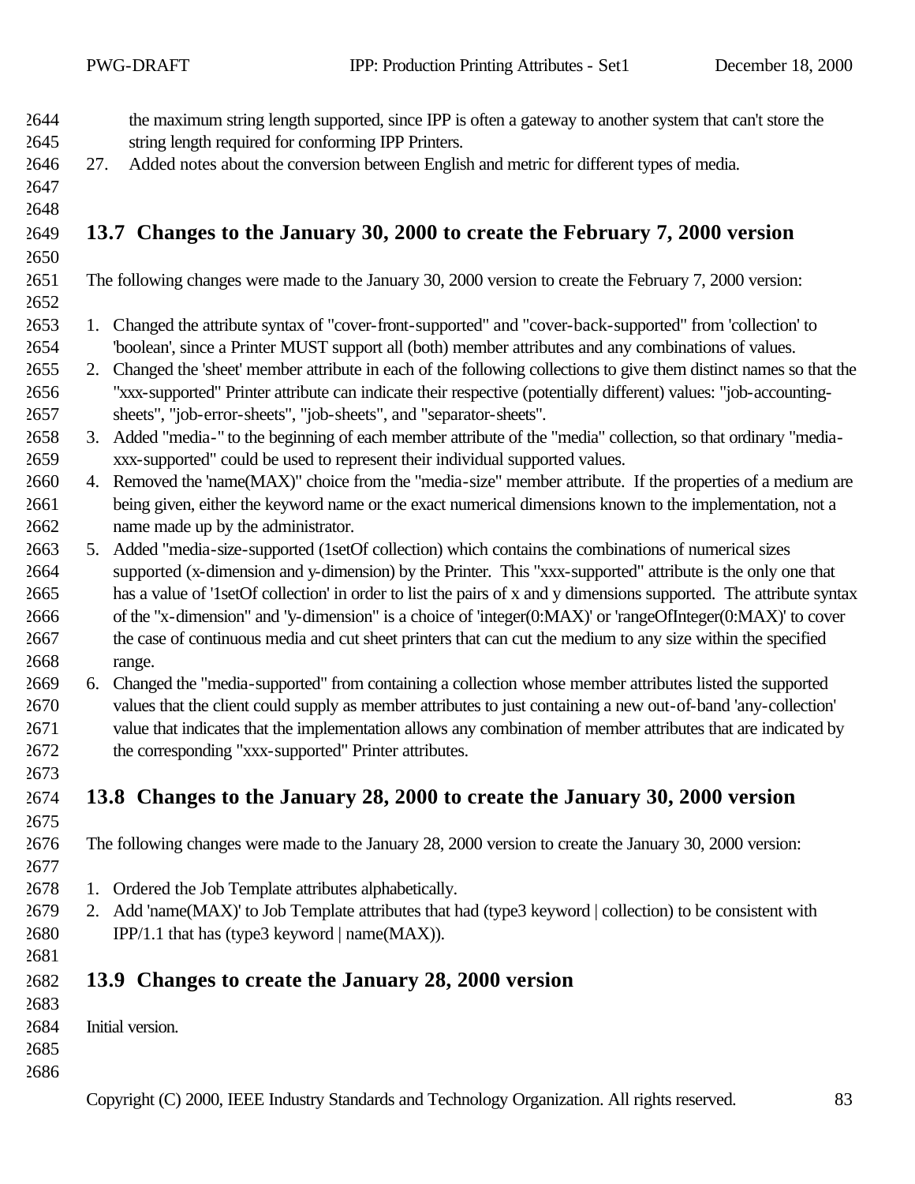the maximum string length supported, since IPP is often a gateway to another system that can't store the string length required for conforming IPP Printers.

27. Added notes about the conversion between English and metric for different types of media.

## 13.7 Changes to the January 30, 2000 to create the February 7, 2000 version

The following changes were made to the January 30, 2000 version to create the February 7, 2000 version:

1. Changed the attribute syntax of "cover-front-supported" and "cover-back-supported" from 'collection' to 'boolean', since a Printer MUST support all (both) member attributes and any combinations of values.
2. Changed the 'sheet' member attribute in each of the following collections to give them distinct names so that the "xxx-supported" Printer attribute can indicate their respective (potentially different) values: "job-accounting-sheets", "job-error-sheets", "job-sheets", and "separator-sheets".
3. Added "media-" to the beginning of each member attribute of the "media" collection, so that ordinary "media-xxx-supported" could be used to represent their individual supported values.
4. Removed the 'name(MAX)" choice from the "media-size" member attribute. If the properties of a medium are being given, either the keyword name or the exact numerical dimensions known to the implementation, not a name made up by the administrator.
5. Added "media-size-supported (1setOf collection) which contains the combinations of numerical sizes supported (x-dimension and y-dimension) by the Printer. This "xxx-supported" attribute is the only one that has a value of '1setOf collection' in order to list the pairs of x and y dimensions supported. The attribute syntax of the "x-dimension" and "y-dimension" is a choice of 'integer(0:MAX)' or 'rangeOfInteger(0:MAX)' to cover the case of continuous media and cut sheet printers that can cut the medium to any size within the specified range.
6. Changed the "media-supported" from containing a collection whose member attributes listed the supported values that the client could supply as member attributes to just containing a new out-of-band 'any-collection' value that indicates that the implementation allows any combination of member attributes that are indicated by the corresponding "xxx-supported" Printer attributes.

## 13.8 Changes to the January 28, 2000 to create the January 30, 2000 version

The following changes were made to the January 28, 2000 version to create the January 30, 2000 version:

1. Ordered the Job Template attributes alphabetically.
2. Add 'name(MAX)' to Job Template attributes that had (type3 keyword | collection) to be consistent with IPP/1.1 that has (type3 keyword | name(MAX)).

## 13.9 Changes to create the January 28, 2000 version

Initial version.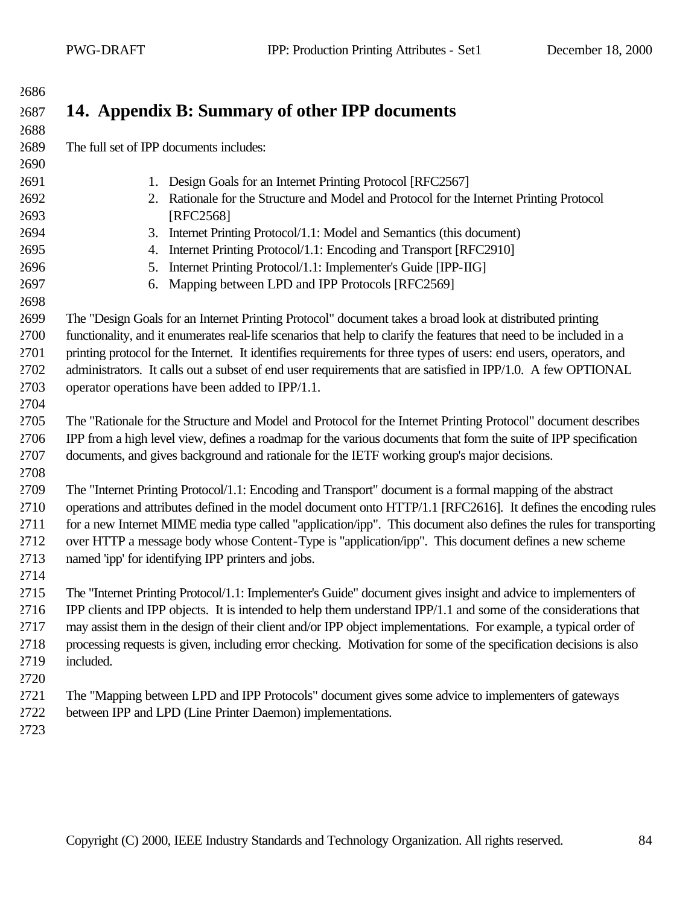# 14. Appendix B: Summary of other IPP documents

The full set of IPP documents includes:

1. Design Goals for an Internet Printing Protocol [RFC2567]
2. Rationale for the Structure and Model and Protocol for the Internet Printing Protocol [RFC2568]
3. Internet Printing Protocol/1.1: Model and Semantics (this document)
4. Internet Printing Protocol/1.1: Encoding and Transport [RFC2910]
5. Internet Printing Protocol/1.1: Implementer's Guide [IPP-IIG]
6. Mapping between LPD and IPP Protocols [RFC2569]

The "Design Goals for an Internet Printing Protocol" document takes a broad look at distributed printing functionality, and it enumerates real-life scenarios that help to clarify the features that need to be included in a printing protocol for the Internet. It identifies requirements for three types of users: end users, operators, and administrators. It calls out a subset of end user requirements that are satisfied in IPP/1.0. A few OPTIONAL operator operations have been added to IPP/1.1.

The "Rationale for the Structure and Model and Protocol for the Internet Printing Protocol" document describes IPP from a high level view, defines a roadmap for the various documents that form the suite of IPP specification documents, and gives background and rationale for the IETF working group's major decisions.

The "Internet Printing Protocol/1.1: Encoding and Transport" document is a formal mapping of the abstract operations and attributes defined in the model document onto HTTP/1.1 [RFC2616]. It defines the encoding rules for a new Internet MIME media type called "application/ipp". This document also defines the rules for transporting over HTTP a message body whose Content-Type is "application/ipp". This document defines a new scheme named 'ipp' for identifying IPP printers and jobs.

The "Internet Printing Protocol/1.1: Implementer's Guide" document gives insight and advice to implementers of IPP clients and IPP objects. It is intended to help them understand IPP/1.1 and some of the considerations that may assist them in the design of their client and/or IPP object implementations. For example, a typical order of processing requests is given, including error checking. Motivation for some of the specification decisions is also included.

The "Mapping between LPD and IPP Protocols" document gives some advice to implementers of gateways between IPP and LPD (Line Printer Daemon) implementations.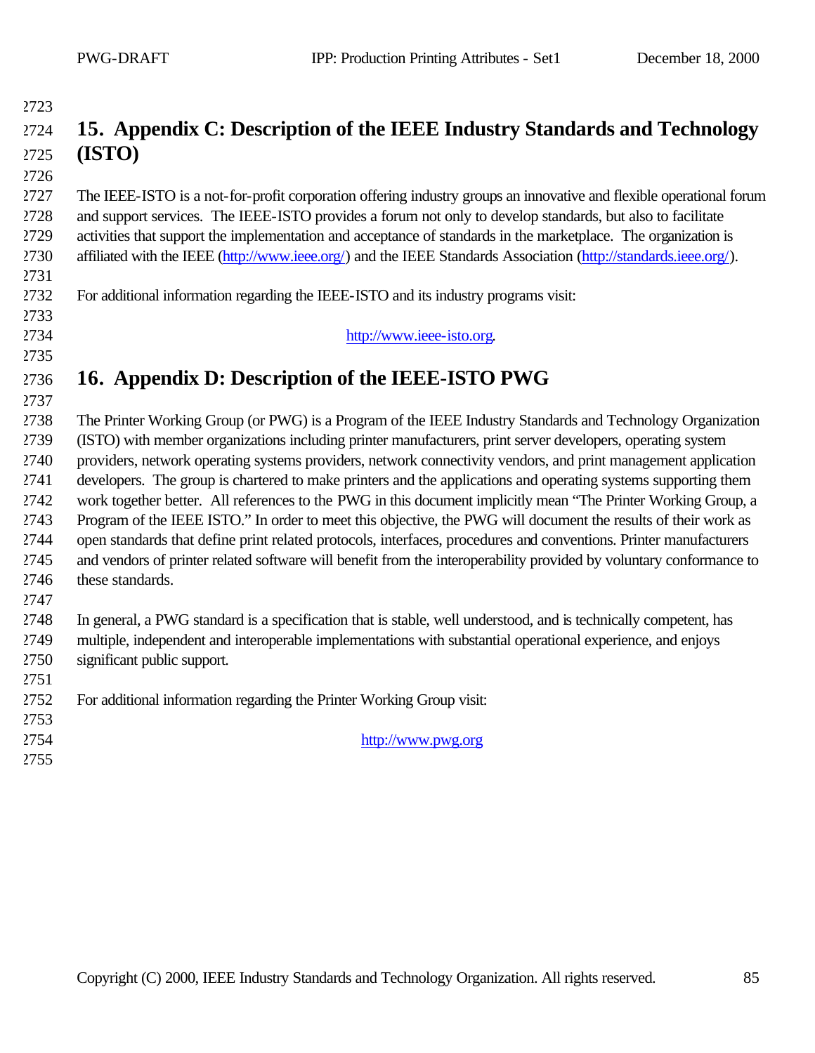# 15. Appendix C: Description of the IEEE Industry Standards and Technology (ISTO)

The IEEE-ISTO is a not-for-profit corporation offering industry groups an innovative and flexible operational forum and support services. The IEEE-ISTO provides a forum not only to develop standards, but also to facilitate activities that support the implementation and acceptance of standards in the marketplace. The organization is affiliated with the IEEE (http://www.ieee.org/) and the IEEE Standards Association (http://standards.ieee.org/).

For additional information regarding the IEEE-ISTO and its industry programs visit:

http://www.ieee-isto.org.

# 16. Appendix D: Description of the IEEE-ISTO PWG

The Printer Working Group (or PWG) is a Program of the IEEE Industry Standards and Technology Organization (ISTO) with member organizations including printer manufacturers, print server developers, operating system providers, network operating systems providers, network connectivity vendors, and print management application developers. The group is chartered to make printers and the applications and operating systems supporting them work together better. All references to the PWG in this document implicitly mean "The Printer Working Group, a Program of the IEEE ISTO." In order to meet this objective, the PWG will document the results of their work as open standards that define print related protocols, interfaces, procedures and conventions. Printer manufacturers and vendors of printer related software will benefit from the interoperability provided by voluntary conformance to these standards.

In general, a PWG standard is a specification that is stable, well understood, and is technically competent, has multiple, independent and interoperable implementations with substantial operational experience, and enjoys significant public support.

For additional information regarding the Printer Working Group visit:

http://www.pwg.org